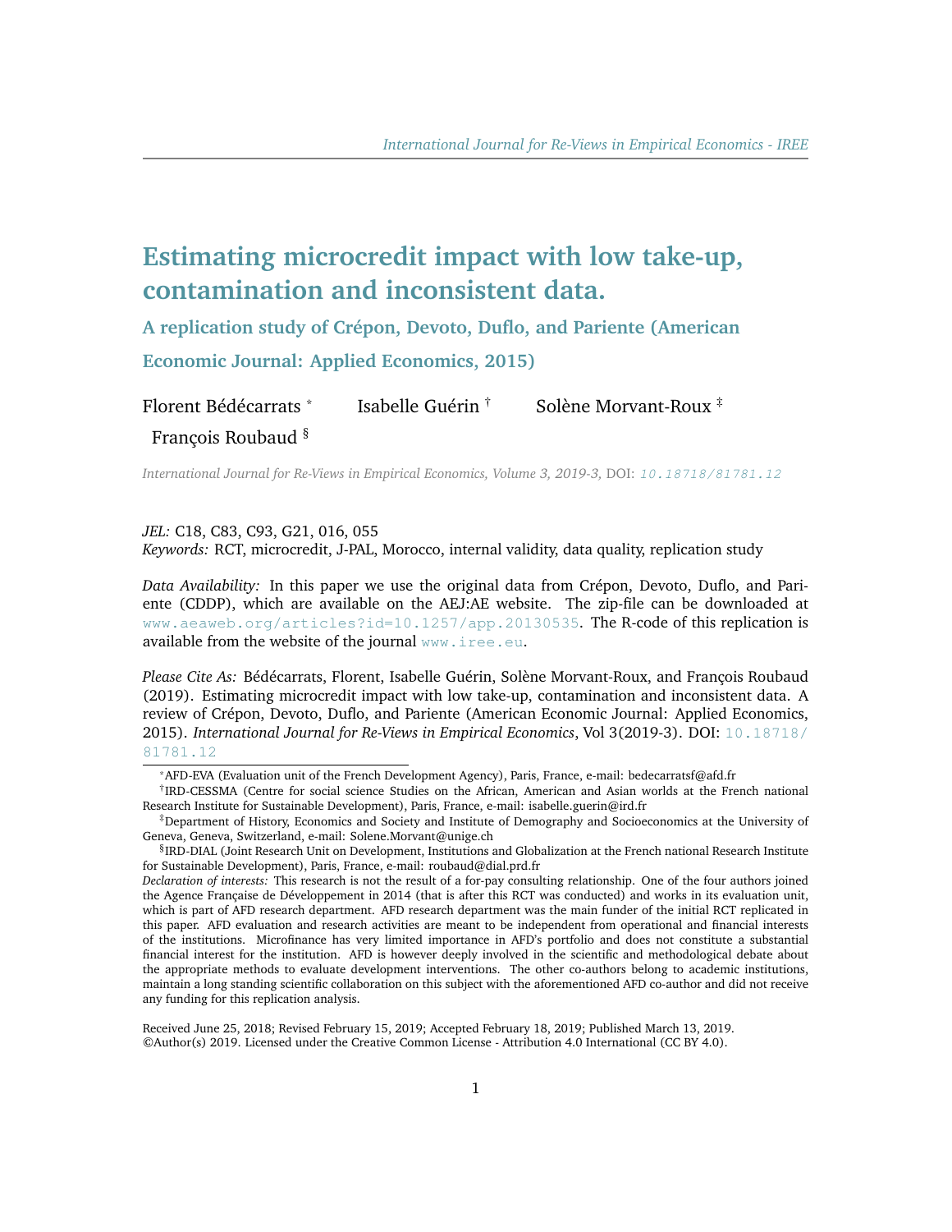# Estimating microcredit impact with low take-up, contamination and inconsistent data.

## A replication study of Crépon, Devoto, Duflo, and Pariente (American Economic Journal: Applied Economics, 2015)

Florent Bédécarrats [*] Isabelle Guérin [†] Solène Morvant-Roux [‡] François Roubaud [§]

*International Journal for Re-Views in Empirical Economics, Volume 3, 2019-3,* DOI: 10.18718/81781.12

*JEL:* C18, C83, C93, G21, 016, 055
*Keywords:* RCT, microcredit, J-PAL, Morocco, internal validity, data quality, replication study

*Data Availability:* In this paper we use the original data from Crépon, Devoto, Duflo, and Pariente (CDDP), which are available on the AEJ:AE website. The zip-file can be downloaded at www.aeaweb.org/articles?id=10.1257/app.20130535. The R-code of this replication is available from the website of the journal www.iree.eu.

*Please Cite As:* Bédécarrats, Florent, Isabelle Guérin, Solène Morvant-Roux, and François Roubaud (2019). Estimating microcredit impact with low take-up, contamination and inconsistent data. A review of Crépon, Devoto, Duflo, and Pariente (American Economic Journal: Applied Economics, 2015). *International Journal for Re-Views in Empirical Economics*, Vol 3(2019-3). DOI: 10.18718/81781.12

[*] AFD-EVA (Evaluation unit of the French Development Agency), Paris, France, e-mail: bedecarratsf@afd.fr

[†] IRD-CESSMA (Centre for social science Studies on the African, American and Asian worlds at the French national Research Institute for Sustainable Development), Paris, France, e-mail: isabelle.guerin@ird.fr

[‡] Department of History, Economics and Society and Institute of Demography and Socioeconomics at the University of Geneva, Geneva, Switzerland, e-mail: Solene.Morvant@unige.ch

[§] IRD-DIAL (Joint Research Unit on Development, Institutions and Globalization at the French national Research Institute for Sustainable Development), Paris, France, e-mail: roubaud@dial.prd.fr

*Declaration of interests:* This research is not the result of a for-pay consulting relationship. One of the four authors joined the Agence Française de Développement in 2014 (that is after this RCT was conducted) and works in its evaluation unit, which is part of AFD research department. AFD research department was the main funder of the initial RCT replicated in this paper. AFD evaluation and research activities are meant to be independent from operational and financial interests of the institutions. Microfinance has very limited importance in AFD's portfolio and does not constitute a substantial financial interest for the institution. AFD is however deeply involved in the scientific and methodological debate about the appropriate methods to evaluate development interventions. The other co-authors belong to academic institutions, maintain a long standing scientific collaboration on this subject with the aforementioned AFD co-author and did not receive any funding for this replication analysis.

Received June 25, 2018; Revised February 15, 2019; Accepted February 18, 2019; Published March 13, 2019.
©Author(s) 2019. Licensed under the Creative Common License - Attribution 4.0 International (CC BY 4.0).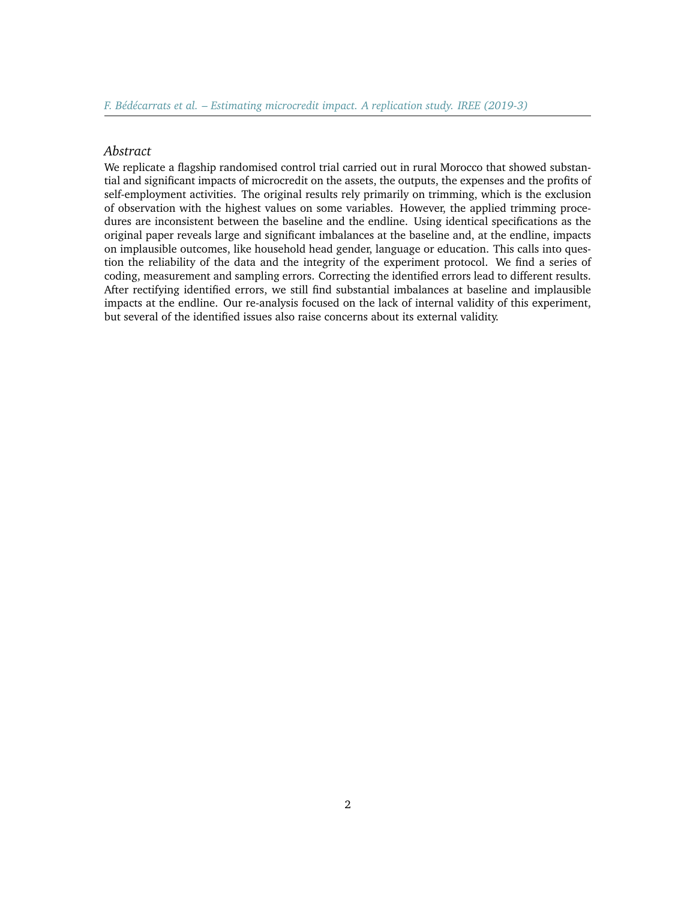*Abstract*

We replicate a flagship randomised control trial carried out in rural Morocco that showed substantial and significant impacts of microcredit on the assets, the outputs, the expenses and the profits of self-employment activities. The original results rely primarily on trimming, which is the exclusion of observation with the highest values on some variables. However, the applied trimming procedures are inconsistent between the baseline and the endline. Using identical specifications as the original paper reveals large and significant imbalances at the baseline and, at the endline, impacts on implausible outcomes, like household head gender, language or education. This calls into question the reliability of the data and the integrity of the experiment protocol. We find a series of coding, measurement and sampling errors. Correcting the identified errors lead to different results. After rectifying identified errors, we still find substantial imbalances at baseline and implausible impacts at the endline. Our re-analysis focused on the lack of internal validity of this experiment, but several of the identified issues also raise concerns about its external validity.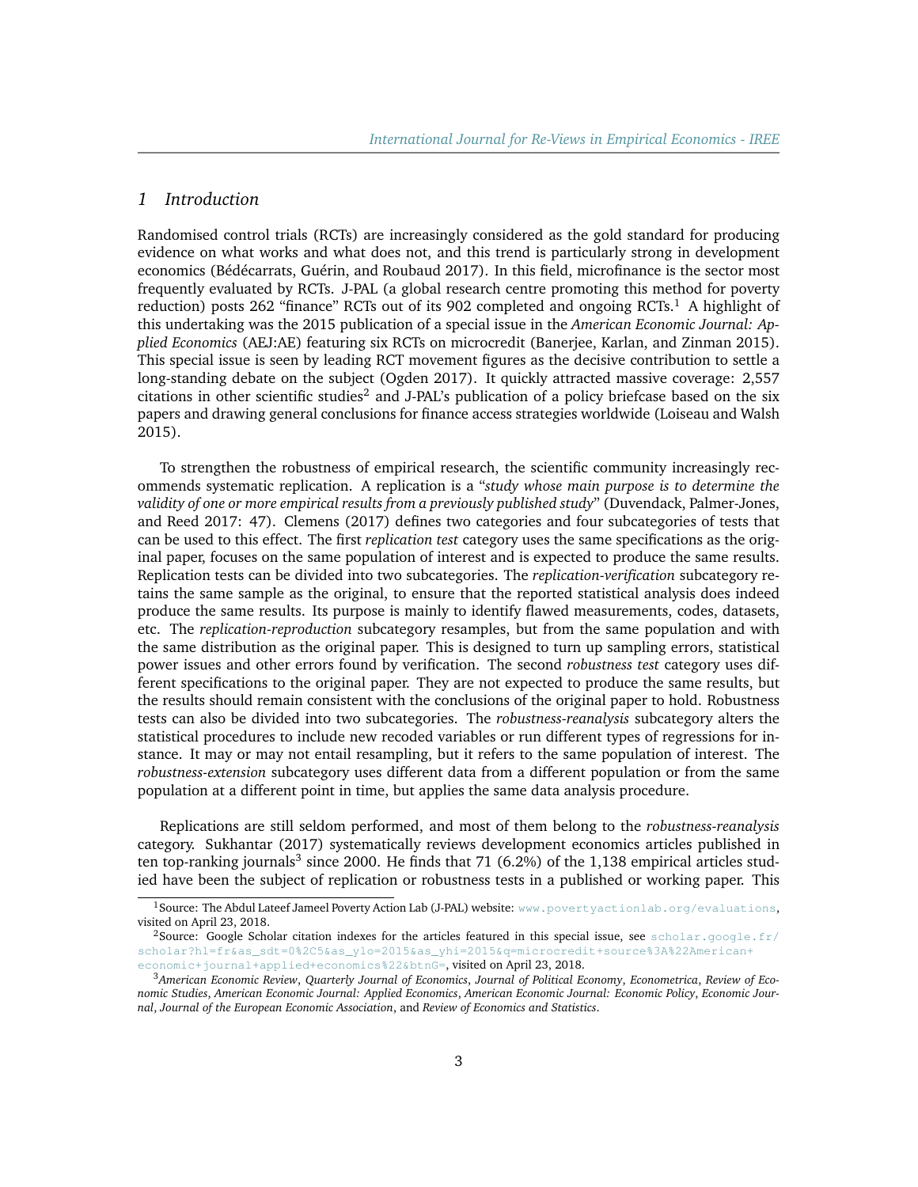## 1 Introduction

Randomised control trials (RCTs) are increasingly considered as the gold standard for producing evidence on what works and what does not, and this trend is particularly strong in development economics (Bédécarrats, Guérin, and Roubaud 2017). In this field, microfinance is the sector most frequently evaluated by RCTs. J-PAL (a global research centre promoting this method for poverty reduction) posts 262 "finance" RCTs out of its 902 completed and ongoing RCTs.[1] A highlight of this undertaking was the 2015 publication of a special issue in the *American Economic Journal: Applied Economics* (AEJ:AE) featuring six RCTs on microcredit (Banerjee, Karlan, and Zinman 2015). This special issue is seen by leading RCT movement figures as the decisive contribution to settle a long-standing debate on the subject (Ogden 2017). It quickly attracted massive coverage: 2,557 citations in other scientific studies[2] and J-PAL's publication of a policy briefcase based on the six papers and drawing general conclusions for finance access strategies worldwide (Loiseau and Walsh 2015).

To strengthen the robustness of empirical research, the scientific community increasingly recommends systematic replication. A replication is a "*study whose main purpose is to determine the validity of one or more empirical results from a previously published study*" (Duvendack, Palmer-Jones, and Reed 2017: 47). Clemens (2017) defines two categories and four subcategories of tests that can be used to this effect. The first *replication test* category uses the same specifications as the original paper, focuses on the same population of interest and is expected to produce the same results. Replication tests can be divided into two subcategories. The *replication-verification* subcategory retains the same sample as the original, to ensure that the reported statistical analysis does indeed produce the same results. Its purpose is mainly to identify flawed measurements, codes, datasets, etc. The *replication-reproduction* subcategory resamples, but from the same population and with the same distribution as the original paper. This is designed to turn up sampling errors, statistical power issues and other errors found by verification. The second *robustness test* category uses different specifications to the original paper. They are not expected to produce the same results, but the results should remain consistent with the conclusions of the original paper to hold. Robustness tests can also be divided into two subcategories. The *robustness-reanalysis* subcategory alters the statistical procedures to include new recoded variables or run different types of regressions for instance. It may or may not entail resampling, but it refers to the same population of interest. The *robustness-extension* subcategory uses different data from a different population or from the same population at a different point in time, but applies the same data analysis procedure.

Replications are still seldom performed, and most of them belong to the *robustness-reanalysis* category. Sukhantar (2017) systematically reviews development economics articles published in ten top-ranking journals[3] since 2000. He finds that 71 (6.2%) of the 1,138 empirical articles studied have been the subject of replication or robustness tests in a published or working paper. This

---

[1] Source: The Abdul Lateef Jameel Poverty Action Lab (J-PAL) website: www.povertyactionlab.org/evaluations, visited on April 23, 2018.

[2] Source: Google Scholar citation indexes for the articles featured in this special issue, see scholar.google.fr/scholar?hl=fr&as_sdt=0%2C5&as_ylo=2015&as_yhi=2015&q=microcredit+source%3A%22American+economic+journal+applied+economics%22&btnG=, visited on April 23, 2018.

[3] *American Economic Review*, *Quarterly Journal of Economics*, *Journal of Political Economy*, *Econometrica*, *Review of Economic Studies*, *American Economic Journal: Applied Economics*, *American Economic Journal: Economic Policy*, *Economic Journal*, *Journal of the European Economic Association*, and *Review of Economics and Statistics*.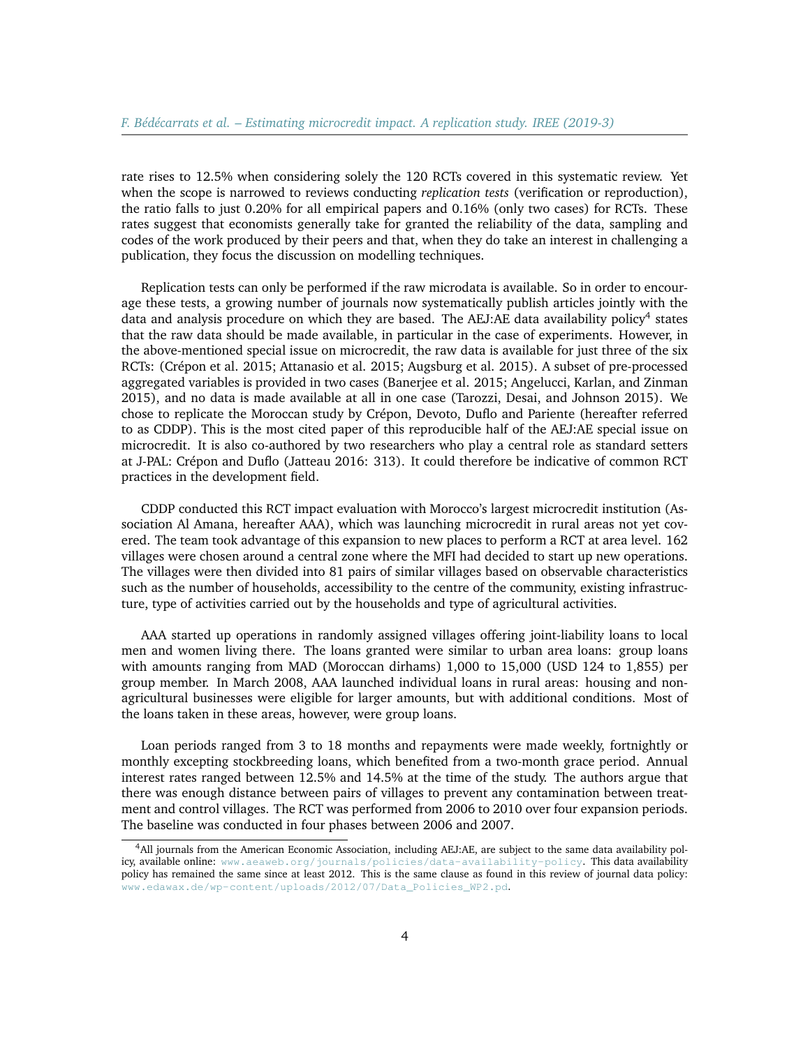rate rises to 12.5% when considering solely the 120 RCTs covered in this systematic review. Yet when the scope is narrowed to reviews conducting *replication tests* (verification or reproduction), the ratio falls to just 0.20% for all empirical papers and 0.16% (only two cases) for RCTs. These rates suggest that economists generally take for granted the reliability of the data, sampling and codes of the work produced by their peers and that, when they do take an interest in challenging a publication, they focus the discussion on modelling techniques.

Replication tests can only be performed if the raw microdata is available. So in order to encourage these tests, a growing number of journals now systematically publish articles jointly with the data and analysis procedure on which they are based. The AEJ:AE data availability policy[4] states that the raw data should be made available, in particular in the case of experiments. However, in the above-mentioned special issue on microcredit, the raw data is available for just three of the six RCTs: (Crépon et al. 2015; Attanasio et al. 2015; Augsburg et al. 2015). A subset of pre-processed aggregated variables is provided in two cases (Banerjee et al. 2015; Angelucci, Karlan, and Zinman 2015), and no data is made available at all in one case (Tarozzi, Desai, and Johnson 2015). We chose to replicate the Moroccan study by Crépon, Devoto, Duflo and Pariente (hereafter referred to as CDDP). This is the most cited paper of this reproducible half of the AEJ:AE special issue on microcredit. It is also co-authored by two researchers who play a central role as standard setters at J-PAL: Crépon and Duflo (Jatteau 2016: 313). It could therefore be indicative of common RCT practices in the development field.

CDDP conducted this RCT impact evaluation with Morocco's largest microcredit institution (Association Al Amana, hereafter AAA), which was launching microcredit in rural areas not yet covered. The team took advantage of this expansion to new places to perform a RCT at area level. 162 villages were chosen around a central zone where the MFI had decided to start up new operations. The villages were then divided into 81 pairs of similar villages based on observable characteristics such as the number of households, accessibility to the centre of the community, existing infrastructure, type of activities carried out by the households and type of agricultural activities.

AAA started up operations in randomly assigned villages offering joint-liability loans to local men and women living there. The loans granted were similar to urban area loans: group loans with amounts ranging from MAD (Moroccan dirhams) 1,000 to 15,000 (USD 124 to 1,855) per group member. In March 2008, AAA launched individual loans in rural areas: housing and non-agricultural businesses were eligible for larger amounts, but with additional conditions. Most of the loans taken in these areas, however, were group loans.

Loan periods ranged from 3 to 18 months and repayments were made weekly, fortnightly or monthly excepting stockbreeding loans, which benefited from a two-month grace period. Annual interest rates ranged between 12.5% and 14.5% at the time of the study. The authors argue that there was enough distance between pairs of villages to prevent any contamination between treatment and control villages. The RCT was performed from 2006 to 2010 over four expansion periods. The baseline was conducted in four phases between 2006 and 2007.

[4] All journals from the American Economic Association, including AEJ:AE, are subject to the same data availability policy, available online: www.aeaweb.org/journals/policies/data-availability-policy. This data availability policy has remained the same since at least 2012. This is the same clause as found in this review of journal data policy: www.edawax.de/wp-content/uploads/2012/07/Data_Policies_WP2.pd.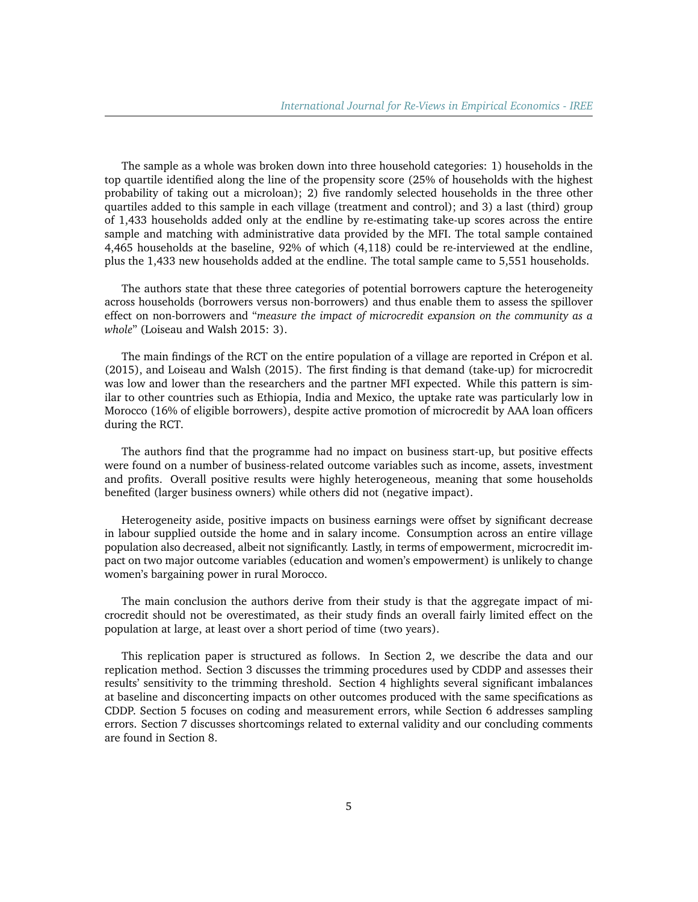The sample as a whole was broken down into three household categories: 1) households in the top quartile identified along the line of the propensity score (25% of households with the highest probability of taking out a microloan); 2) five randomly selected households in the three other quartiles added to this sample in each village (treatment and control); and 3) a last (third) group of 1,433 households added only at the endline by re-estimating take-up scores across the entire sample and matching with administrative data provided by the MFI. The total sample contained 4,465 households at the baseline, 92% of which (4,118) could be re-interviewed at the endline, plus the 1,433 new households added at the endline. The total sample came to 5,551 households.

The authors state that these three categories of potential borrowers capture the heterogeneity across households (borrowers versus non-borrowers) and thus enable them to assess the spillover effect on non-borrowers and "*measure the impact of microcredit expansion on the community as a whole*" (Loiseau and Walsh 2015: 3).

The main findings of the RCT on the entire population of a village are reported in Crépon et al. (2015), and Loiseau and Walsh (2015). The first finding is that demand (take-up) for microcredit was low and lower than the researchers and the partner MFI expected. While this pattern is similar to other countries such as Ethiopia, India and Mexico, the uptake rate was particularly low in Morocco (16% of eligible borrowers), despite active promotion of microcredit by AAA loan officers during the RCT.

The authors find that the programme had no impact on business start-up, but positive effects were found on a number of business-related outcome variables such as income, assets, investment and profits. Overall positive results were highly heterogeneous, meaning that some households benefited (larger business owners) while others did not (negative impact).

Heterogeneity aside, positive impacts on business earnings were offset by significant decrease in labour supplied outside the home and in salary income. Consumption across an entire village population also decreased, albeit not significantly. Lastly, in terms of empowerment, microcredit impact on two major outcome variables (education and women's empowerment) is unlikely to change women's bargaining power in rural Morocco.

The main conclusion the authors derive from their study is that the aggregate impact of microcredit should not be overestimated, as their study finds an overall fairly limited effect on the population at large, at least over a short period of time (two years).

This replication paper is structured as follows. In Section 2, we describe the data and our replication method. Section 3 discusses the trimming procedures used by CDDP and assesses their results' sensitivity to the trimming threshold. Section 4 highlights several significant imbalances at baseline and disconcerting impacts on other outcomes produced with the same specifications as CDDP. Section 5 focuses on coding and measurement errors, while Section 6 addresses sampling errors. Section 7 discusses shortcomings related to external validity and our concluding comments are found in Section 8.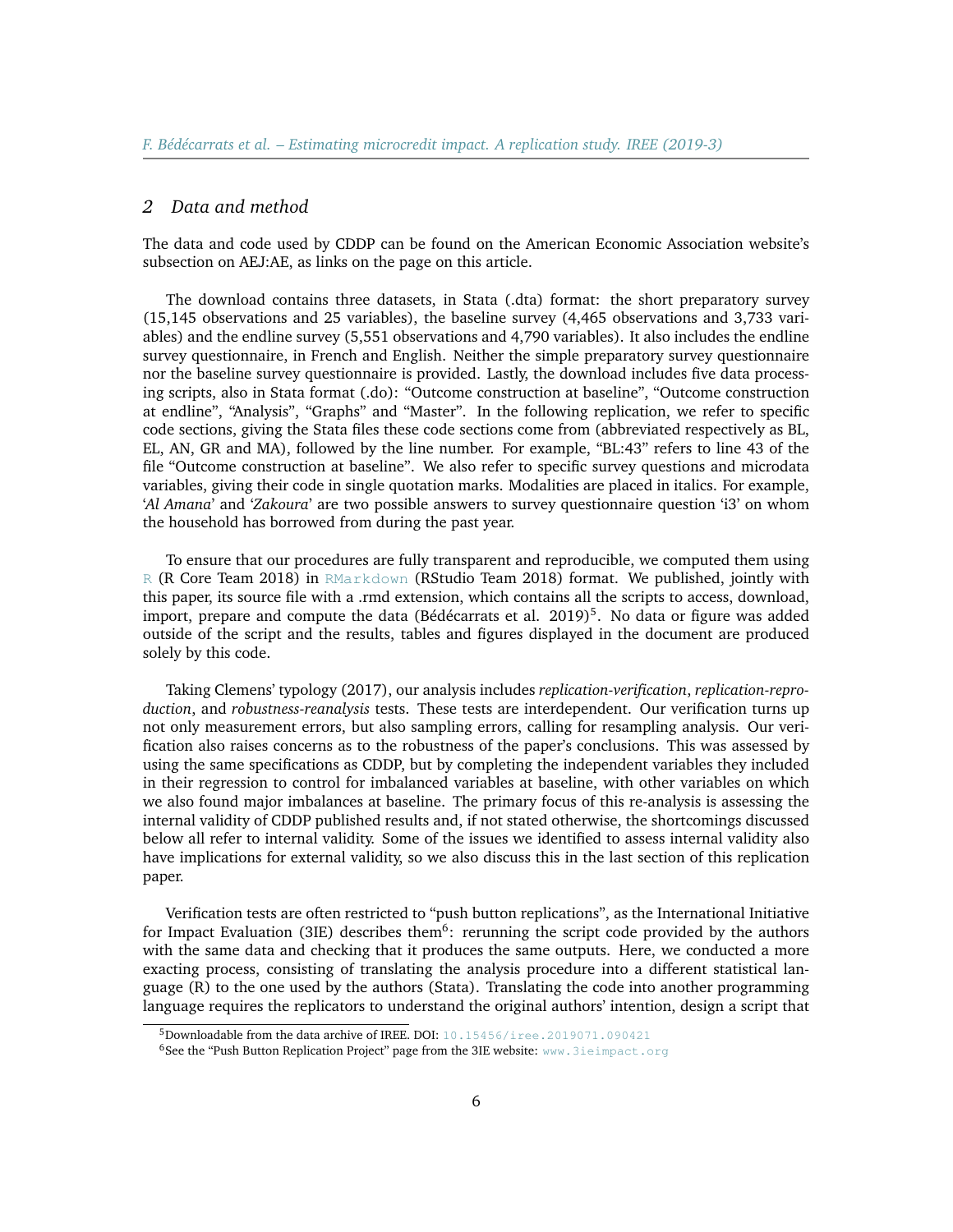## 2 Data and method

The data and code used by CDDP can be found on the American Economic Association website's subsection on AEJ:AE, as links on the page on this article.

The download contains three datasets, in Stata (.dta) format: the short preparatory survey (15,145 observations and 25 variables), the baseline survey (4,465 observations and 3,733 variables) and the endline survey (5,551 observations and 4,790 variables). It also includes the endline survey questionnaire, in French and English. Neither the simple preparatory survey questionnaire nor the baseline survey questionnaire is provided. Lastly, the download includes five data processing scripts, also in Stata format (.do): "Outcome construction at baseline", "Outcome construction at endline", "Analysis", "Graphs" and "Master". In the following replication, we refer to specific code sections, giving the Stata files these code sections come from (abbreviated respectively as BL, EL, AN, GR and MA), followed by the line number. For example, "BL:43" refers to line 43 of the file "Outcome construction at baseline". We also refer to specific survey questions and microdata variables, giving their code in single quotation marks. Modalities are placed in italics. For example, '*Al Amana*' and '*Zakoura*' are two possible answers to survey questionnaire question 'i3' on whom the household has borrowed from during the past year.

To ensure that our procedures are fully transparent and reproducible, we computed them using R (R Core Team 2018) in RMarkdown (RStudio Team 2018) format. We published, jointly with this paper, its source file with a .rmd extension, which contains all the scripts to access, download, import, prepare and compute the data (Bédécarrats et al. 2019)[5]. No data or figure was added outside of the script and the results, tables and figures displayed in the document are produced solely by this code.

Taking Clemens' typology (2017), our analysis includes *replication-verification*, *replication-reproduction*, and *robustness-reanalysis* tests. These tests are interdependent. Our verification turns up not only measurement errors, but also sampling errors, calling for resampling analysis. Our verification also raises concerns as to the robustness of the paper's conclusions. This was assessed by using the same specifications as CDDP, but by completing the independent variables they included in their regression to control for imbalanced variables at baseline, with other variables on which we also found major imbalances at baseline. The primary focus of this re-analysis is assessing the internal validity of CDDP published results and, if not stated otherwise, the shortcomings discussed below all refer to internal validity. Some of the issues we identified to assess internal validity also have implications for external validity, so we also discuss this in the last section of this replication paper.

Verification tests are often restricted to "push button replications", as the International Initiative for Impact Evaluation (3IE) describes them[6]: rerunning the script code provided by the authors with the same data and checking that it produces the same outputs. Here, we conducted a more exacting process, consisting of translating the analysis procedure into a different statistical language (R) to the one used by the authors (Stata). Translating the code into another programming language requires the replicators to understand the original authors' intention, design a script that

[5] Downloadable from the data archive of IREE. DOI: 10.15456/iree.2019071.090421

[6] See the "Push Button Replication Project" page from the 3IE website: www.3ieimpact.org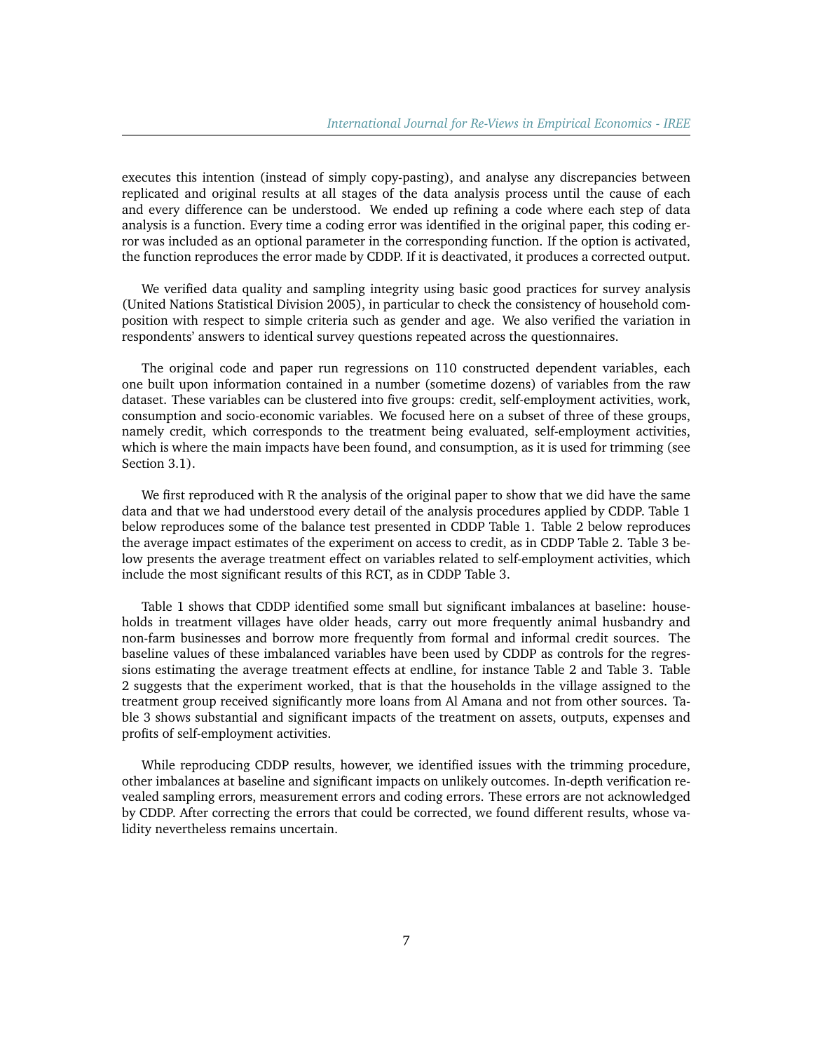executes this intention (instead of simply copy-pasting), and analyse any discrepancies between replicated and original results at all stages of the data analysis process until the cause of each and every difference can be understood. We ended up refining a code where each step of data analysis is a function. Every time a coding error was identified in the original paper, this coding error was included as an optional parameter in the corresponding function. If the option is activated, the function reproduces the error made by CDDP. If it is deactivated, it produces a corrected output.

We verified data quality and sampling integrity using basic good practices for survey analysis (United Nations Statistical Division 2005), in particular to check the consistency of household composition with respect to simple criteria such as gender and age. We also verified the variation in respondents' answers to identical survey questions repeated across the questionnaires.

The original code and paper run regressions on 110 constructed dependent variables, each one built upon information contained in a number (sometime dozens) of variables from the raw dataset. These variables can be clustered into five groups: credit, self-employment activities, work, consumption and socio-economic variables. We focused here on a subset of three of these groups, namely credit, which corresponds to the treatment being evaluated, self-employment activities, which is where the main impacts have been found, and consumption, as it is used for trimming (see Section 3.1).

We first reproduced with R the analysis of the original paper to show that we did have the same data and that we had understood every detail of the analysis procedures applied by CDDP. Table 1 below reproduces some of the balance test presented in CDDP Table 1. Table 2 below reproduces the average impact estimates of the experiment on access to credit, as in CDDP Table 2. Table 3 below presents the average treatment effect on variables related to self-employment activities, which include the most significant results of this RCT, as in CDDP Table 3.

Table 1 shows that CDDP identified some small but significant imbalances at baseline: households in treatment villages have older heads, carry out more frequently animal husbandry and non-farm businesses and borrow more frequently from formal and informal credit sources. The baseline values of these imbalanced variables have been used by CDDP as controls for the regressions estimating the average treatment effects at endline, for instance Table 2 and Table 3. Table 2 suggests that the experiment worked, that is that the households in the village assigned to the treatment group received significantly more loans from Al Amana and not from other sources. Table 3 shows substantial and significant impacts of the treatment on assets, outputs, expenses and profits of self-employment activities.

While reproducing CDDP results, however, we identified issues with the trimming procedure, other imbalances at baseline and significant impacts on unlikely outcomes. In-depth verification revealed sampling errors, measurement errors and coding errors. These errors are not acknowledged by CDDP. After correcting the errors that could be corrected, we found different results, whose validity nevertheless remains uncertain.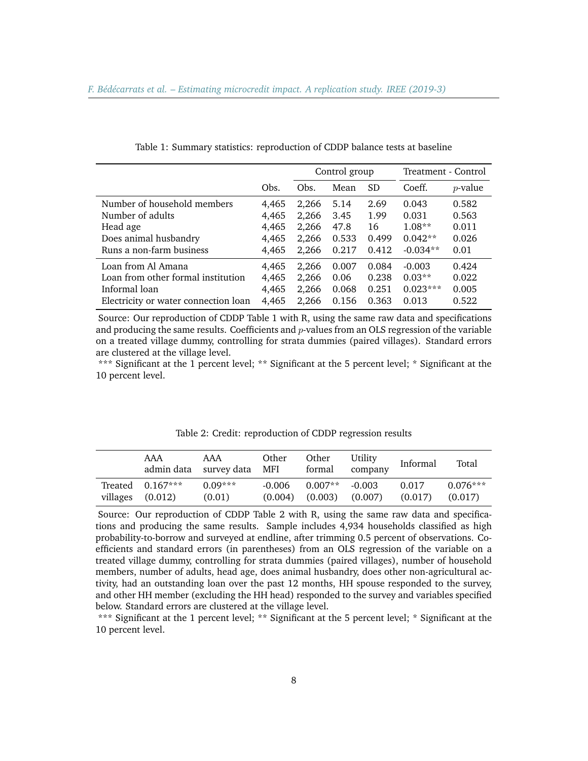Table 1: Summary statistics: reproduction of CDDP balance tests at baseline

| | | Control group | | | Treatment - Control | |
|---|---|---|---|---|---|---|
| | Obs. | Obs. | Mean | SD | Coeff. | $p$-value |
| Number of household members | 4,465 | 2,266 | 5.14 | 2.69 | 0.043 | 0.582 |
| Number of adults | 4,465 | 2,266 | 3.45 | 1.99 | 0.031 | 0.563 |
| Head age | 4,465 | 2,266 | 47.8 | 16 | 1.08** | 0.011 |
| Does animal husbandry | 4,465 | 2,266 | 0.533 | 0.499 | 0.042** | 0.026 |
| Runs a non-farm business | 4,465 | 2,266 | 0.217 | 0.412 | -0.034** | 0.01 |
| Loan from Al Amana | 4,465 | 2,266 | 0.007 | 0.084 | -0.003 | 0.424 |
| Loan from other formal institution | 4,465 | 2,266 | 0.06 | 0.238 | 0.03** | 0.022 |
| Informal loan | 4,465 | 2,266 | 0.068 | 0.251 | 0.023*** | 0.005 |
| Electricity or water connection loan | 4,465 | 2,266 | 0.156 | 0.363 | 0.013 | 0.522 |

Source: Our reproduction of CDDP Table 1 with R, using the same raw data and specifications and producing the same results. Coefficients and $p$-values from an OLS regression of the variable on a treated village dummy, controlling for strata dummies (paired villages). Standard errors are clustered at the village level.

*** Significant at the 1 percent level; ** Significant at the 5 percent level; * Significant at the 10 percent level.

Table 2: Credit: reproduction of CDDP regression results

| | AAA admin data | AAA survey data | Other MFI | Other formal | Utility company | Informal | Total |
|---|---|---|---|---|---|---|---|
| Treated villages | 0.167*** (0.012) | 0.09*** (0.01) | -0.006 (0.004) | 0.007** (0.003) | -0.003 (0.007) | 0.017 (0.017) | 0.076*** (0.017) |

Source: Our reproduction of CDDP Table 2 with R, using the same raw data and specifications and producing the same results. Sample includes 4,934 households classified as high probability-to-borrow and surveyed at endline, after trimming 0.5 percent of observations. Coefficients and standard errors (in parentheses) from an OLS regression of the variable on a treated village dummy, controlling for strata dummies (paired villages), number of household members, number of adults, head age, does animal husbandry, does other non-agricultural activity, had an outstanding loan over the past 12 months, HH spouse responded to the survey, and other HH member (excluding the HH head) responded to the survey and variables specified below. Standard errors are clustered at the village level.

*** Significant at the 1 percent level; ** Significant at the 5 percent level; * Significant at the 10 percent level.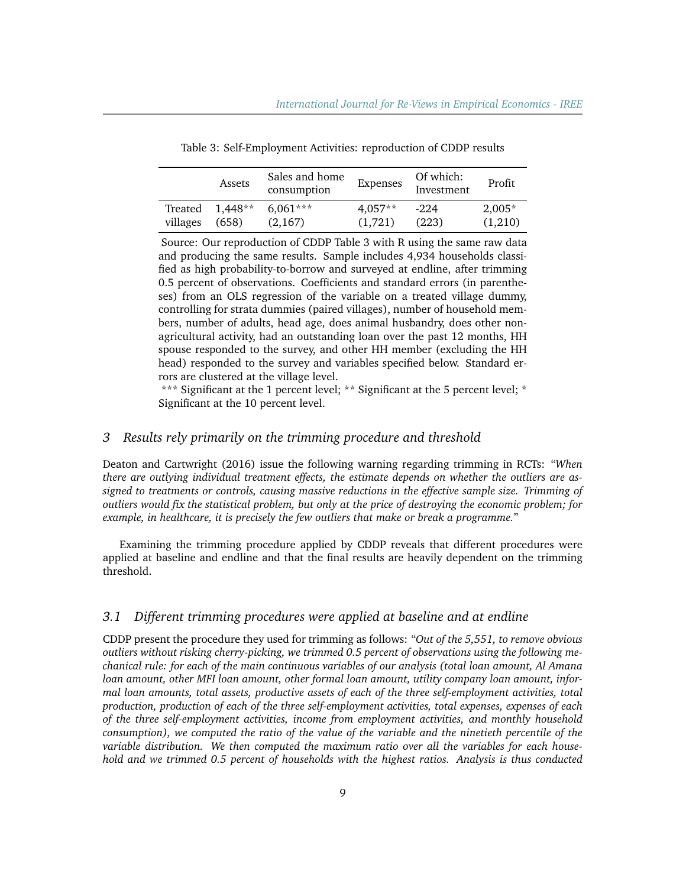Table 3: Self-Employment Activities: reproduction of CDDP results

| | Assets | Sales and home consumption | Expenses | Of which: Investment | Profit |
|---|---|---|---|---|---|
| Treated villages | 1,448** (658) | 6,061*** (2,167) | 4,057** (1,721) | -224 (223) | 2,005* (1,210) |

Source: Our reproduction of CDDP Table 3 with R using the same raw data and producing the same results. Sample includes 4,934 households classified as high probability-to-borrow and surveyed at endline, after trimming 0.5 percent of observations. Coefficients and standard errors (in parentheses) from an OLS regression of the variable on a treated village dummy, controlling for strata dummies (paired villages), number of household members, number of adults, head age, does animal husbandry, does other non-agricultural activity, had an outstanding loan over the past 12 months, HH spouse responded to the survey, and other HH member (excluding the HH head) responded to the survey and variables specified below. Standard errors are clustered at the village level.

*** Significant at the 1 percent level; ** Significant at the 5 percent level; * Significant at the 10 percent level.

## 3 Results rely primarily on the trimming procedure and threshold

Deaton and Cartwright (2016) issue the following warning regarding trimming in RCTs: "*When there are outlying individual treatment effects, the estimate depends on whether the outliers are assigned to treatments or controls, causing massive reductions in the effective sample size. Trimming of outliers would fix the statistical problem, but only at the price of destroying the economic problem; for example, in healthcare, it is precisely the few outliers that make or break a programme.*"

Examining the trimming procedure applied by CDDP reveals that different procedures were applied at baseline and endline and that the final results are heavily dependent on the trimming threshold.

### 3.1 Different trimming procedures were applied at baseline and at endline

CDDP present the procedure they used for trimming as follows: "*Out of the 5,551, to remove obvious outliers without risking cherry-picking, we trimmed 0.5 percent of observations using the following mechanical rule: for each of the main continuous variables of our analysis (total loan amount, Al Amana loan amount, other MFI loan amount, other formal loan amount, utility company loan amount, informal loan amounts, total assets, productive assets of each of the three self-employment activities, total production, production of each of the three self-employment activities, total expenses, expenses of each of the three self-employment activities, income from employment activities, and monthly household consumption), we computed the ratio of the value of the variable and the ninetieth percentile of the variable distribution. We then computed the maximum ratio over all the variables for each household and we trimmed 0.5 percent of households with the highest ratios. Analysis is thus conducted*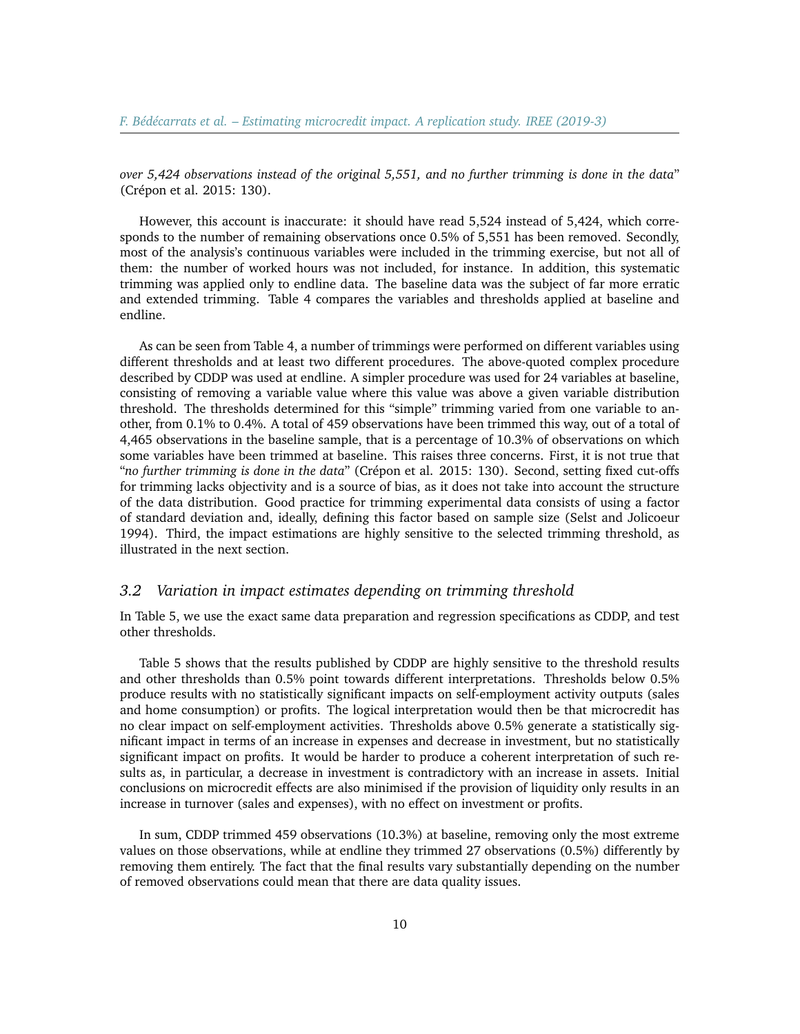*over 5,424 observations instead of the original 5,551, and no further trimming is done in the data*" (Crépon et al. 2015: 130).

However, this account is inaccurate: it should have read 5,524 instead of 5,424, which corresponds to the number of remaining observations once 0.5% of 5,551 has been removed. Secondly, most of the analysis's continuous variables were included in the trimming exercise, but not all of them: the number of worked hours was not included, for instance. In addition, this systematic trimming was applied only to endline data. The baseline data was the subject of far more erratic and extended trimming. Table 4 compares the variables and thresholds applied at baseline and endline.

As can be seen from Table 4, a number of trimmings were performed on different variables using different thresholds and at least two different procedures. The above-quoted complex procedure described by CDDP was used at endline. A simpler procedure was used for 24 variables at baseline, consisting of removing a variable value where this value was above a given variable distribution threshold. The thresholds determined for this "simple" trimming varied from one variable to another, from 0.1% to 0.4%. A total of 459 observations have been trimmed this way, out of a total of 4,465 observations in the baseline sample, that is a percentage of 10.3% of observations on which some variables have been trimmed at baseline. This raises three concerns. First, it is not true that "*no further trimming is done in the data*" (Crépon et al. 2015: 130). Second, setting fixed cut-offs for trimming lacks objectivity and is a source of bias, as it does not take into account the structure of the data distribution. Good practice for trimming experimental data consists of using a factor of standard deviation and, ideally, defining this factor based on sample size (Selst and Jolicoeur 1994). Third, the impact estimations are highly sensitive to the selected trimming threshold, as illustrated in the next section.

### 3.2 *Variation in impact estimates depending on trimming threshold*

In Table 5, we use the exact same data preparation and regression specifications as CDDP, and test other thresholds.

Table 5 shows that the results published by CDDP are highly sensitive to the threshold results and other thresholds than 0.5% point towards different interpretations. Thresholds below 0.5% produce results with no statistically significant impacts on self-employment activity outputs (sales and home consumption) or profits. The logical interpretation would then be that microcredit has no clear impact on self-employment activities. Thresholds above 0.5% generate a statistically significant impact in terms of an increase in expenses and decrease in investment, but no statistically significant impact on profits. It would be harder to produce a coherent interpretation of such results as, in particular, a decrease in investment is contradictory with an increase in assets. Initial conclusions on microcredit effects are also minimised if the provision of liquidity only results in an increase in turnover (sales and expenses), with no effect on investment or profits.

In sum, CDDP trimmed 459 observations (10.3%) at baseline, removing only the most extreme values on those observations, while at endline they trimmed 27 observations (0.5%) differently by removing them entirely. The fact that the final results vary substantially depending on the number of removed observations could mean that there are data quality issues.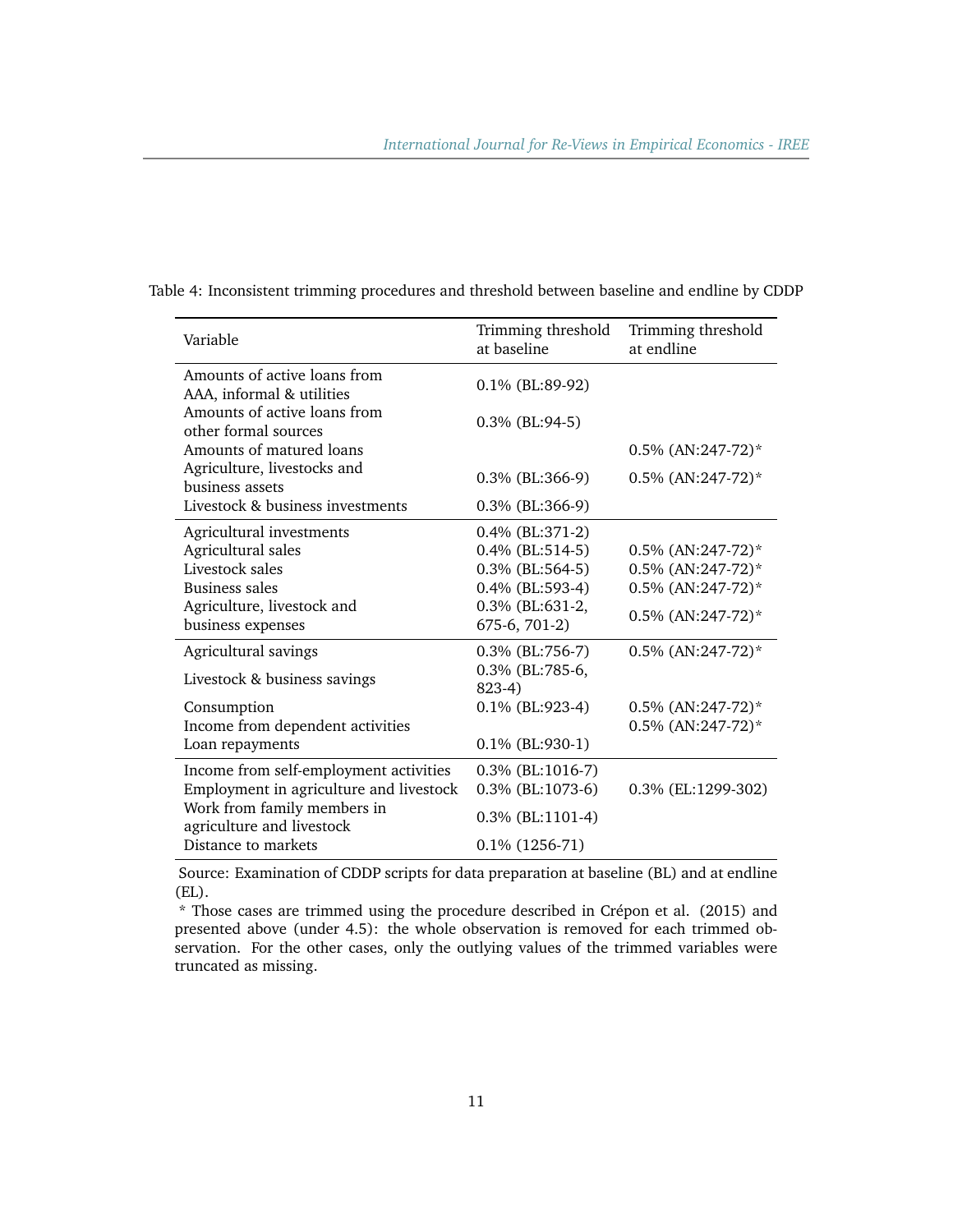Table 4: Inconsistent trimming procedures and threshold between baseline and endline by CDDP

| Variable | Trimming threshold at baseline | Trimming threshold at endline |
|---|---|---|
| Amounts of active loans from AAA, informal & utilities | 0.1% (BL:89-92) | |
| Amounts of active loans from other formal sources | 0.3% (BL:94-5) | |
| Amounts of matured loans | | 0.5% (AN:247-72)* |
| Agriculture, livestocks and business assets | 0.3% (BL:366-9) | 0.5% (AN:247-72)* |
| Livestock & business investments | 0.3% (BL:366-9) | |
| Agricultural investments | 0.4% (BL:371-2) | |
| Agricultural sales | 0.4% (BL:514-5) | 0.5% (AN:247-72)* |
| Livestock sales | 0.3% (BL:564-5) | 0.5% (AN:247-72)* |
| Business sales | 0.4% (BL:593-4) | 0.5% (AN:247-72)* |
| Agriculture, livestock and business expenses | 0.3% (BL:631-2, 675-6, 701-2) | 0.5% (AN:247-72)* |
| Agricultural savings | 0.3% (BL:756-7) | 0.5% (AN:247-72)* |
| Livestock & business savings | 0.3% (BL:785-6, 823-4) | |
| Consumption | 0.1% (BL:923-4) | 0.5% (AN:247-72)* |
| Income from dependent activities | | 0.5% (AN:247-72)* |
| Loan repayments | 0.1% (BL:930-1) | |
| Income from self-employment activities | 0.3% (BL:1016-7) | |
| Employment in agriculture and livestock | 0.3% (BL:1073-6) | 0.3% (EL:1299-302) |
| Work from family members in agriculture and livestock | 0.3% (BL:1101-4) | |
| Distance to markets | 0.1% (1256-71) | |

Source: Examination of CDDP scripts for data preparation at baseline (BL) and at endline (EL).

* Those cases are trimmed using the procedure described in Crépon et al. (2015) and presented above (under 4.5): the whole observation is removed for each trimmed observation. For the other cases, only the outlying values of the trimmed variables were truncated as missing.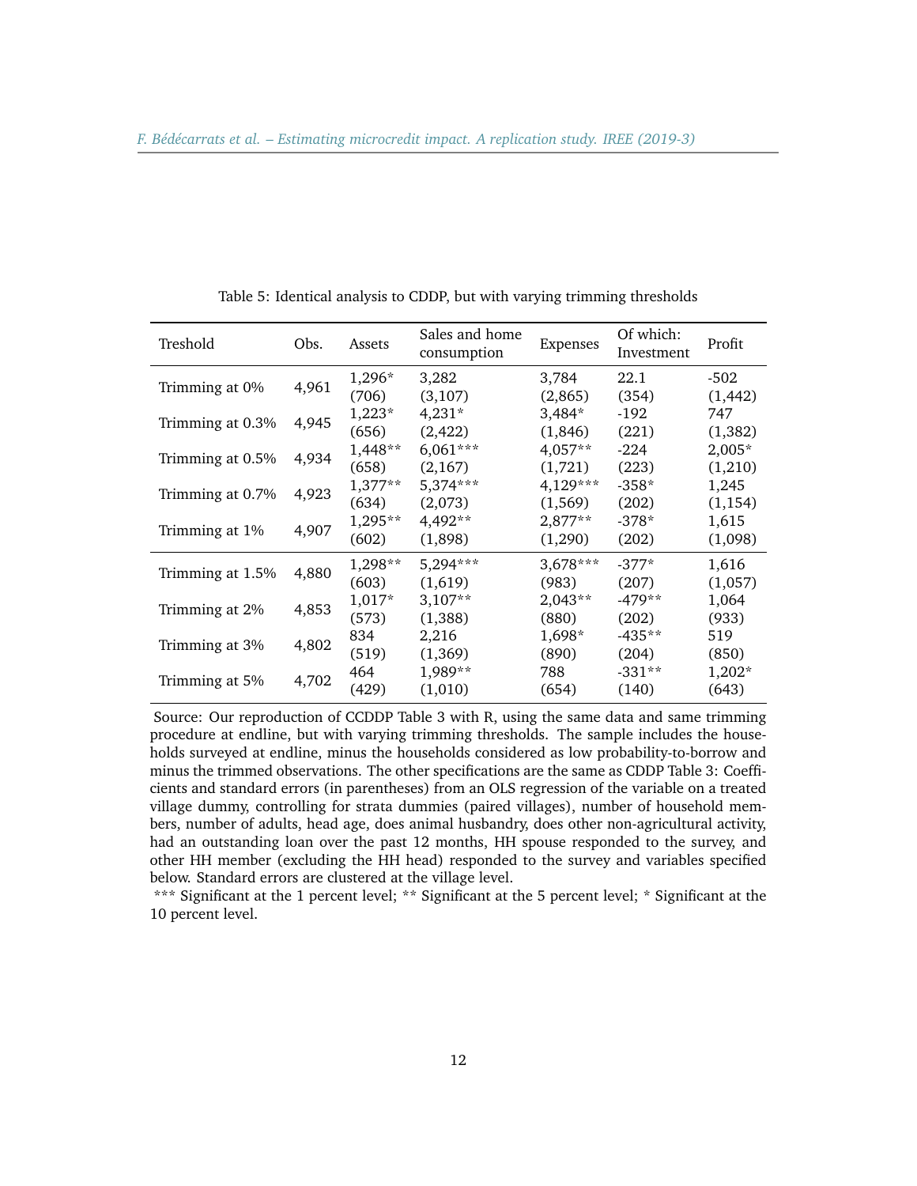Table 5: Identical analysis to CDDP, but with varying trimming thresholds

| Treshold | Obs. | Assets | Sales and home consumption | Expenses | Of which: Investment | Profit |
|---|---|---|---|---|---|---|
| Trimming at 0% | 4,961 | 1,296* | 3,282 | 3,784 | 22.1 | -502 |
| | | (706) | (3,107) | (2,865) | (354) | (1,442) |
| Trimming at 0.3% | 4,945 | 1,223* | 4,231* | 3,484* | -192 | 747 |
| | | (656) | (2,422) | (1,846) | (221) | (1,382) |
| Trimming at 0.5% | 4,934 | 1,448** | 6,061*** | 4,057** | -224 | 2,005* |
| | | (658) | (2,167) | (1,721) | (223) | (1,210) |
| Trimming at 0.7% | 4,923 | 1,377** | 5,374*** | 4,129*** | -358* | 1,245 |
| | | (634) | (2,073) | (1,569) | (202) | (1,154) |
| Trimming at 1% | 4,907 | 1,295** | 4,492** | 2,877** | -378* | 1,615 |
| | | (602) | (1,898) | (1,290) | (202) | (1,098) |
| Trimming at 1.5% | 4,880 | 1,298** | 5,294*** | 3,678*** | -377* | 1,616 |
| | | (603) | (1,619) | (983) | (207) | (1,057) |
| Trimming at 2% | 4,853 | 1,017* | 3,107** | 2,043** | -479** | 1,064 |
| | | (573) | (1,388) | (880) | (202) | (933) |
| Trimming at 3% | 4,802 | 834 | 2,216 | 1,698* | -435** | 519 |
| | | (519) | (1,369) | (890) | (204) | (850) |
| Trimming at 5% | 4,702 | 464 | 1,989** | 788 | -331** | 1,202* |
| | | (429) | (1,010) | (654) | (140) | (643) |

Source: Our reproduction of CCDDP Table 3 with R, using the same data and same trimming procedure at endline, but with varying trimming thresholds. The sample includes the households surveyed at endline, minus the households considered as low probability-to-borrow and minus the trimmed observations. The other specifications are the same as CDDP Table 3: Coefficients and standard errors (in parentheses) from an OLS regression of the variable on a treated village dummy, controlling for strata dummies (paired villages), number of household members, number of adults, head age, does animal husbandry, does other non-agricultural activity, had an outstanding loan over the past 12 months, HH spouse responded to the survey, and other HH member (excluding the HH head) responded to the survey and variables specified below. Standard errors are clustered at the village level.

*** Significant at the 1 percent level; ** Significant at the 5 percent level; * Significant at the 10 percent level.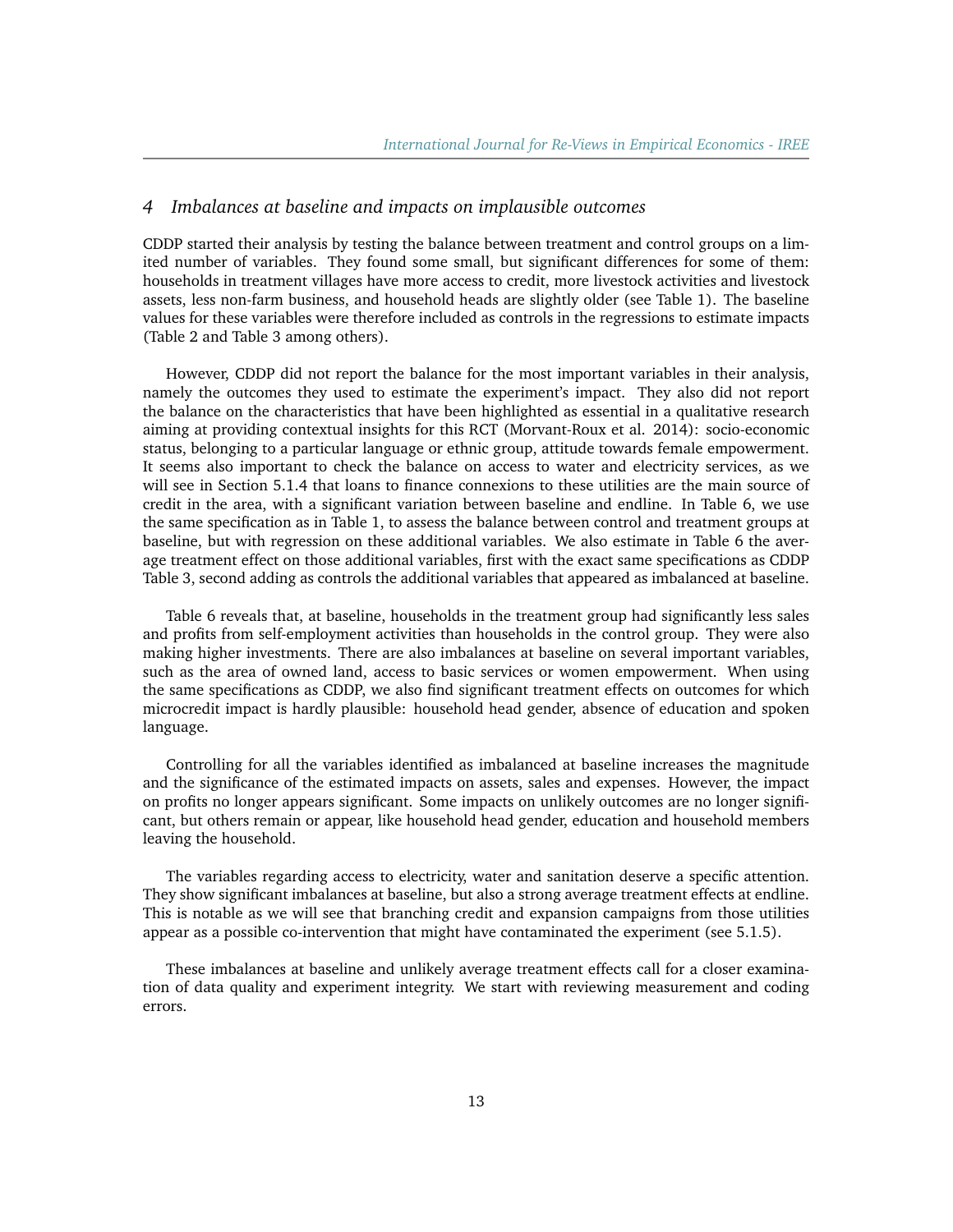## 4 *Imbalances at baseline and impacts on implausible outcomes*

CDDP started their analysis by testing the balance between treatment and control groups on a limited number of variables. They found some small, but significant differences for some of them: households in treatment villages have more access to credit, more livestock activities and livestock assets, less non-farm business, and household heads are slightly older (see Table 1). The baseline values for these variables were therefore included as controls in the regressions to estimate impacts (Table 2 and Table 3 among others).

However, CDDP did not report the balance for the most important variables in their analysis, namely the outcomes they used to estimate the experiment's impact. They also did not report the balance on the characteristics that have been highlighted as essential in a qualitative research aiming at providing contextual insights for this RCT (Morvant-Roux et al. 2014): socio-economic status, belonging to a particular language or ethnic group, attitude towards female empowerment. It seems also important to check the balance on access to water and electricity services, as we will see in Section 5.1.4 that loans to finance connexions to these utilities are the main source of credit in the area, with a significant variation between baseline and endline. In Table 6, we use the same specification as in Table 1, to assess the balance between control and treatment groups at baseline, but with regression on these additional variables. We also estimate in Table 6 the average treatment effect on those additional variables, first with the exact same specifications as CDDP Table 3, second adding as controls the additional variables that appeared as imbalanced at baseline.

Table 6 reveals that, at baseline, households in the treatment group had significantly less sales and profits from self-employment activities than households in the control group. They were also making higher investments. There are also imbalances at baseline on several important variables, such as the area of owned land, access to basic services or women empowerment. When using the same specifications as CDDP, we also find significant treatment effects on outcomes for which microcredit impact is hardly plausible: household head gender, absence of education and spoken language.

Controlling for all the variables identified as imbalanced at baseline increases the magnitude and the significance of the estimated impacts on assets, sales and expenses. However, the impact on profits no longer appears significant. Some impacts on unlikely outcomes are no longer significant, but others remain or appear, like household head gender, education and household members leaving the household.

The variables regarding access to electricity, water and sanitation deserve a specific attention. They show significant imbalances at baseline, but also a strong average treatment effects at endline. This is notable as we will see that branching credit and expansion campaigns from those utilities appear as a possible co-intervention that might have contaminated the experiment (see 5.1.5).

These imbalances at baseline and unlikely average treatment effects call for a closer examination of data quality and experiment integrity. We start with reviewing measurement and coding errors.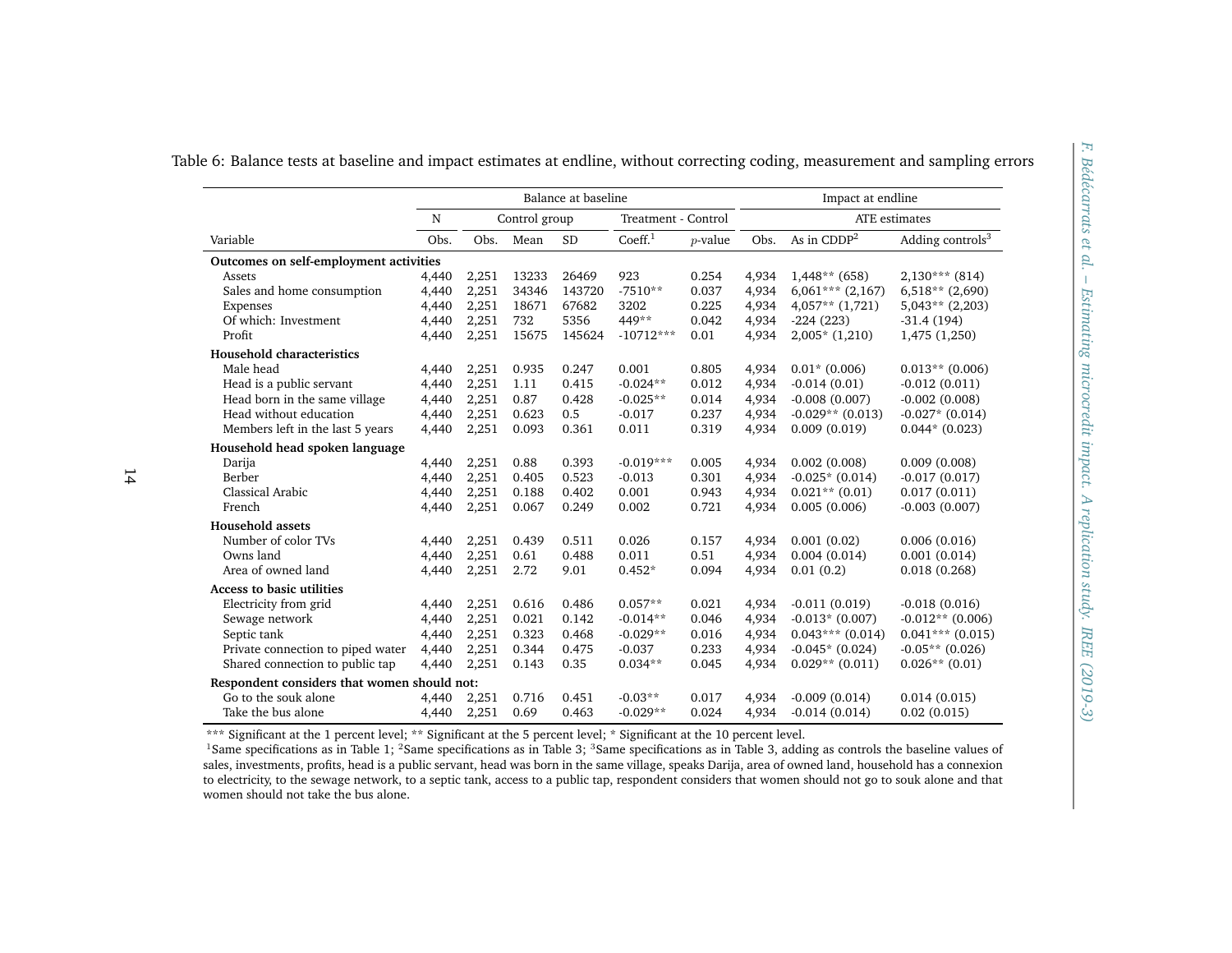Table 6: Balance tests at baseline and impact estimates at endline, without correcting coding, measurement and sampling errors

| | Balance at baseline | | | | | | Impact at endline | | |
|---|---|---|---|---|---|---|---|---|---|
| | N | Control group | | | Treatment - Control | | ATE estimates | | |
| Variable | Obs. | Obs. | Mean | SD | Coeff.[1] | $p$-value | Obs. | As in CDDP[2] | Adding controls[3] |
| **Outcomes on self-employment activities** | | | | | | | | | |
| Assets | 4,440 | 2,251 | 13233 | 26469 | 923 | 0.254 | 4,934 | 1,448** (658) | 2,130*** (814) |
| Sales and home consumption | 4,440 | 2,251 | 34346 | 143720 | -7510** | 0.037 | 4,934 | 6,061*** (2,167) | 6,518** (2,690) |
| Expenses | 4,440 | 2,251 | 18671 | 67682 | 3202 | 0.225 | 4,934 | 4,057** (1,721) | 5,043** (2,203) |
| Of which: Investment | 4,440 | 2,251 | 732 | 5356 | 449** | 0.042 | 4,934 | -224 (223) | -31.4 (194) |
| Profit | 4,440 | 2,251 | 15675 | 145624 | -10712*** | 0.01 | 4,934 | 2,005* (1,210) | 1,475 (1,250) |
| **Household characteristics** | | | | | | | | | |
| Male head | 4,440 | 2,251 | 0.935 | 0.247 | 0.001 | 0.805 | 4,934 | 0.01* (0.006) | 0.013** (0.006) |
| Head is a public servant | 4,440 | 2,251 | 1.11 | 0.415 | -0.024** | 0.012 | 4,934 | -0.014 (0.01) | -0.012 (0.011) |
| Head born in the same village | 4,440 | 2,251 | 0.87 | 0.428 | -0.025** | 0.014 | 4,934 | -0.008 (0.007) | -0.002 (0.008) |
| Head without education | 4,440 | 2,251 | 0.623 | 0.5 | -0.017 | 0.237 | 4,934 | -0.029** (0.013) | -0.027* (0.014) |
| Members left in the last 5 years | 4,440 | 2,251 | 0.093 | 0.361 | 0.011 | 0.319 | 4,934 | 0.009 (0.019) | 0.044* (0.023) |
| **Household head spoken language** | | | | | | | | | |
| Darija | 4,440 | 2,251 | 0.88 | 0.393 | -0.019*** | 0.005 | 4,934 | 0.002 (0.008) | 0.009 (0.008) |
| Berber | 4,440 | 2,251 | 0.405 | 0.523 | -0.013 | 0.301 | 4,934 | -0.025* (0.014) | -0.017 (0.017) |
| Classical Arabic | 4,440 | 2,251 | 0.188 | 0.402 | 0.001 | 0.943 | 4,934 | 0.021** (0.01) | 0.017 (0.011) |
| French | 4,440 | 2,251 | 0.067 | 0.249 | 0.002 | 0.721 | 4,934 | 0.005 (0.006) | -0.003 (0.007) |
| **Household assets** | | | | | | | | | |
| Number of color TVs | 4,440 | 2,251 | 0.439 | 0.511 | 0.026 | 0.157 | 4,934 | 0.001 (0.02) | 0.006 (0.016) |
| Owns land | 4,440 | 2,251 | 0.61 | 0.488 | 0.011 | 0.51 | 4,934 | 0.004 (0.014) | 0.001 (0.014) |
| Area of owned land | 4,440 | 2,251 | 2.72 | 9.01 | 0.452* | 0.094 | 4,934 | 0.01 (0.2) | 0.018 (0.268) |
| **Access to basic utilities** | | | | | | | | | |
| Electricity from grid | 4,440 | 2,251 | 0.616 | 0.486 | 0.057** | 0.021 | 4,934 | -0.011 (0.019) | -0.018 (0.016) |
| Sewage network | 4,440 | 2,251 | 0.021 | 0.142 | -0.014** | 0.046 | 4,934 | -0.013* (0.007) | -0.012** (0.006) |
| Septic tank | 4,440 | 2,251 | 0.323 | 0.468 | -0.029** | 0.016 | 4,934 | 0.043*** (0.014) | 0.041*** (0.015) |
| Private connection to piped water | 4,440 | 2,251 | 0.344 | 0.475 | -0.037 | 0.233 | 4,934 | -0.045* (0.024) | -0.05** (0.026) |
| Shared connection to public tap | 4,440 | 2,251 | 0.143 | 0.35 | 0.034** | 0.045 | 4,934 | 0.029** (0.011) | 0.026** (0.01) |
| **Respondent considers that women should not:** | | | | | | | | | |
| Go to the souk alone | 4,440 | 2,251 | 0.716 | 0.451 | -0.03** | 0.017 | 4,934 | -0.009 (0.014) | 0.014 (0.015) |
| Take the bus alone | 4,440 | 2,251 | 0.69 | 0.463 | -0.029** | 0.024 | 4,934 | -0.014 (0.014) | 0.02 (0.015) |

*** Significant at the 1 percent level; ** Significant at the 5 percent level; * Significant at the 10 percent level.
[1]Same specifications as in Table 1; [2]Same specifications as in Table 3; [3]Same specifications as in Table 3, adding as controls the baseline values of sales, investments, profits, head is a public servant, head was born in the same village, speaks Darija, area of owned land, household has a connexion to electricity, to the sewage network, to a septic tank, access to a public tap, respondent considers that women should not go to souk alone and that women should not take the bus alone.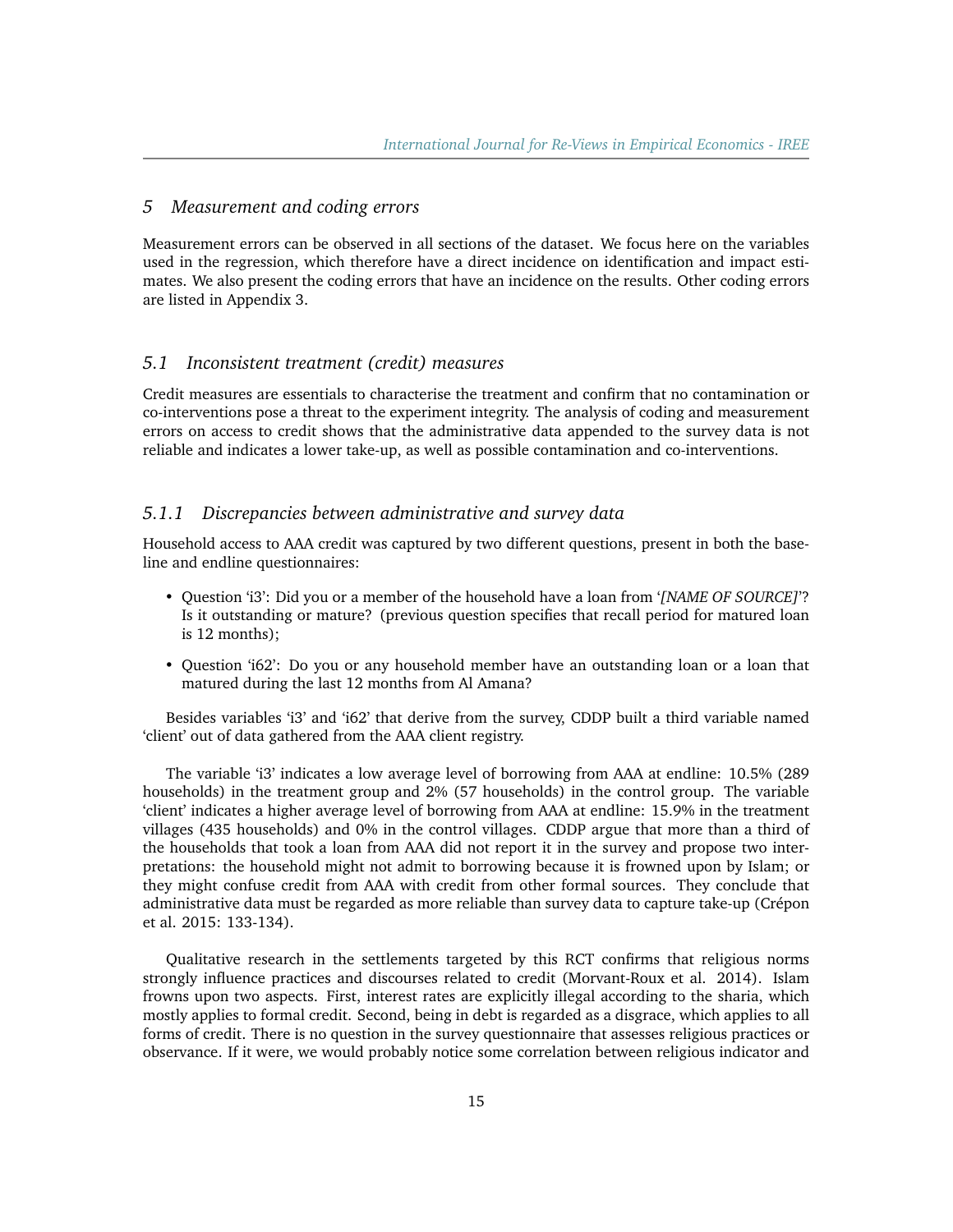## 5 Measurement and coding errors

Measurement errors can be observed in all sections of the dataset. We focus here on the variables used in the regression, which therefore have a direct incidence on identification and impact estimates. We also present the coding errors that have an incidence on the results. Other coding errors are listed in Appendix 3.

### 5.1 Inconsistent treatment (credit) measures

Credit measures are essentials to characterise the treatment and confirm that no contamination or co-interventions pose a threat to the experiment integrity. The analysis of coding and measurement errors on access to credit shows that the administrative data appended to the survey data is not reliable and indicates a lower take-up, as well as possible contamination and co-interventions.

#### 5.1.1 Discrepancies between administrative and survey data

Household access to AAA credit was captured by two different questions, present in both the baseline and endline questionnaires:

- Question 'i3': Did you or a member of the household have a loan from '*[NAME OF SOURCE]*'? Is it outstanding or mature? (previous question specifies that recall period for matured loan is 12 months);
- Question 'i62': Do you or any household member have an outstanding loan or a loan that matured during the last 12 months from Al Amana?

Besides variables 'i3' and 'i62' that derive from the survey, CDDP built a third variable named 'client' out of data gathered from the AAA client registry.

The variable 'i3' indicates a low average level of borrowing from AAA at endline: 10.5% (289 households) in the treatment group and 2% (57 households) in the control group. The variable 'client' indicates a higher average level of borrowing from AAA at endline: 15.9% in the treatment villages (435 households) and 0% in the control villages. CDDP argue that more than a third of the households that took a loan from AAA did not report it in the survey and propose two interpretations: the household might not admit to borrowing because it is frowned upon by Islam; or they might confuse credit from AAA with credit from other formal sources. They conclude that administrative data must be regarded as more reliable than survey data to capture take-up (Crépon et al. 2015: 133-134).

Qualitative research in the settlements targeted by this RCT confirms that religious norms strongly influence practices and discourses related to credit (Morvant-Roux et al. 2014). Islam frowns upon two aspects. First, interest rates are explicitly illegal according to the sharia, which mostly applies to formal credit. Second, being in debt is regarded as a disgrace, which applies to all forms of credit. There is no question in the survey questionnaire that assesses religious practices or observance. If it were, we would probably notice some correlation between religious indicator and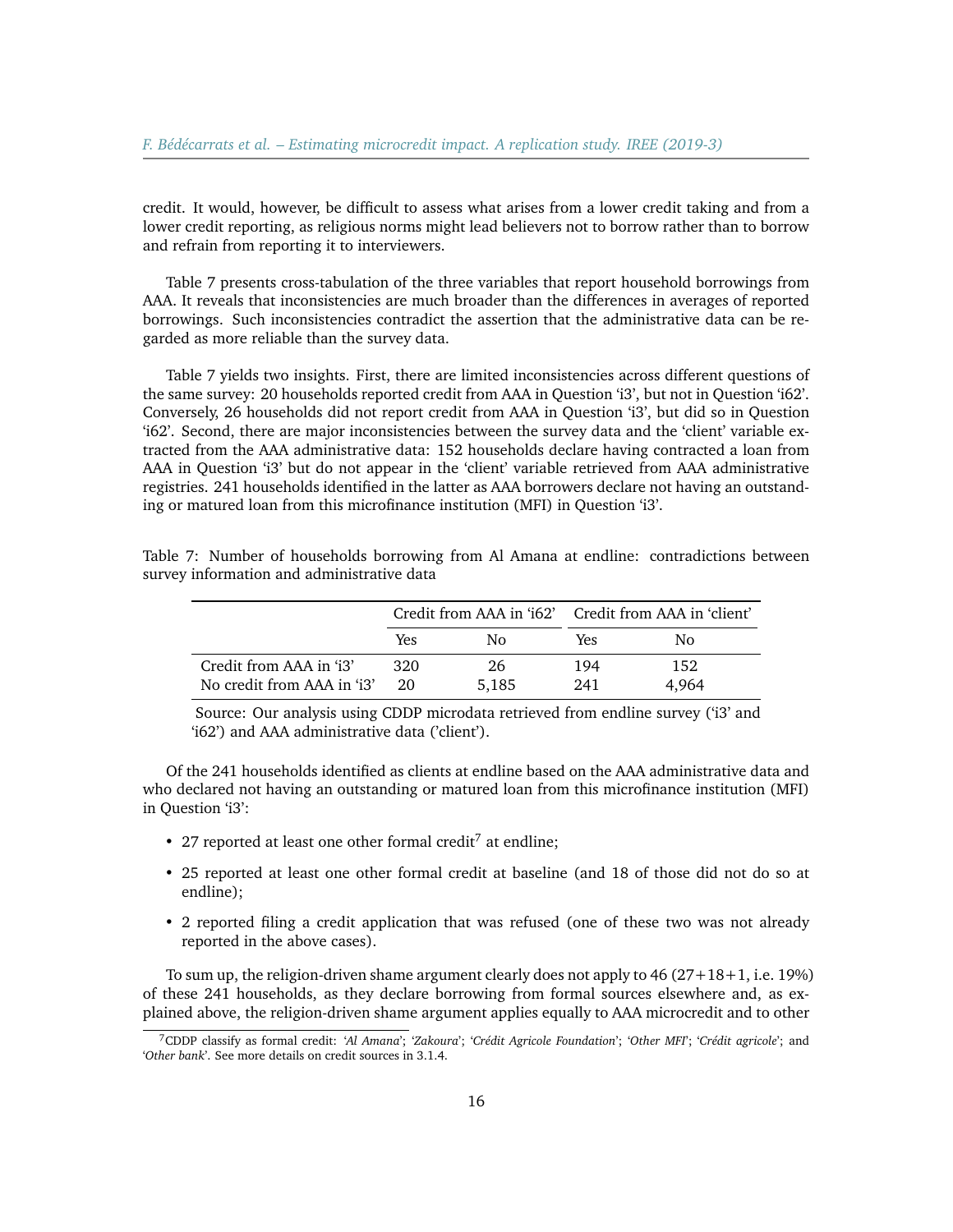credit. It would, however, be difficult to assess what arises from a lower credit taking and from a lower credit reporting, as religious norms might lead believers not to borrow rather than to borrow and refrain from reporting it to interviewers.

Table 7 presents cross-tabulation of the three variables that report household borrowings from AAA. It reveals that inconsistencies are much broader than the differences in averages of reported borrowings. Such inconsistencies contradict the assertion that the administrative data can be regarded as more reliable than the survey data.

Table 7 yields two insights. First, there are limited inconsistencies across different questions of the same survey: 20 households reported credit from AAA in Question 'i3', but not in Question 'i62'. Conversely, 26 households did not report credit from AAA in Question 'i3', but did so in Question 'i62'. Second, there are major inconsistencies between the survey data and the 'client' variable extracted from the AAA administrative data: 152 households declare having contracted a loan from AAA in Question 'i3' but do not appear in the 'client' variable retrieved from AAA administrative registries. 241 households identified in the latter as AAA borrowers declare not having an outstanding or matured loan from this microfinance institution (MFI) in Question 'i3'.

Table 7: Number of households borrowing from Al Amana at endline: contradictions between survey information and administrative data

| | Credit from AAA in 'i62' | | Credit from AAA in 'client' | |
|---|---|---|---|---|
| | Yes | No | Yes | No |
| Credit from AAA in 'i3' | 320 | 26 | 194 | 152 |
| No credit from AAA in 'i3' | 20 | 5,185 | 241 | 4,964 |

Source: Our analysis using CDDP microdata retrieved from endline survey ('i3' and 'i62') and AAA administrative data ('client').

Of the 241 households identified as clients at endline based on the AAA administrative data and who declared not having an outstanding or matured loan from this microfinance institution (MFI) in Question 'i3':

- 27 reported at least one other formal credit[7] at endline;
- 25 reported at least one other formal credit at baseline (and 18 of those did not do so at endline);
- 2 reported filing a credit application that was refused (one of these two was not already reported in the above cases).

To sum up, the religion-driven shame argument clearly does not apply to 46 (27+18+1, i.e. 19%) of these 241 households, as they declare borrowing from formal sources elsewhere and, as explained above, the religion-driven shame argument applies equally to AAA microcredit and to other

[7] CDDP classify as formal credit: '*Al Amana*'; '*Zakoura*'; '*Crédit Agricole Foundation*'; '*Other MFI*'; '*Crédit agricole*'; and '*Other bank*'. See more details on credit sources in 3.1.4.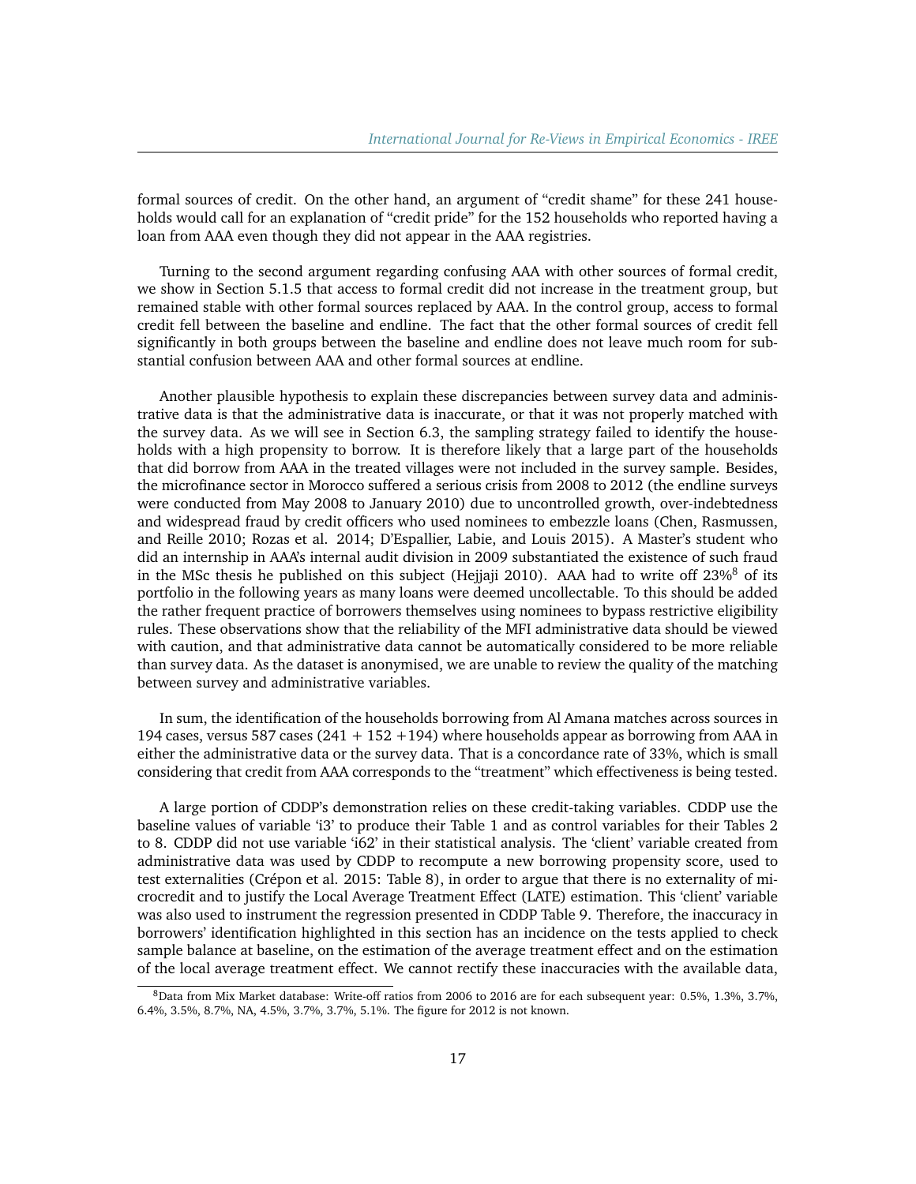formal sources of credit. On the other hand, an argument of "credit shame" for these 241 households would call for an explanation of "credit pride" for the 152 households who reported having a loan from AAA even though they did not appear in the AAA registries.

Turning to the second argument regarding confusing AAA with other sources of formal credit, we show in Section 5.1.5 that access to formal credit did not increase in the treatment group, but remained stable with other formal sources replaced by AAA. In the control group, access to formal credit fell between the baseline and endline. The fact that the other formal sources of credit fell significantly in both groups between the baseline and endline does not leave much room for substantial confusion between AAA and other formal sources at endline.

Another plausible hypothesis to explain these discrepancies between survey data and administrative data is that the administrative data is inaccurate, or that it was not properly matched with the survey data. As we will see in Section 6.3, the sampling strategy failed to identify the households with a high propensity to borrow. It is therefore likely that a large part of the households that did borrow from AAA in the treated villages were not included in the survey sample. Besides, the microfinance sector in Morocco suffered a serious crisis from 2008 to 2012 (the endline surveys were conducted from May 2008 to January 2010) due to uncontrolled growth, over-indebtedness and widespread fraud by credit officers who used nominees to embezzle loans (Chen, Rasmussen, and Reille 2010; Rozas et al. 2014; D'Espallier, Labie, and Louis 2015). A Master's student who did an internship in AAA's internal audit division in 2009 substantiated the existence of such fraud in the MSc thesis he published on this subject (Hejjaji 2010). AAA had to write off 23%[8] of its portfolio in the following years as many loans were deemed uncollectable. To this should be added the rather frequent practice of borrowers themselves using nominees to bypass restrictive eligibility rules. These observations show that the reliability of the MFI administrative data should be viewed with caution, and that administrative data cannot be automatically considered to be more reliable than survey data. As the dataset is anonymised, we are unable to review the quality of the matching between survey and administrative variables.

In sum, the identification of the households borrowing from Al Amana matches across sources in 194 cases, versus 587 cases (241 + 152 +194) where households appear as borrowing from AAA in either the administrative data or the survey data. That is a concordance rate of 33%, which is small considering that credit from AAA corresponds to the "treatment" which effectiveness is being tested.

A large portion of CDDP's demonstration relies on these credit-taking variables. CDDP use the baseline values of variable 'i3' to produce their Table 1 and as control variables for their Tables 2 to 8. CDDP did not use variable 'i62' in their statistical analysis. The 'client' variable created from administrative data was used by CDDP to recompute a new borrowing propensity score, used to test externalities (Crépon et al. 2015: Table 8), in order to argue that there is no externality of microcredit and to justify the Local Average Treatment Effect (LATE) estimation. This 'client' variable was also used to instrument the regression presented in CDDP Table 9. Therefore, the inaccuracy in borrowers' identification highlighted in this section has an incidence on the tests applied to check sample balance at baseline, on the estimation of the average treatment effect and on the estimation of the local average treatment effect. We cannot rectify these inaccuracies with the available data,

[8] Data from Mix Market database: Write-off ratios from 2006 to 2016 are for each subsequent year: 0.5%, 1.3%, 3.7%, 6.4%, 3.5%, 8.7%, NA, 4.5%, 3.7%, 3.7%, 5.1%. The figure for 2012 is not known.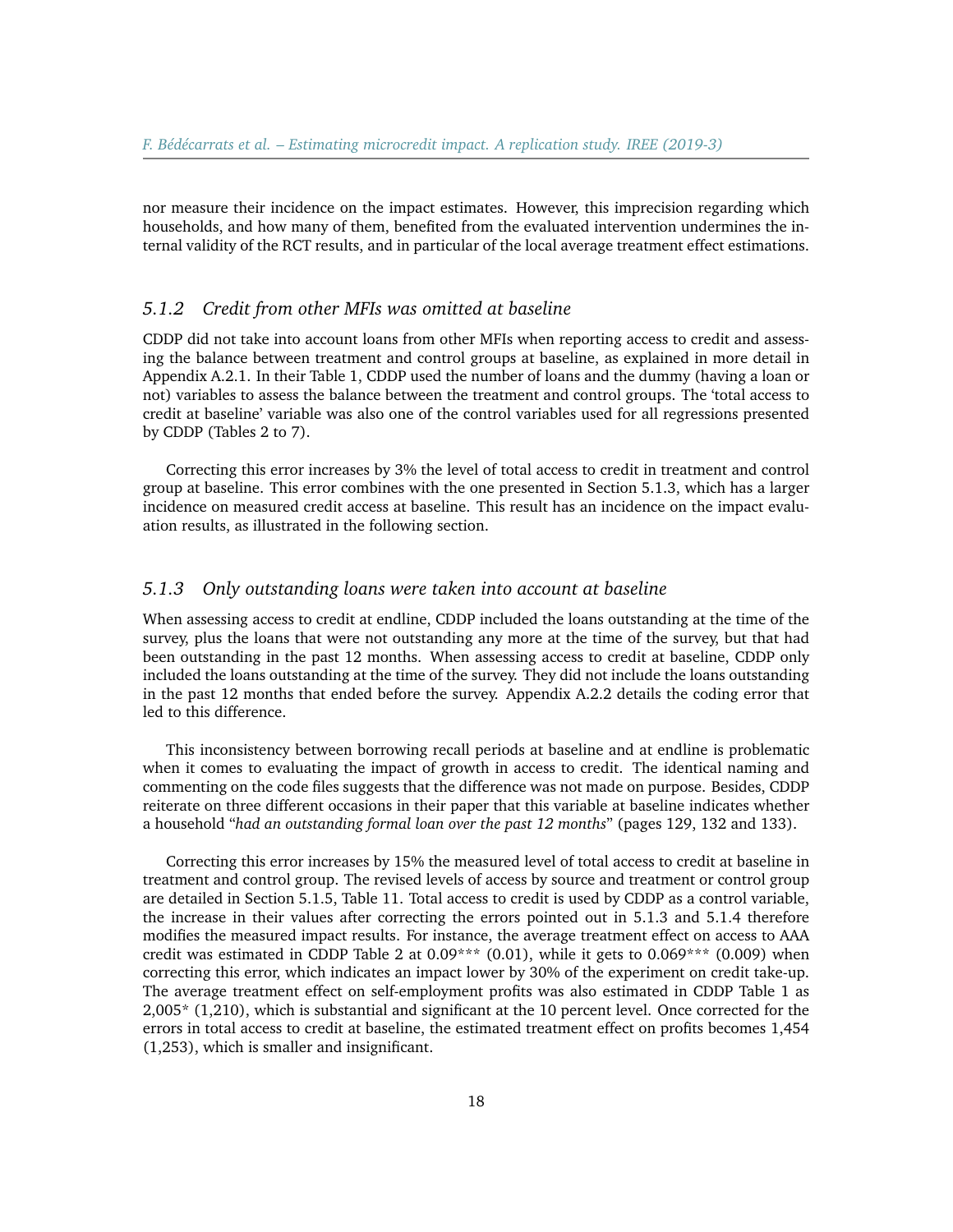nor measure their incidence on the impact estimates. However, this imprecision regarding which households, and how many of them, benefited from the evaluated intervention undermines the internal validity of the RCT results, and in particular of the local average treatment effect estimations.

### 5.1.2 *Credit from other MFIs was omitted at baseline*

CDDP did not take into account loans from other MFIs when reporting access to credit and assessing the balance between treatment and control groups at baseline, as explained in more detail in Appendix A.2.1. In their Table 1, CDDP used the number of loans and the dummy (having a loan or not) variables to assess the balance between the treatment and control groups. The 'total access to credit at baseline' variable was also one of the control variables used for all regressions presented by CDDP (Tables 2 to 7).

Correcting this error increases by 3% the level of total access to credit in treatment and control group at baseline. This error combines with the one presented in Section 5.1.3, which has a larger incidence on measured credit access at baseline. This result has an incidence on the impact evaluation results, as illustrated in the following section.

### 5.1.3 *Only outstanding loans were taken into account at baseline*

When assessing access to credit at endline, CDDP included the loans outstanding at the time of the survey, plus the loans that were not outstanding any more at the time of the survey, but that had been outstanding in the past 12 months. When assessing access to credit at baseline, CDDP only included the loans outstanding at the time of the survey. They did not include the loans outstanding in the past 12 months that ended before the survey. Appendix A.2.2 details the coding error that led to this difference.

This inconsistency between borrowing recall periods at baseline and at endline is problematic when it comes to evaluating the impact of growth in access to credit. The identical naming and commenting on the code files suggests that the difference was not made on purpose. Besides, CDDP reiterate on three different occasions in their paper that this variable at baseline indicates whether a household "*had an outstanding formal loan over the past 12 months*" (pages 129, 132 and 133).

Correcting this error increases by 15% the measured level of total access to credit at baseline in treatment and control group. The revised levels of access by source and treatment or control group are detailed in Section 5.1.5, Table 11. Total access to credit is used by CDDP as a control variable, the increase in their values after correcting the errors pointed out in 5.1.3 and 5.1.4 therefore modifies the measured impact results. For instance, the average treatment effect on access to AAA credit was estimated in CDDP Table 2 at 0.09*** (0.01), while it gets to 0.069*** (0.009) when correcting this error, which indicates an impact lower by 30% of the experiment on credit take-up. The average treatment effect on self-employment profits was also estimated in CDDP Table 1 as 2,005* (1,210), which is substantial and significant at the 10 percent level. Once corrected for the errors in total access to credit at baseline, the estimated treatment effect on profits becomes 1,454 (1,253), which is smaller and insignificant.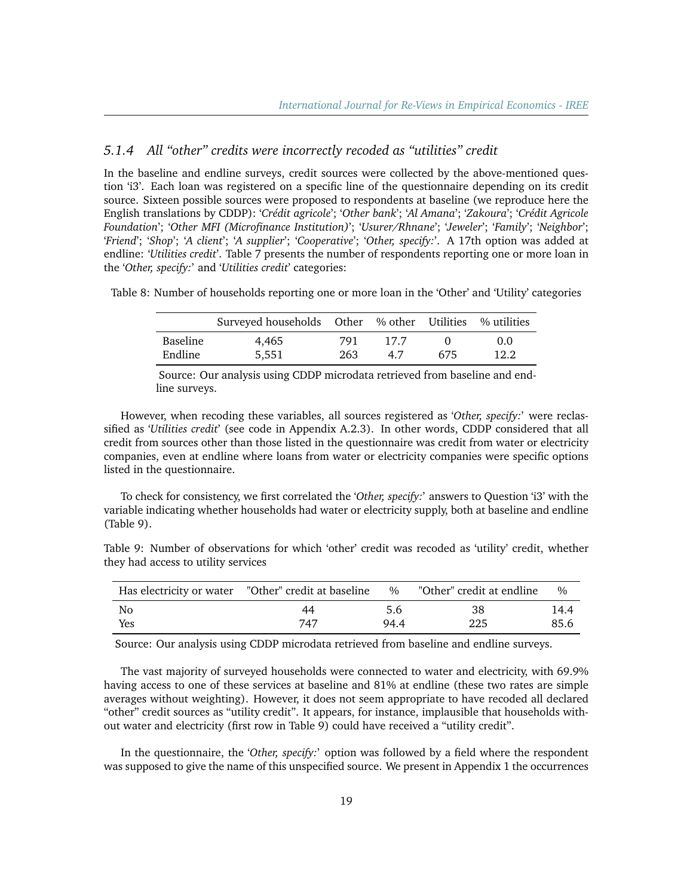#### 5.1.4 All "other" credits were incorrectly recoded as "utilities" credit

In the baseline and endline surveys, credit sources were collected by the above-mentioned question 'i3'. Each loan was registered on a specific line of the questionnaire depending on its credit source. Sixteen possible sources were proposed to respondents at baseline (we reproduce here the English translations by CDDP): '*Crédit agricole*'; '*Other bank*'; '*Al Amana*'; '*Zakoura*'; '*Crédit Agricole Foundation*'; '*Other MFI (Microfinance Institution)*'; '*Usurer/Rhnane*'; '*Jeweler*'; '*Family*'; '*Neighbor*'; '*Friend*'; '*Shop*'; '*A client*'; '*A supplier*'; '*Cooperative*'; '*Other, specify:*'. A 17th option was added at endline: '*Utilities credit*'. Table 7 presents the number of respondents reporting one or more loan in the '*Other, specify:*' and '*Utilities credit*' categories:

Table 8: Number of households reporting one or more loan in the 'Other' and 'Utility' categories

| | Surveyed households | Other | % other | Utilities | % utilities |
|---|---|---|---|---|---|
| Baseline | 4,465 | 791 | 17.7 | 0 | 0.0 |
| Endline | 5,551 | 263 | 4.7 | 675 | 12.2 |

Source: Our analysis using CDDP microdata retrieved from baseline and endline surveys.

However, when recoding these variables, all sources registered as '*Other, specify:*' were reclassified as '*Utilities credit*' (see code in Appendix A.2.3). In other words, CDDP considered that all credit from sources other than those listed in the questionnaire was credit from water or electricity companies, even at endline where loans from water or electricity companies were specific options listed in the questionnaire.

To check for consistency, we first correlated the '*Other, specify:*' answers to Question 'i3' with the variable indicating whether households had water or electricity supply, both at baseline and endline (Table 9).

Table 9: Number of observations for which 'other' credit was recoded as 'utility' credit, whether they had access to utility services

| Has electricity or water | "Other" credit at baseline | % | "Other" credit at endline | % |
|---|---|---|---|---|
| No | 44 | 5.6 | 38 | 14.4 |
| Yes | 747 | 94.4 | 225 | 85.6 |

Source: Our analysis using CDDP microdata retrieved from baseline and endline surveys.

The vast majority of surveyed households were connected to water and electricity, with 69.9% having access to one of these services at baseline and 81% at endline (these two rates are simple averages without weighting). However, it does not seem appropriate to have recoded all declared "other" credit sources as "utility credit". It appears, for instance, implausible that households without water and electricity (first row in Table 9) could have received a "utility credit".

In the questionnaire, the '*Other, specify:*' option was followed by a field where the respondent was supposed to give the name of this unspecified source. We present in Appendix 1 the occurrences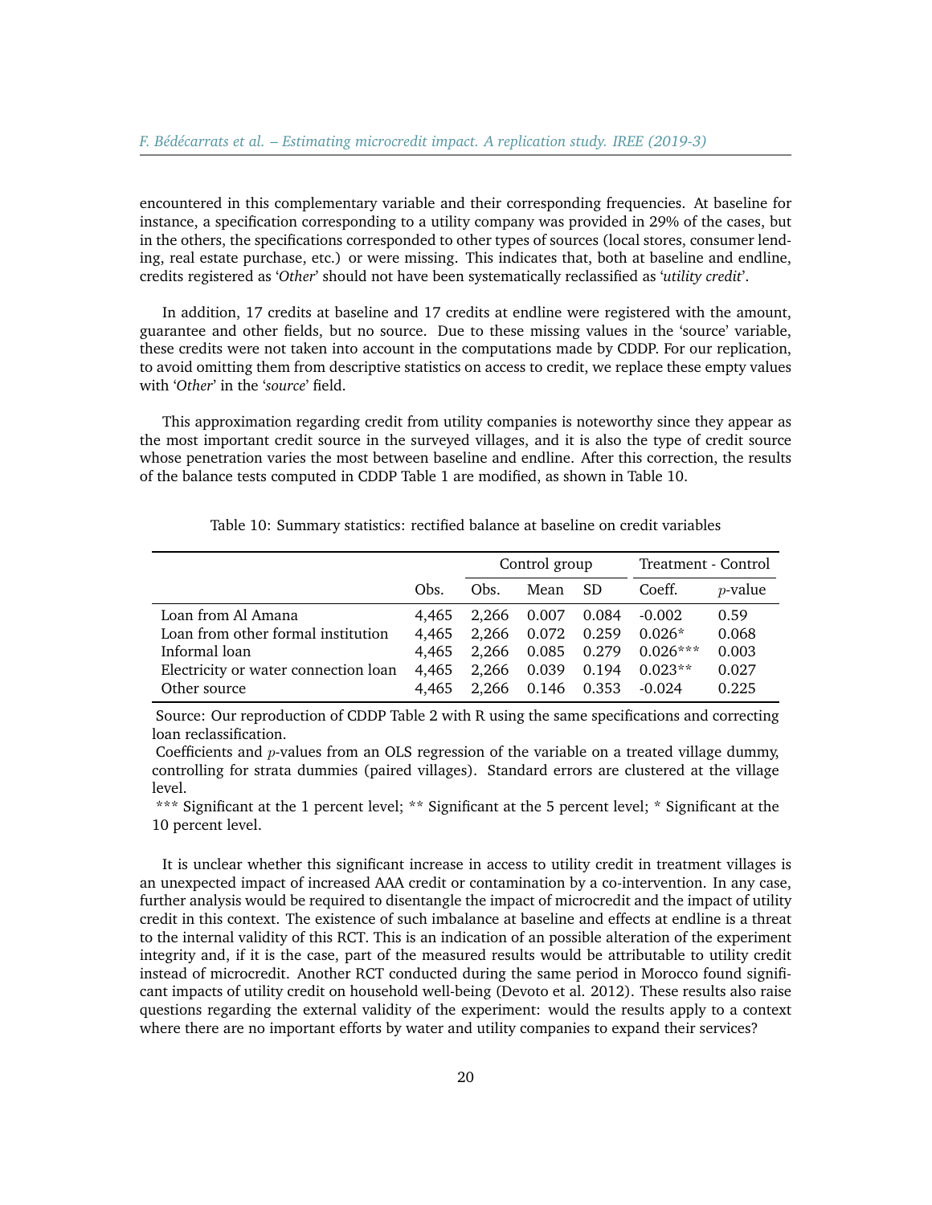encountered in this complementary variable and their corresponding frequencies. At baseline for instance, a specification corresponding to a utility company was provided in 29% of the cases, but in the others, the specifications corresponded to other types of sources (local stores, consumer lending, real estate purchase, etc.) or were missing. This indicates that, both at baseline and endline, credits registered as '*Other*' should not have been systematically reclassified as '*utility credit*'.

In addition, 17 credits at baseline and 17 credits at endline were registered with the amount, guarantee and other fields, but no source. Due to these missing values in the 'source' variable, these credits were not taken into account in the computations made by CDDP. For our replication, to avoid omitting them from descriptive statistics on access to credit, we replace these empty values with '*Other*' in the '*source*' field.

This approximation regarding credit from utility companies is noteworthy since they appear as the most important credit source in the surveyed villages, and it is also the type of credit source whose penetration varies the most between baseline and endline. After this correction, the results of the balance tests computed in CDDP Table 1 are modified, as shown in Table 10.

Table 10: Summary statistics: rectified balance at baseline on credit variables

| | | Control group | | | Treatment - Control | |
|---|---|---|---|---|---|---|
| | Obs. | Obs. | Mean | SD | Coeff. | $p$-value |
| Loan from Al Amana | 4,465 | 2,266 | 0.007 | 0.084 | -0.002 | 0.59 |
| Loan from other formal institution | 4,465 | 2,266 | 0.072 | 0.259 | 0.026* | 0.068 |
| Informal loan | 4,465 | 2,266 | 0.085 | 0.279 | 0.026*** | 0.003 |
| Electricity or water connection loan | 4,465 | 2,266 | 0.039 | 0.194 | 0.023** | 0.027 |
| Other source | 4,465 | 2,266 | 0.146 | 0.353 | -0.024 | 0.225 |

Source: Our reproduction of CDDP Table 2 with R using the same specifications and correcting loan reclassification.

Coefficients and $p$-values from an OLS regression of the variable on a treated village dummy, controlling for strata dummies (paired villages). Standard errors are clustered at the village level.

*** Significant at the 1 percent level; ** Significant at the 5 percent level; * Significant at the 10 percent level.

It is unclear whether this significant increase in access to utility credit in treatment villages is an unexpected impact of increased AAA credit or contamination by a co-intervention. In any case, further analysis would be required to disentangle the impact of microcredit and the impact of utility credit in this context. The existence of such imbalance at baseline and effects at endline is a threat to the internal validity of this RCT. This is an indication of an possible alteration of the experiment integrity and, if it is the case, part of the measured results would be attributable to utility credit instead of microcredit. Another RCT conducted during the same period in Morocco found significant impacts of utility credit on household well-being (Devoto et al. 2012). These results also raise questions regarding the external validity of the experiment: would the results apply to a context where there are no important efforts by water and utility companies to expand their services?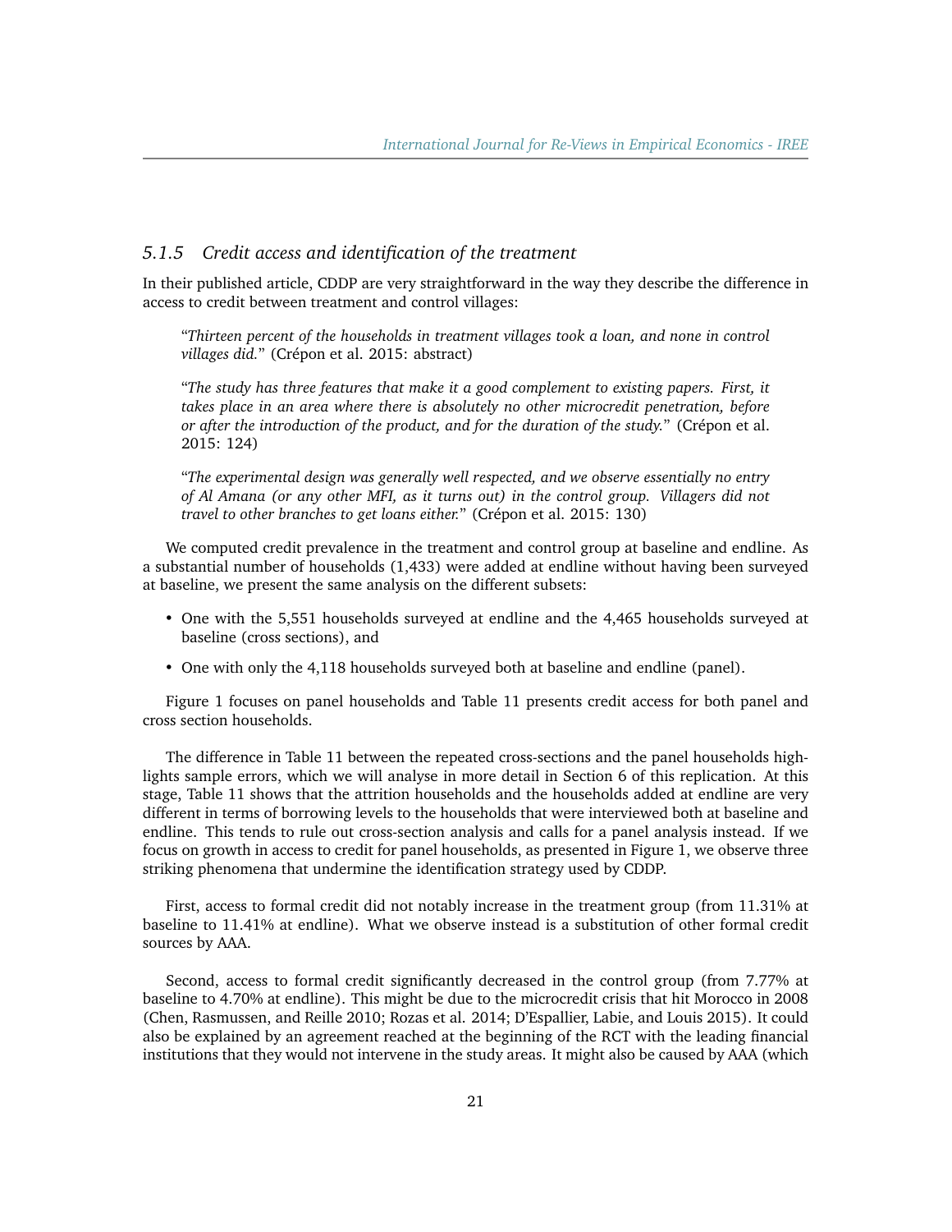### 5.1.5 Credit access and identification of the treatment

In their published article, CDDP are very straightforward in the way they describe the difference in access to credit between treatment and control villages:

> "*Thirteen percent of the households in treatment villages took a loan, and none in control villages did.*" (Crépon et al. 2015: abstract)

> "*The study has three features that make it a good complement to existing papers. First, it takes place in an area where there is absolutely no other microcredit penetration, before or after the introduction of the product, and for the duration of the study.*" (Crépon et al. 2015: 124)

> "*The experimental design was generally well respected, and we observe essentially no entry of Al Amana (or any other MFI, as it turns out) in the control group. Villagers did not travel to other branches to get loans either.*" (Crépon et al. 2015: 130)

We computed credit prevalence in the treatment and control group at baseline and endline. As a substantial number of households (1,433) were added at endline without having been surveyed at baseline, we present the same analysis on the different subsets:

- One with the 5,551 households surveyed at endline and the 4,465 households surveyed at baseline (cross sections), and
- One with only the 4,118 households surveyed both at baseline and endline (panel).

Figure 1 focuses on panel households and Table 11 presents credit access for both panel and cross section households.

The difference in Table 11 between the repeated cross-sections and the panel households highlights sample errors, which we will analyse in more detail in Section 6 of this replication. At this stage, Table 11 shows that the attrition households and the households added at endline are very different in terms of borrowing levels to the households that were interviewed both at baseline and endline. This tends to rule out cross-section analysis and calls for a panel analysis instead. If we focus on growth in access to credit for panel households, as presented in Figure 1, we observe three striking phenomena that undermine the identification strategy used by CDDP.

First, access to formal credit did not notably increase in the treatment group (from 11.31% at baseline to 11.41% at endline). What we observe instead is a substitution of other formal credit sources by AAA.

Second, access to formal credit significantly decreased in the control group (from 7.77% at baseline to 4.70% at endline). This might be due to the microcredit crisis that hit Morocco in 2008 (Chen, Rasmussen, and Reille 2010; Rozas et al. 2014; D'Espallier, Labie, and Louis 2015). It could also be explained by an agreement reached at the beginning of the RCT with the leading financial institutions that they would not intervene in the study areas. It might also be caused by AAA (which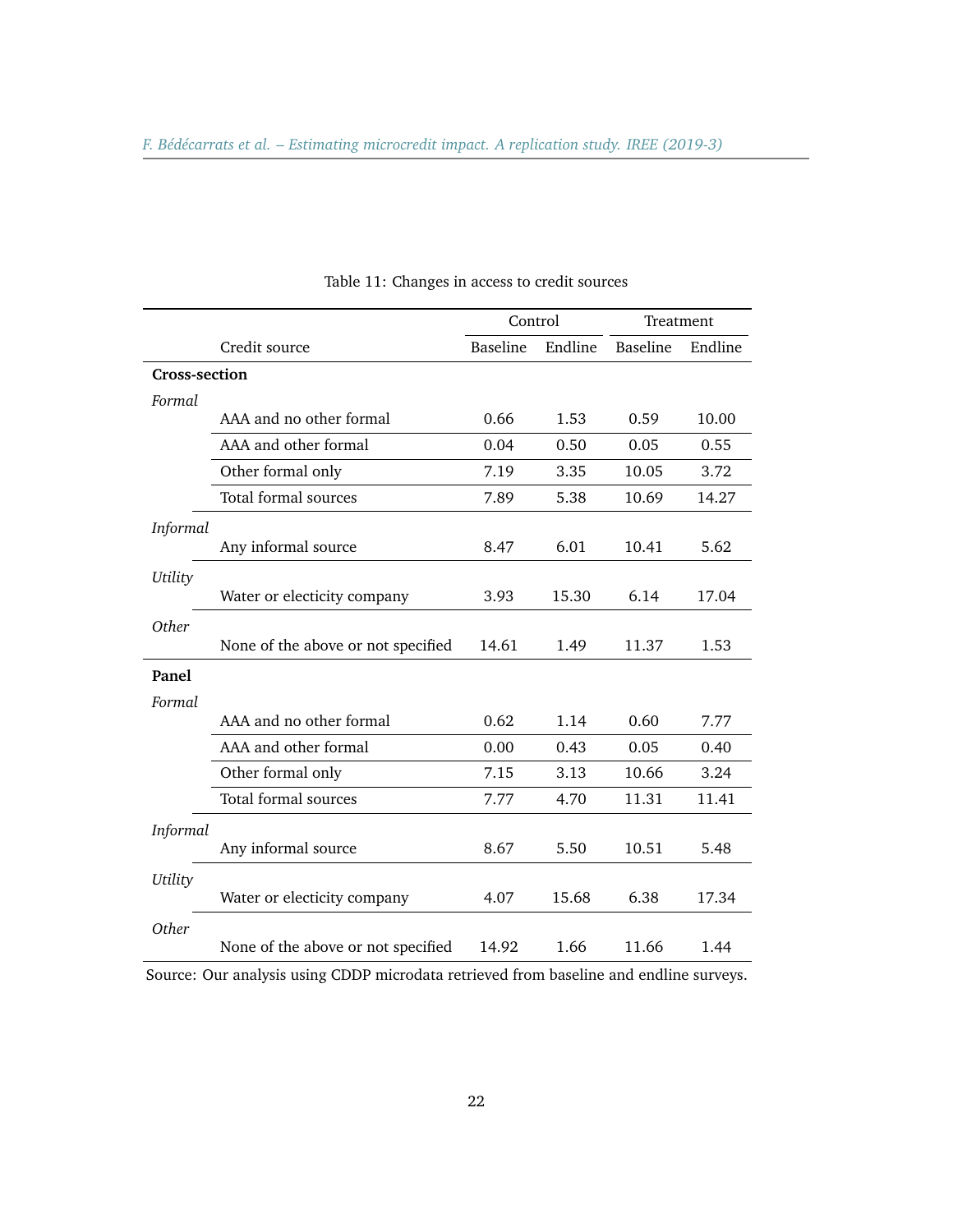Table 11: Changes in access to credit sources

| | Credit source | Control | | Treatment | |
|---|---|---|---|---|---|
| | | Baseline | Endline | Baseline | Endline |
| **Cross-section** | | | | | |
| *Formal* | | | | | |
| | AAA and no other formal | 0.66 | 1.53 | 0.59 | 10.00 |
| | AAA and other formal | 0.04 | 0.50 | 0.05 | 0.55 |
| | Other formal only | 7.19 | 3.35 | 10.05 | 3.72 |
| | Total formal sources | 7.89 | 5.38 | 10.69 | 14.27 |
| *Informal* | | | | | |
| | Any informal source | 8.47 | 6.01 | 10.41 | 5.62 |
| *Utility* | | | | | |
| | Water or electicity company | 3.93 | 15.30 | 6.14 | 17.04 |
| *Other* | | | | | |
| | None of the above or not specified | 14.61 | 1.49 | 11.37 | 1.53 |
| **Panel** | | | | | |
| *Formal* | | | | | |
| | AAA and no other formal | 0.62 | 1.14 | 0.60 | 7.77 |
| | AAA and other formal | 0.00 | 0.43 | 0.05 | 0.40 |
| | Other formal only | 7.15 | 3.13 | 10.66 | 3.24 |
| | Total formal sources | 7.77 | 4.70 | 11.31 | 11.41 |
| *Informal* | | | | | |
| | Any informal source | 8.67 | 5.50 | 10.51 | 5.48 |
| *Utility* | | | | | |
| | Water or electicity company | 4.07 | 15.68 | 6.38 | 17.34 |
| *Other* | | | | | |
| | None of the above or not specified | 14.92 | 1.66 | 11.66 | 1.44 |

Source: Our analysis using CDDP microdata retrieved from baseline and endline surveys.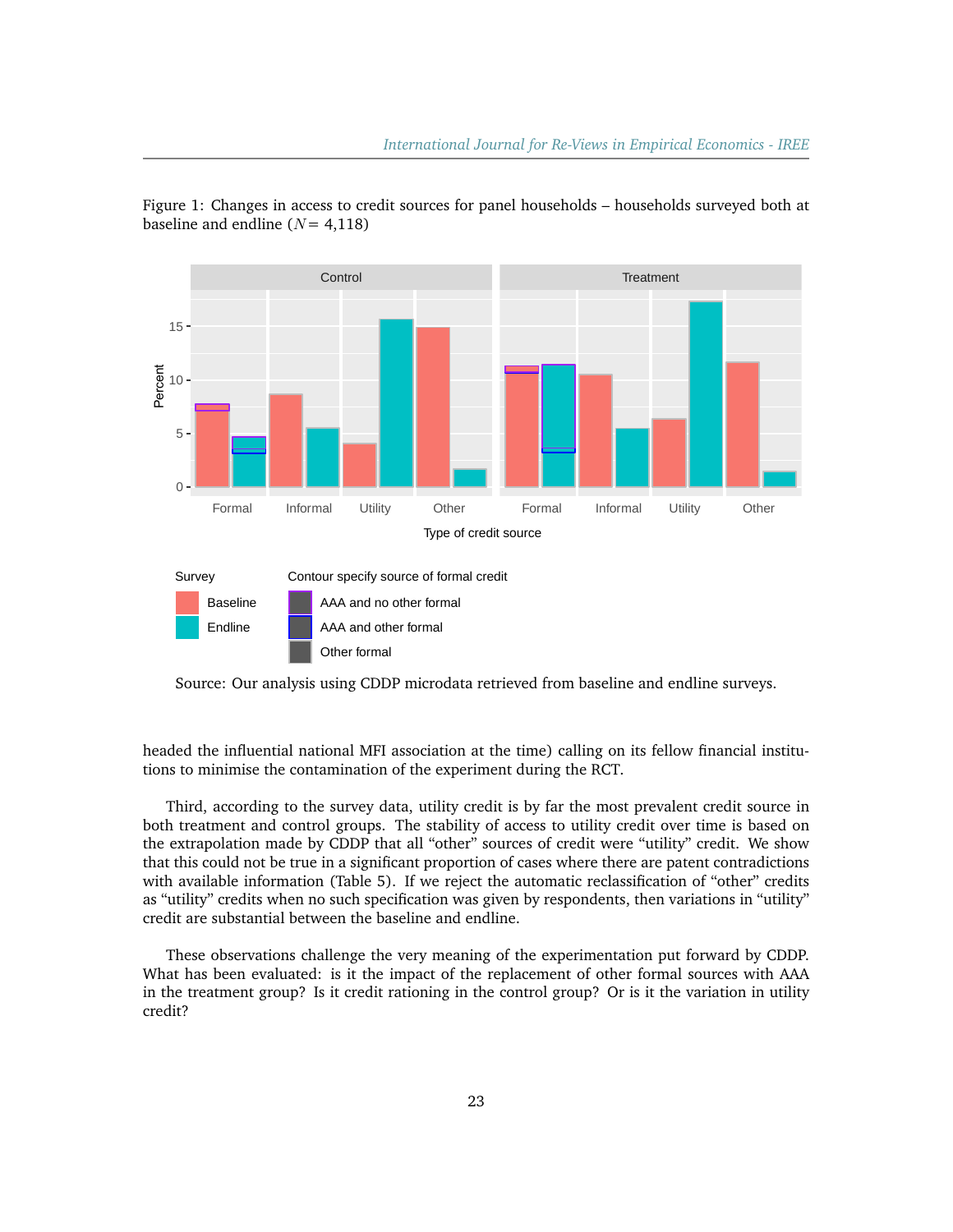Figure 1: Changes in access to credit sources for panel households – households surveyed both at baseline and endline ($N = 4{,}118$)

Source: Our analysis using CDDP microdata retrieved from baseline and endline surveys.

headed the influential national MFI association at the time) calling on its fellow financial institutions to minimise the contamination of the experiment during the RCT.

Third, according to the survey data, utility credit is by far the most prevalent credit source in both treatment and control groups. The stability of access to utility credit over time is based on the extrapolation made by CDDP that all "other" sources of credit were "utility" credit. We show that this could not be true in a significant proportion of cases where there are patent contradictions with available information (Table 5). If we reject the automatic reclassification of "other" credits as "utility" credits when no such specification was given by respondents, then variations in "utility" credit are substantial between the baseline and endline.

These observations challenge the very meaning of the experimentation put forward by CDDP. What has been evaluated: is it the impact of the replacement of other formal sources with AAA in the treatment group? Is it credit rationing in the control group? Or is it the variation in utility credit?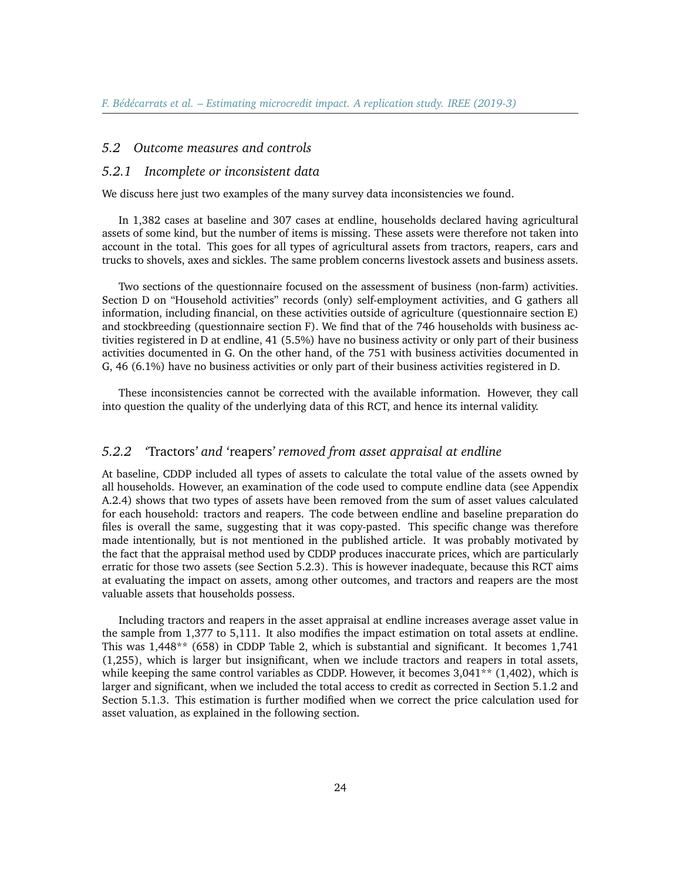### *5.2 Outcome measures and controls*

#### *5.2.1 Incomplete or inconsistent data*

We discuss here just two examples of the many survey data inconsistencies we found.

In 1,382 cases at baseline and 307 cases at endline, households declared having agricultural assets of some kind, but the number of items is missing. These assets were therefore not taken into account in the total. This goes for all types of agricultural assets from tractors, reapers, cars and trucks to shovels, axes and sickles. The same problem concerns livestock assets and business assets.

Two sections of the questionnaire focused on the assessment of business (non-farm) activities. Section D on "Household activities" records (only) self-employment activities, and G gathers all information, including financial, on these activities outside of agriculture (questionnaire section E) and stockbreeding (questionnaire section F). We find that of the 746 households with business activities registered in D at endline, 41 (5.5%) have no business activity or only part of their business activities documented in G. On the other hand, of the 751 with business activities documented in G, 46 (6.1%) have no business activities or only part of their business activities registered in D.

These inconsistencies cannot be corrected with the available information. However, they call into question the quality of the underlying data of this RCT, and hence its internal validity.

#### *5.2.2 '*Tractors*' and '*reapers*' removed from asset appraisal at endline*

At baseline, CDDP included all types of assets to calculate the total value of the assets owned by all households. However, an examination of the code used to compute endline data (see Appendix A.2.4) shows that two types of assets have been removed from the sum of asset values calculated for each household: tractors and reapers. The code between endline and baseline preparation do files is overall the same, suggesting that it was copy-pasted. This specific change was therefore made intentionally, but is not mentioned in the published article. It was probably motivated by the fact that the appraisal method used by CDDP produces inaccurate prices, which are particularly erratic for those two assets (see Section 5.2.3). This is however inadequate, because this RCT aims at evaluating the impact on assets, among other outcomes, and tractors and reapers are the most valuable assets that households possess.

Including tractors and reapers in the asset appraisal at endline increases average asset value in the sample from 1,377 to 5,111. It also modifies the impact estimation on total assets at endline. This was 1,448** (658) in CDDP Table 2, which is substantial and significant. It becomes 1,741 (1,255), which is larger but insignificant, when we include tractors and reapers in total assets, while keeping the same control variables as CDDP. However, it becomes 3,041** (1,402), which is larger and significant, when we included the total access to credit as corrected in Section 5.1.2 and Section 5.1.3. This estimation is further modified when we correct the price calculation used for asset valuation, as explained in the following section.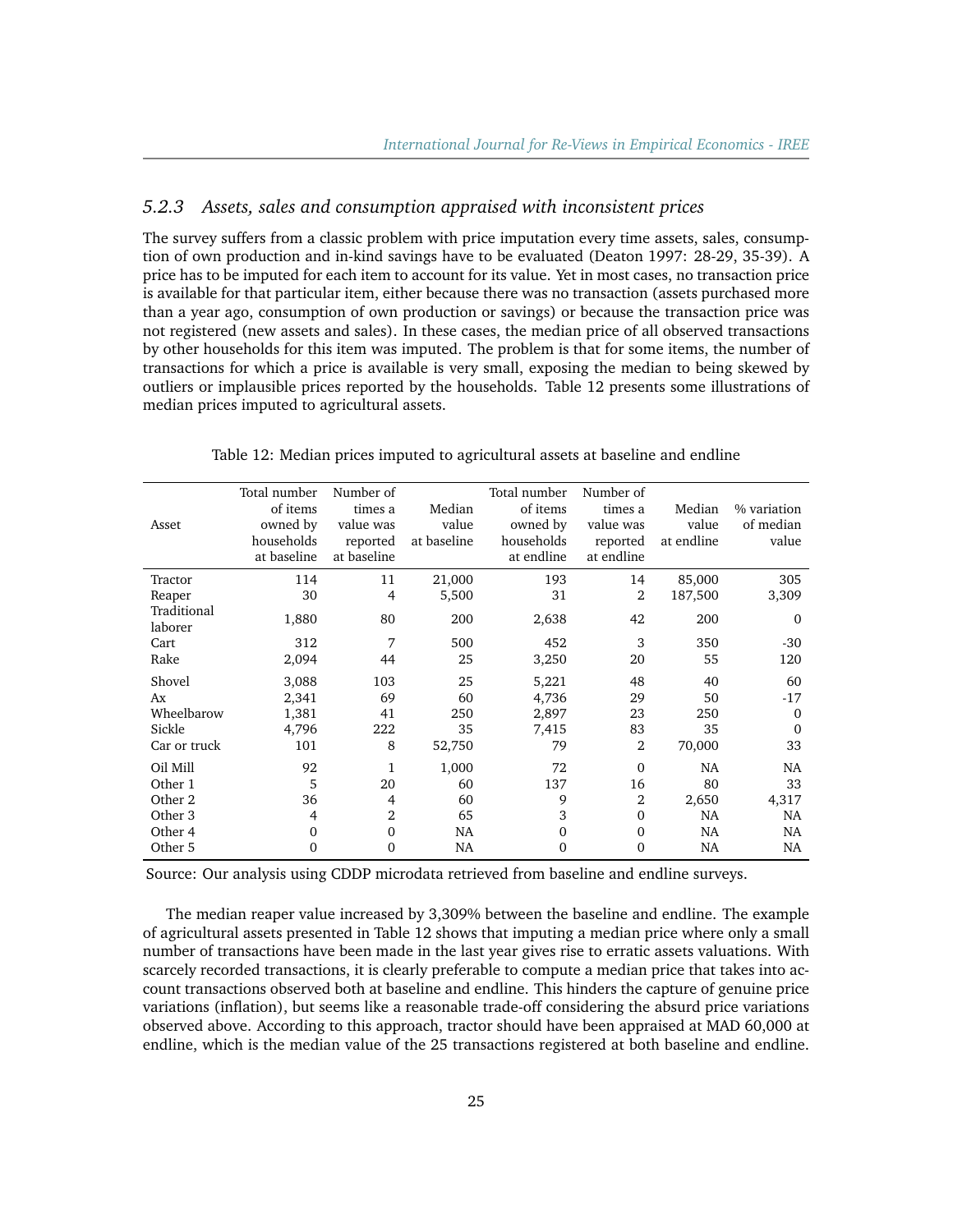### 5.2.3 *Assets, sales and consumption appraised with inconsistent prices*

The survey suffers from a classic problem with price imputation every time assets, sales, consumption of own production and in-kind savings have to be evaluated (Deaton 1997: 28-29, 35-39). A price has to be imputed for each item to account for its value. Yet in most cases, no transaction price is available for that particular item, either because there was no transaction (assets purchased more than a year ago, consumption of own production or savings) or because the transaction price was not registered (new assets and sales). In these cases, the median price of all observed transactions by other households for this item was imputed. The problem is that for some items, the number of transactions for which a price is available is very small, exposing the median to being skewed by outliers or implausible prices reported by the households. Table 12 presents some illustrations of median prices imputed to agricultural assets.

Table 12: Median prices imputed to agricultural assets at baseline and endline

| Asset | Total number of items owned by households at baseline | Number of times a value was reported at baseline | Median value at baseline | Total number of items owned by households at endline | Number of times a value was reported at endline | Median value at endline | % variation of median value |
|---|---|---|---|---|---|---|---|
| Tractor | 114 | 11 | 21,000 | 193 | 14 | 85,000 | 305 |
| Reaper | 30 | 4 | 5,500 | 31 | 2 | 187,500 | 3,309 |
| Traditional laborer | 1,880 | 80 | 200 | 2,638 | 42 | 200 | 0 |
| Cart | 312 | 7 | 500 | 452 | 3 | 350 | -30 |
| Rake | 2,094 | 44 | 25 | 3,250 | 20 | 55 | 120 |
| Shovel | 3,088 | 103 | 25 | 5,221 | 48 | 40 | 60 |
| Ax | 2,341 | 69 | 60 | 4,736 | 29 | 50 | -17 |
| Wheelbarow | 1,381 | 41 | 250 | 2,897 | 23 | 250 | 0 |
| Sickle | 4,796 | 222 | 35 | 7,415 | 83 | 35 | 0 |
| Car or truck | 101 | 8 | 52,750 | 79 | 2 | 70,000 | 33 |
| Oil Mill | 92 | 1 | 1,000 | 72 | 0 | NA | NA |
| Other 1 | 5 | 20 | 60 | 137 | 16 | 80 | 33 |
| Other 2 | 36 | 4 | 60 | 9 | 2 | 2,650 | 4,317 |
| Other 3 | 4 | 2 | 65 | 3 | 0 | NA | NA |
| Other 4 | 0 | 0 | NA | 0 | 0 | NA | NA |
| Other 5 | 0 | 0 | NA | 0 | 0 | NA | NA |

Source: Our analysis using CDDP microdata retrieved from baseline and endline surveys.

The median reaper value increased by 3,309% between the baseline and endline. The example of agricultural assets presented in Table 12 shows that imputing a median price where only a small number of transactions have been made in the last year gives rise to erratic assets valuations. With scarcely recorded transactions, it is clearly preferable to compute a median price that takes into account transactions observed both at baseline and endline. This hinders the capture of genuine price variations (inflation), but seems like a reasonable trade-off considering the absurd price variations observed above. According to this approach, tractor should have been appraised at MAD 60,000 at endline, which is the median value of the 25 transactions registered at both baseline and endline.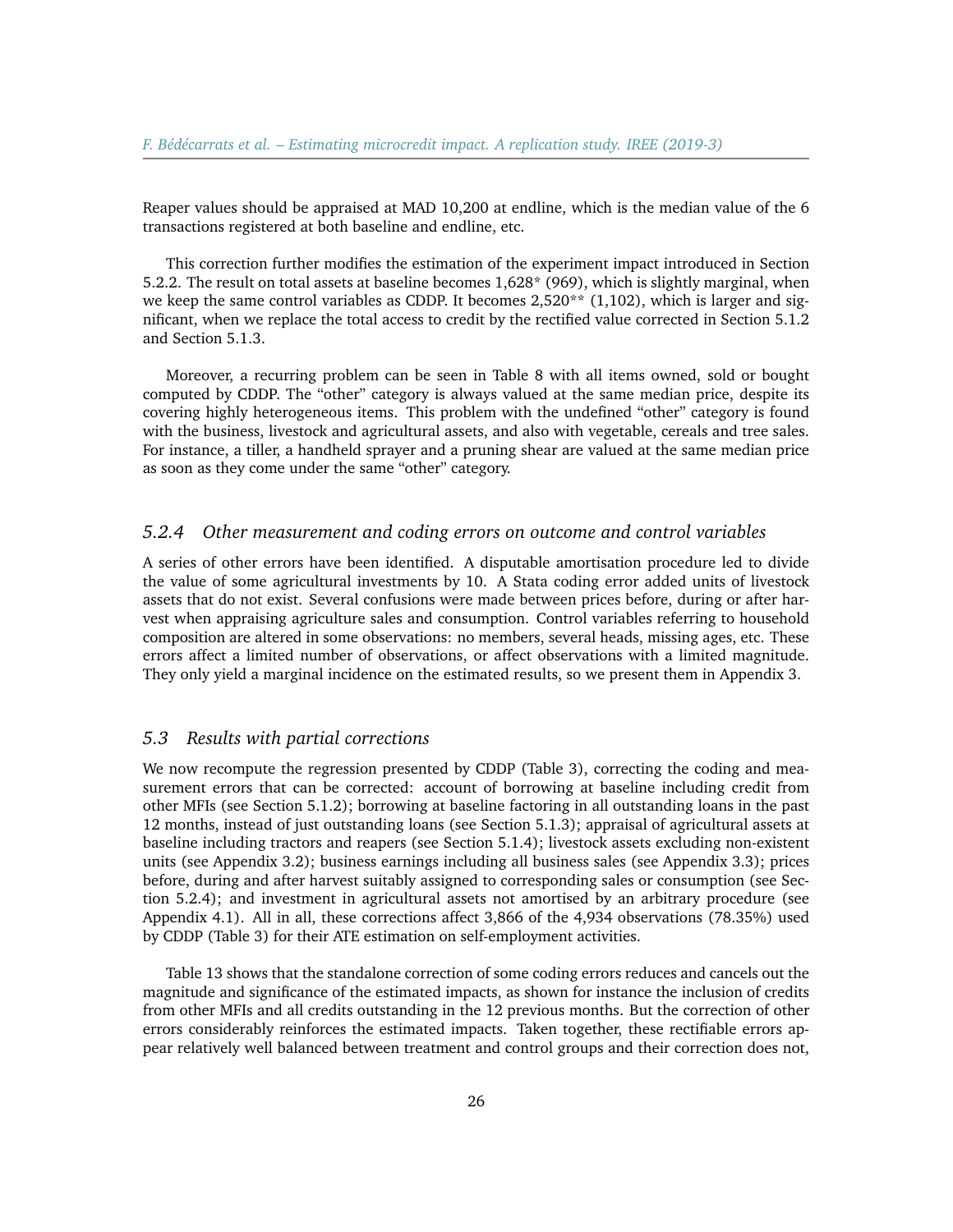Reaper values should be appraised at MAD 10,200 at endline, which is the median value of the 6 transactions registered at both baseline and endline, etc.

This correction further modifies the estimation of the experiment impact introduced in Section 5.2.2. The result on total assets at baseline becomes 1,628* (969), which is slightly marginal, when we keep the same control variables as CDDP. It becomes 2,520** (1,102), which is larger and significant, when we replace the total access to credit by the rectified value corrected in Section 5.1.2 and Section 5.1.3.

Moreover, a recurring problem can be seen in Table 8 with all items owned, sold or bought computed by CDDP. The "other" category is always valued at the same median price, despite its covering highly heterogeneous items. This problem with the undefined "other" category is found with the business, livestock and agricultural assets, and also with vegetable, cereals and tree sales. For instance, a tiller, a handheld sprayer and a pruning shear are valued at the same median price as soon as they come under the same "other" category.

### *5.2.4 Other measurement and coding errors on outcome and control variables*

A series of other errors have been identified. A disputable amortisation procedure led to divide the value of some agricultural investments by 10. A Stata coding error added units of livestock assets that do not exist. Several confusions were made between prices before, during or after harvest when appraising agriculture sales and consumption. Control variables referring to household composition are altered in some observations: no members, several heads, missing ages, etc. These errors affect a limited number of observations, or affect observations with a limited magnitude. They only yield a marginal incidence on the estimated results, so we present them in Appendix 3.

## *5.3 Results with partial corrections*

We now recompute the regression presented by CDDP (Table 3), correcting the coding and measurement errors that can be corrected: account of borrowing at baseline including credit from other MFIs (see Section 5.1.2); borrowing at baseline factoring in all outstanding loans in the past 12 months, instead of just outstanding loans (see Section 5.1.3); appraisal of agricultural assets at baseline including tractors and reapers (see Section 5.1.4); livestock assets excluding non-existent units (see Appendix 3.2); business earnings including all business sales (see Appendix 3.3); prices before, during and after harvest suitably assigned to corresponding sales or consumption (see Section 5.2.4); and investment in agricultural assets not amortised by an arbitrary procedure (see Appendix 4.1). All in all, these corrections affect 3,866 of the 4,934 observations (78.35%) used by CDDP (Table 3) for their ATE estimation on self-employment activities.

Table 13 shows that the standalone correction of some coding errors reduces and cancels out the magnitude and significance of the estimated impacts, as shown for instance the inclusion of credits from other MFIs and all credits outstanding in the 12 previous months. But the correction of other errors considerably reinforces the estimated impacts. Taken together, these rectifiable errors appear relatively well balanced between treatment and control groups and their correction does not,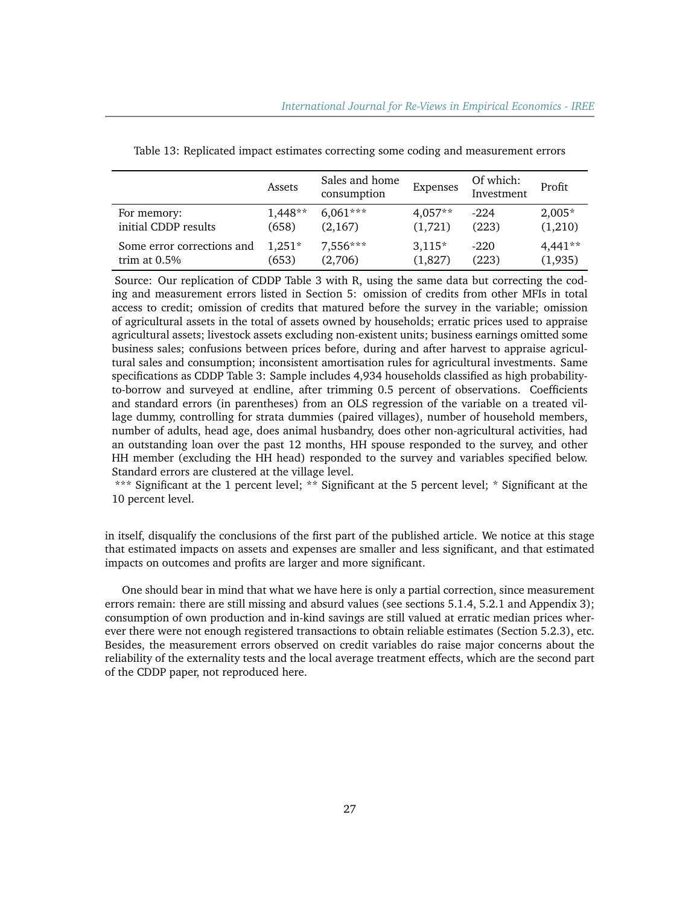Table 13: Replicated impact estimates correcting some coding and measurement errors

| | Assets | Sales and home consumption | Expenses | Of which: Investment | Profit |
|---|---|---|---|---|---|
| For memory: | 1,448** | 6,061*** | 4,057** | -224 | 2,005* |
| initial CDDP results | (658) | (2,167) | (1,721) | (223) | (1,210) |
| Some error corrections and | 1,251* | 7,556*** | 3,115* | -220 | 4,441** |
| trim at 0.5% | (653) | (2,706) | (1,827) | (223) | (1,935) |

Source: Our replication of CDDP Table 3 with R, using the same data but correcting the coding and measurement errors listed in Section 5: omission of credits from other MFIs in total access to credit; omission of credits that matured before the survey in the variable; omission of agricultural assets in the total of assets owned by households; erratic prices used to appraise agricultural assets; livestock assets excluding non-existent units; business earnings omitted some business sales; confusions between prices before, during and after harvest to appraise agricultural sales and consumption; inconsistent amortisation rules for agricultural investments. Same specifications as CDDP Table 3: Sample includes 4,934 households classified as high probability-to-borrow and surveyed at endline, after trimming 0.5 percent of observations. Coefficients and standard errors (in parentheses) from an OLS regression of the variable on a treated village dummy, controlling for strata dummies (paired villages), number of household members, number of adults, head age, does animal husbandry, does other non-agricultural activities, had an outstanding loan over the past 12 months, HH spouse responded to the survey, and other HH member (excluding the HH head) responded to the survey and variables specified below. Standard errors are clustered at the village level.

*** Significant at the 1 percent level; ** Significant at the 5 percent level; * Significant at the 10 percent level.

in itself, disqualify the conclusions of the first part of the published article. We notice at this stage that estimated impacts on assets and expenses are smaller and less significant, and that estimated impacts on outcomes and profits are larger and more significant.

One should bear in mind that what we have here is only a partial correction, since measurement errors remain: there are still missing and absurd values (see sections 5.1.4, 5.2.1 and Appendix 3); consumption of own production and in-kind savings are still valued at erratic median prices wherever there were not enough registered transactions to obtain reliable estimates (Section 5.2.3), etc. Besides, the measurement errors observed on credit variables do raise major concerns about the reliability of the externality tests and the local average treatment effects, which are the second part of the CDDP paper, not reproduced here.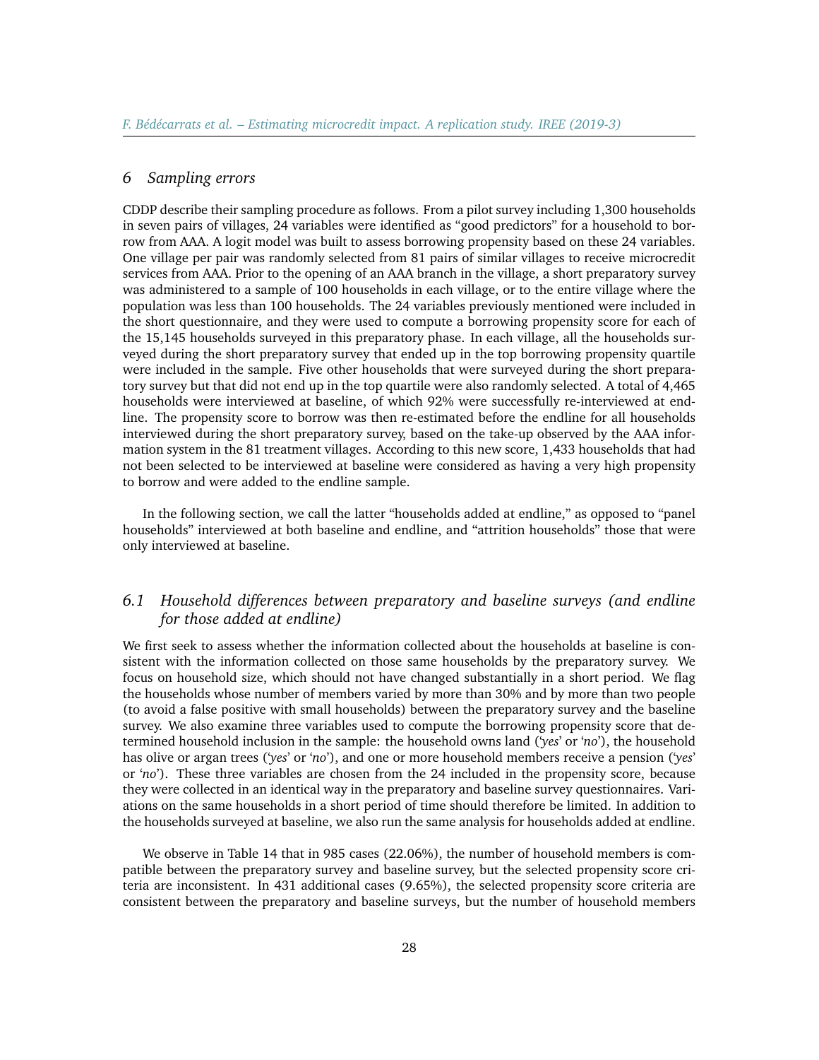## 6 Sampling errors

CDDP describe their sampling procedure as follows. From a pilot survey including 1,300 households in seven pairs of villages, 24 variables were identified as "good predictors" for a household to borrow from AAA. A logit model was built to assess borrowing propensity based on these 24 variables. One village per pair was randomly selected from 81 pairs of similar villages to receive microcredit services from AAA. Prior to the opening of an AAA branch in the village, a short preparatory survey was administered to a sample of 100 households in each village, or to the entire village where the population was less than 100 households. The 24 variables previously mentioned were included in the short questionnaire, and they were used to compute a borrowing propensity score for each of the 15,145 households surveyed in this preparatory phase. In each village, all the households surveyed during the short preparatory survey that ended up in the top borrowing propensity quartile were included in the sample. Five other households that were surveyed during the short preparatory survey but that did not end up in the top quartile were also randomly selected. A total of 4,465 households were interviewed at baseline, of which 92% were successfully re-interviewed at endline. The propensity score to borrow was then re-estimated before the endline for all households interviewed during the short preparatory survey, based on the take-up observed by the AAA information system in the 81 treatment villages. According to this new score, 1,433 households that had not been selected to be interviewed at baseline were considered as having a very high propensity to borrow and were added to the endline sample.

In the following section, we call the latter "households added at endline," as opposed to "panel households" interviewed at both baseline and endline, and "attrition households" those that were only interviewed at baseline.

### 6.1 Household differences between preparatory and baseline surveys (and endline for those added at endline)

We first seek to assess whether the information collected about the households at baseline is consistent with the information collected on those same households by the preparatory survey. We focus on household size, which should not have changed substantially in a short period. We flag the households whose number of members varied by more than 30% and by more than two people (to avoid a false positive with small households) between the preparatory survey and the baseline survey. We also examine three variables used to compute the borrowing propensity score that determined household inclusion in the sample: the household owns land ('*yes*' or '*no*'), the household has olive or argan trees ('*yes*' or '*no*'), and one or more household members receive a pension ('*yes*' or '*no*'). These three variables are chosen from the 24 included in the propensity score, because they were collected in an identical way in the preparatory and baseline survey questionnaires. Variations on the same households in a short period of time should therefore be limited. In addition to the households surveyed at baseline, we also run the same analysis for households added at endline.

We observe in Table 14 that in 985 cases (22.06%), the number of household members is compatible between the preparatory survey and baseline survey, but the selected propensity score criteria are inconsistent. In 431 additional cases (9.65%), the selected propensity score criteria are consistent between the preparatory and baseline surveys, but the number of household members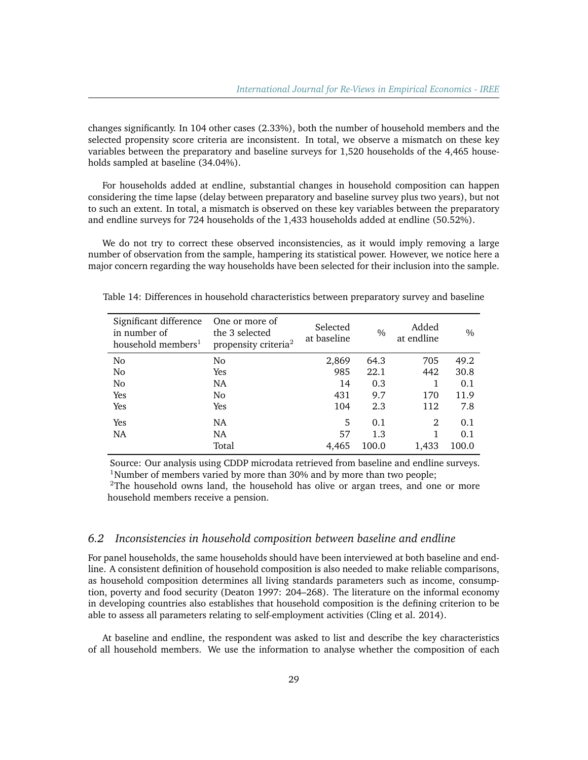changes significantly. In 104 other cases (2.33%), both the number of household members and the selected propensity score criteria are inconsistent. In total, we observe a mismatch on these key variables between the preparatory and baseline surveys for 1,520 households of the 4,465 households sampled at baseline (34.04%).

For households added at endline, substantial changes in household composition can happen considering the time lapse (delay between preparatory and baseline survey plus two years), but not to such an extent. In total, a mismatch is observed on these key variables between the preparatory and endline surveys for 724 households of the 1,433 households added at endline (50.52%).

We do not try to correct these observed inconsistencies, as it would imply removing a large number of observation from the sample, hampering its statistical power. However, we notice here a major concern regarding the way households have been selected for their inclusion into the sample.

Table 14: Differences in household characteristics between preparatory survey and baseline

| Significant difference in number of household members[1] | One or more of the 3 selected propensity criteria[2] | Selected at baseline | % | Added at endline | % |
|---|---|---|---|---|---|
| No | No | 2,869 | 64.3 | 705 | 49.2 |
| No | Yes | 985 | 22.1 | 442 | 30.8 |
| No | NA | 14 | 0.3 | 1 | 0.1 |
| Yes | No | 431 | 9.7 | 170 | 11.9 |
| Yes | Yes | 104 | 2.3 | 112 | 7.8 |
| Yes | NA | 5 | 0.1 | 2 | 0.1 |
| NA | NA | 57 | 1.3 | 1 | 0.1 |
| | Total | 4,465 | 100.0 | 1,433 | 100.0 |

Source: Our analysis using CDDP microdata retrieved from baseline and endline surveys.
[1]Number of members varied by more than 30% and by more than two people;
[2]The household owns land, the household has olive or argan trees, and one or more household members receive a pension.

## 6.2 *Inconsistencies in household composition between baseline and endline*

For panel households, the same households should have been interviewed at both baseline and endline. A consistent definition of household composition is also needed to make reliable comparisons, as household composition determines all living standards parameters such as income, consumption, poverty and food security (Deaton 1997: 204–268). The literature on the informal economy in developing countries also establishes that household composition is the defining criterion to be able to assess all parameters relating to self-employment activities (Cling et al. 2014).

At baseline and endline, the respondent was asked to list and describe the key characteristics of all household members. We use the information to analyse whether the composition of each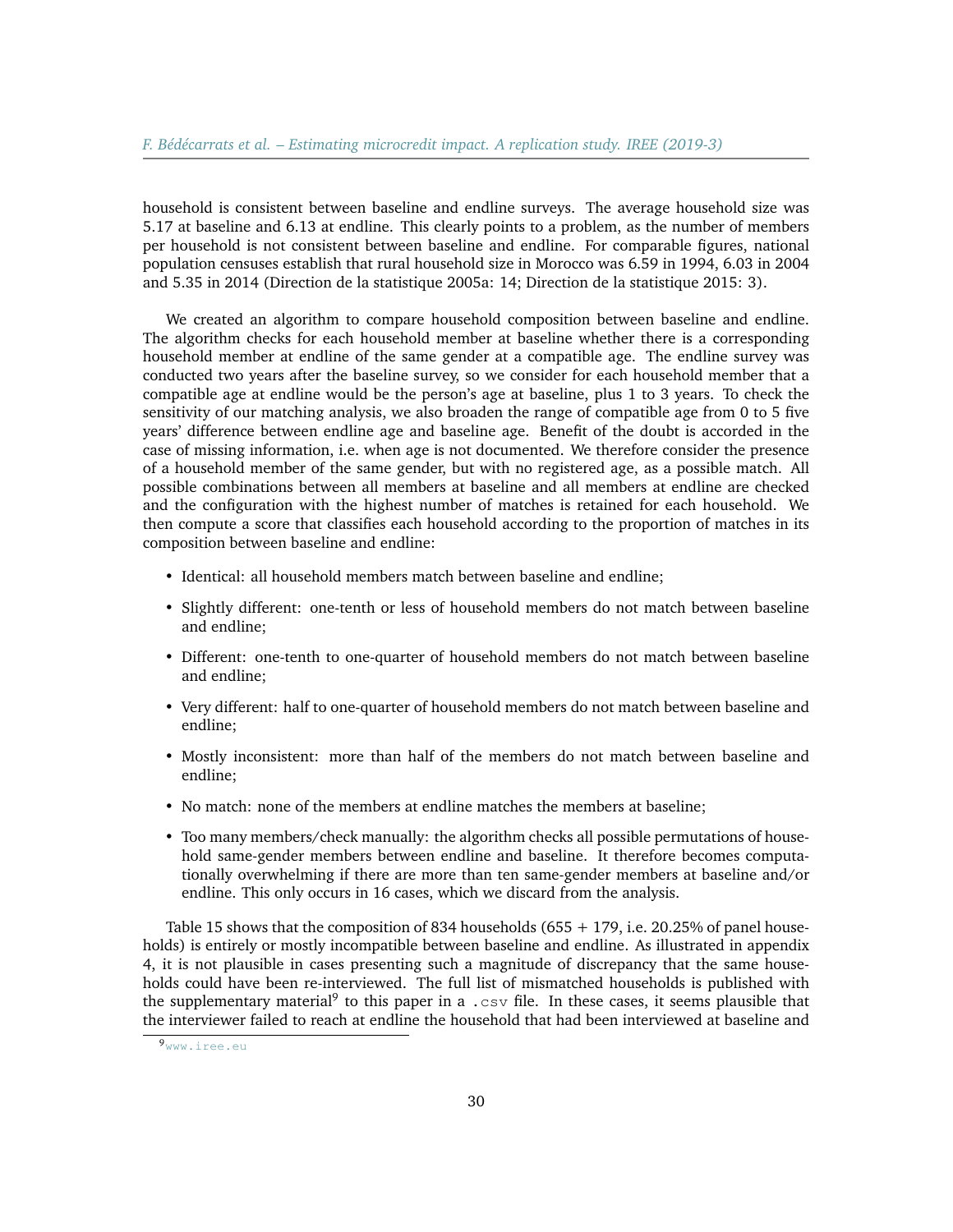household is consistent between baseline and endline surveys. The average household size was 5.17 at baseline and 6.13 at endline. This clearly points to a problem, as the number of members per household is not consistent between baseline and endline. For comparable figures, national population censuses establish that rural household size in Morocco was 6.59 in 1994, 6.03 in 2004 and 5.35 in 2014 (Direction de la statistique 2005a: 14; Direction de la statistique 2015: 3).

We created an algorithm to compare household composition between baseline and endline. The algorithm checks for each household member at baseline whether there is a corresponding household member at endline of the same gender at a compatible age. The endline survey was conducted two years after the baseline survey, so we consider for each household member that a compatible age at endline would be the person's age at baseline, plus 1 to 3 years. To check the sensitivity of our matching analysis, we also broaden the range of compatible age from 0 to 5 five years' difference between endline age and baseline age. Benefit of the doubt is accorded in the case of missing information, i.e. when age is not documented. We therefore consider the presence of a household member of the same gender, but with no registered age, as a possible match. All possible combinations between all members at baseline and all members at endline are checked and the configuration with the highest number of matches is retained for each household. We then compute a score that classifies each household according to the proportion of matches in its composition between baseline and endline:

- Identical: all household members match between baseline and endline;
- Slightly different: one-tenth or less of household members do not match between baseline and endline;
- Different: one-tenth to one-quarter of household members do not match between baseline and endline;
- Very different: half to one-quarter of household members do not match between baseline and endline;
- Mostly inconsistent: more than half of the members do not match between baseline and endline;
- No match: none of the members at endline matches the members at baseline;
- Too many members/check manually: the algorithm checks all possible permutations of household same-gender members between endline and baseline. It therefore becomes computationally overwhelming if there are more than ten same-gender members at baseline and/or endline. This only occurs in 16 cases, which we discard from the analysis.

Table 15 shows that the composition of 834 households (655 + 179, i.e. 20.25% of panel households) is entirely or mostly incompatible between baseline and endline. As illustrated in appendix 4, it is not plausible in cases presenting such a magnitude of discrepancy that the same households could have been re-interviewed. The full list of mismatched households is published with the supplementary material[9] to this paper in a `.csv` file. In these cases, it seems plausible that the interviewer failed to reach at endline the household that had been interviewed at baseline and

[9] www.iree.eu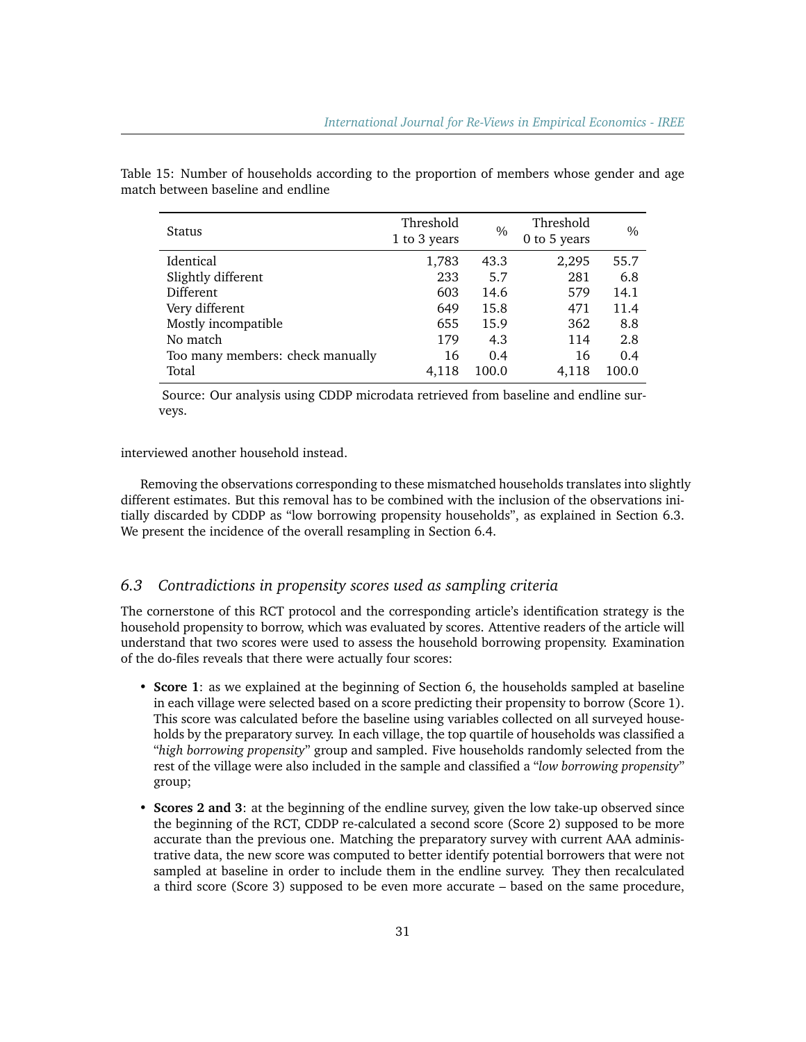Table 15: Number of households according to the proportion of members whose gender and age match between baseline and endline

| Status | Threshold 1 to 3 years | % | Threshold 0 to 5 years | % |
|---|---|---|---|---|
| Identical | 1,783 | 43.3 | 2,295 | 55.7 |
| Slightly different | 233 | 5.7 | 281 | 6.8 |
| Different | 603 | 14.6 | 579 | 14.1 |
| Very different | 649 | 15.8 | 471 | 11.4 |
| Mostly incompatible | 655 | 15.9 | 362 | 8.8 |
| No match | 179 | 4.3 | 114 | 2.8 |
| Too many members: check manually | 16 | 0.4 | 16 | 0.4 |
| Total | 4,118 | 100.0 | 4,118 | 100.0 |

Source: Our analysis using CDDP microdata retrieved from baseline and endline surveys.

interviewed another household instead.

Removing the observations corresponding to these mismatched households translates into slightly different estimates. But this removal has to be combined with the inclusion of the observations initially discarded by CDDP as "low borrowing propensity households", as explained in Section 6.3. We present the incidence of the overall resampling in Section 6.4.

### 6.3 *Contradictions in propensity scores used as sampling criteria*

The cornerstone of this RCT protocol and the corresponding article's identification strategy is the household propensity to borrow, which was evaluated by scores. Attentive readers of the article will understand that two scores were used to assess the household borrowing propensity. Examination of the do-files reveals that there were actually four scores:

- **Score 1**: as we explained at the beginning of Section 6, the households sampled at baseline in each village were selected based on a score predicting their propensity to borrow (Score 1). This score was calculated before the baseline using variables collected on all surveyed households by the preparatory survey. In each village, the top quartile of households was classified a "*high borrowing propensity*" group and sampled. Five households randomly selected from the rest of the village were also included in the sample and classified a "*low borrowing propensity*" group;
- **Scores 2 and 3**: at the beginning of the endline survey, given the low take-up observed since the beginning of the RCT, CDDP re-calculated a second score (Score 2) supposed to be more accurate than the previous one. Matching the preparatory survey with current AAA administrative data, the new score was computed to better identify potential borrowers that were not sampled at baseline in order to include them in the endline survey. They then recalculated a third score (Score 3) supposed to be even more accurate – based on the same procedure,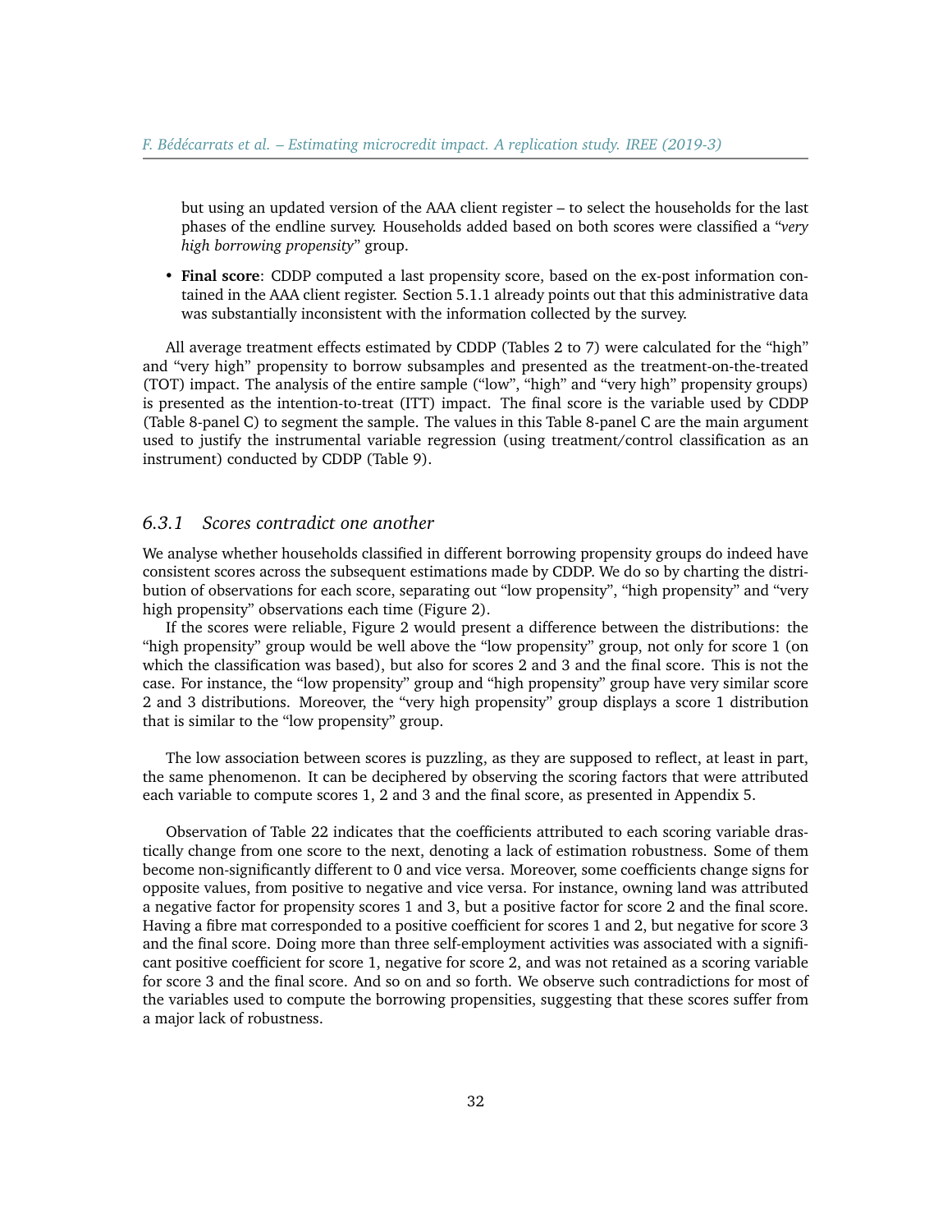but using an updated version of the AAA client register – to select the households for the last phases of the endline survey. Households added based on both scores were classified a "*very high borrowing propensity*" group.

- **Final score**: CDDP computed a last propensity score, based on the ex-post information contained in the AAA client register. Section 5.1.1 already points out that this administrative data was substantially inconsistent with the information collected by the survey.

All average treatment effects estimated by CDDP (Tables 2 to 7) were calculated for the "high" and "very high" propensity to borrow subsamples and presented as the treatment-on-the-treated (TOT) impact. The analysis of the entire sample ("low", "high" and "very high" propensity groups) is presented as the intention-to-treat (ITT) impact. The final score is the variable used by CDDP (Table 8-panel C) to segment the sample. The values in this Table 8-panel C are the main argument used to justify the instrumental variable regression (using treatment/control classification as an instrument) conducted by CDDP (Table 9).

### *6.3.1 Scores contradict one another*

We analyse whether households classified in different borrowing propensity groups do indeed have consistent scores across the subsequent estimations made by CDDP. We do so by charting the distribution of observations for each score, separating out "low propensity", "high propensity" and "very high propensity" observations each time (Figure 2).

If the scores were reliable, Figure 2 would present a difference between the distributions: the "high propensity" group would be well above the "low propensity" group, not only for score 1 (on which the classification was based), but also for scores 2 and 3 and the final score. This is not the case. For instance, the "low propensity" group and "high propensity" group have very similar score 2 and 3 distributions. Moreover, the "very high propensity" group displays a score 1 distribution that is similar to the "low propensity" group.

The low association between scores is puzzling, as they are supposed to reflect, at least in part, the same phenomenon. It can be deciphered by observing the scoring factors that were attributed each variable to compute scores 1, 2 and 3 and the final score, as presented in Appendix 5.

Observation of Table 22 indicates that the coefficients attributed to each scoring variable drastically change from one score to the next, denoting a lack of estimation robustness. Some of them become non-significantly different to 0 and vice versa. Moreover, some coefficients change signs for opposite values, from positive to negative and vice versa. For instance, owning land was attributed a negative factor for propensity scores 1 and 3, but a positive factor for score 2 and the final score. Having a fibre mat corresponded to a positive coefficient for scores 1 and 2, but negative for score 3 and the final score. Doing more than three self-employment activities was associated with a significant positive coefficient for score 1, negative for score 2, and was not retained as a scoring variable for score 3 and the final score. And so on and so forth. We observe such contradictions for most of the variables used to compute the borrowing propensities, suggesting that these scores suffer from a major lack of robustness.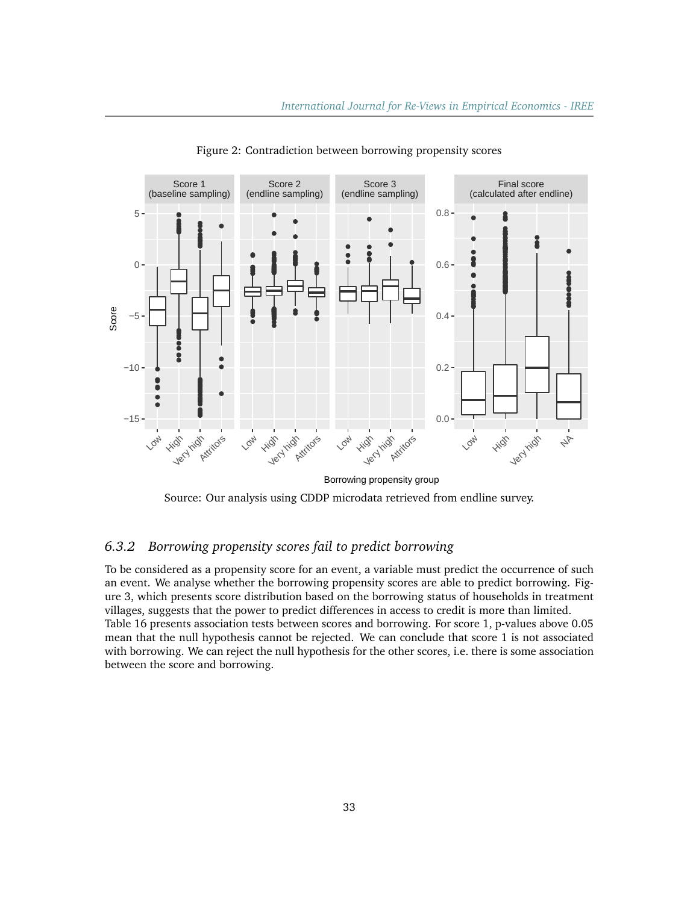Figure 2: Contradiction between borrowing propensity scores

Source: Our analysis using CDDP microdata retrieved from endline survey.

### 6.3.2 Borrowing propensity scores fail to predict borrowing

To be considered as a propensity score for an event, a variable must predict the occurrence of such an event. We analyse whether the borrowing propensity scores are able to predict borrowing. Figure 3, which presents score distribution based on the borrowing status of households in treatment villages, suggests that the power to predict differences in access to credit is more than limited.
Table 16 presents association tests between scores and borrowing. For score 1, p-values above 0.05 mean that the null hypothesis cannot be rejected. We can conclude that score 1 is not associated with borrowing. We can reject the null hypothesis for the other scores, i.e. there is some association between the score and borrowing.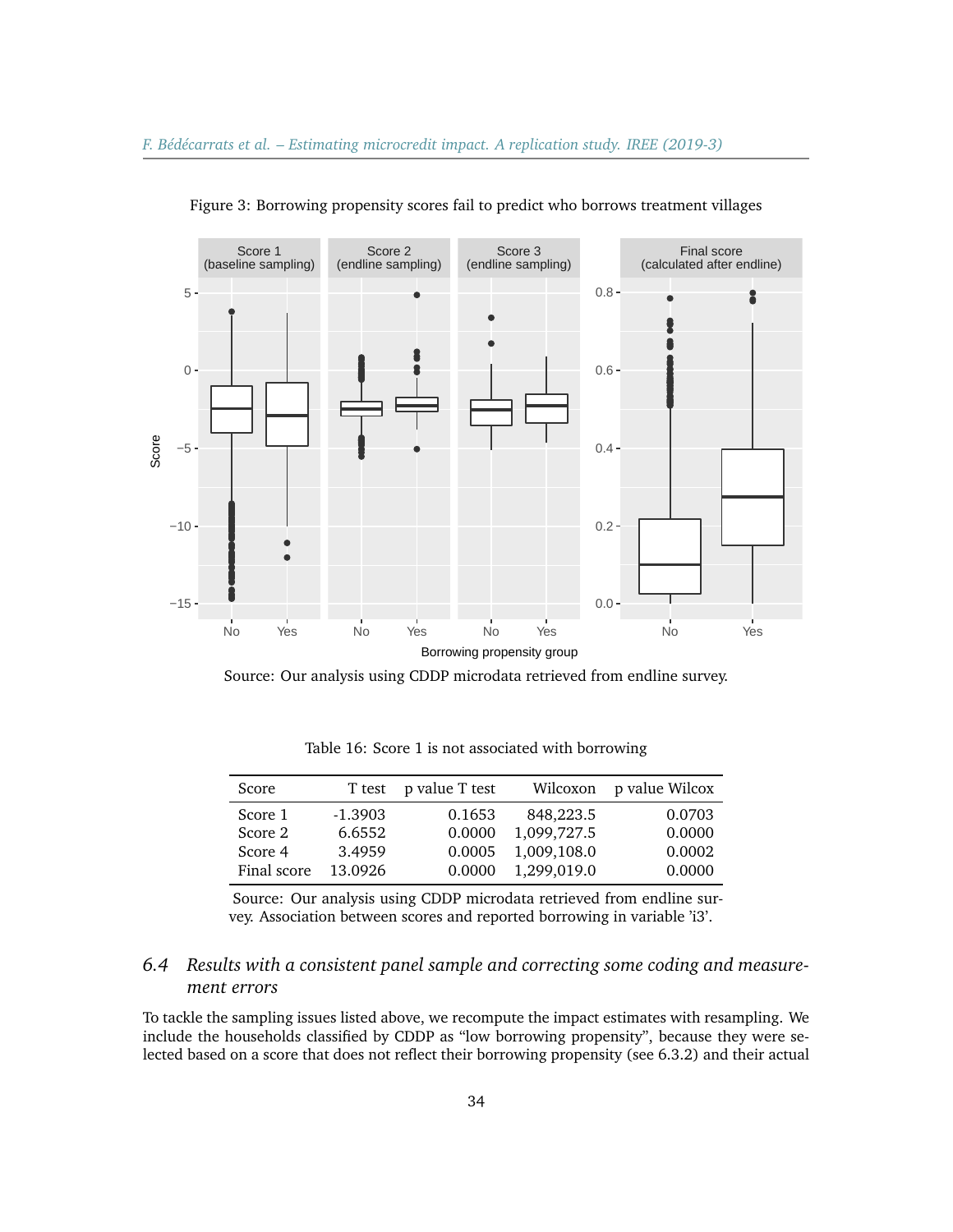Figure 3: Borrowing propensity scores fail to predict who borrows treatment villages

Source: Our analysis using CDDP microdata retrieved from endline survey.

Table 16: Score 1 is not associated with borrowing

| Score | T test | p value T test | Wilcoxon | p value Wilcox |
|---|---|---|---|---|
| Score 1 | -1.3903 | 0.1653 | 848,223.5 | 0.0703 |
| Score 2 | 6.6552 | 0.0000 | 1,099,727.5 | 0.0000 |
| Score 4 | 3.4959 | 0.0005 | 1,009,108.0 | 0.0002 |
| Final score | 13.0926 | 0.0000 | 1,299,019.0 | 0.0000 |

Source: Our analysis using CDDP microdata retrieved from endline survey. Association between scores and reported borrowing in variable 'i3'.

### 6.4 *Results with a consistent panel sample and correcting some coding and measurement errors*

To tackle the sampling issues listed above, we recompute the impact estimates with resampling. We include the households classified by CDDP as "low borrowing propensity", because they were selected based on a score that does not reflect their borrowing propensity (see 6.3.2) and their actual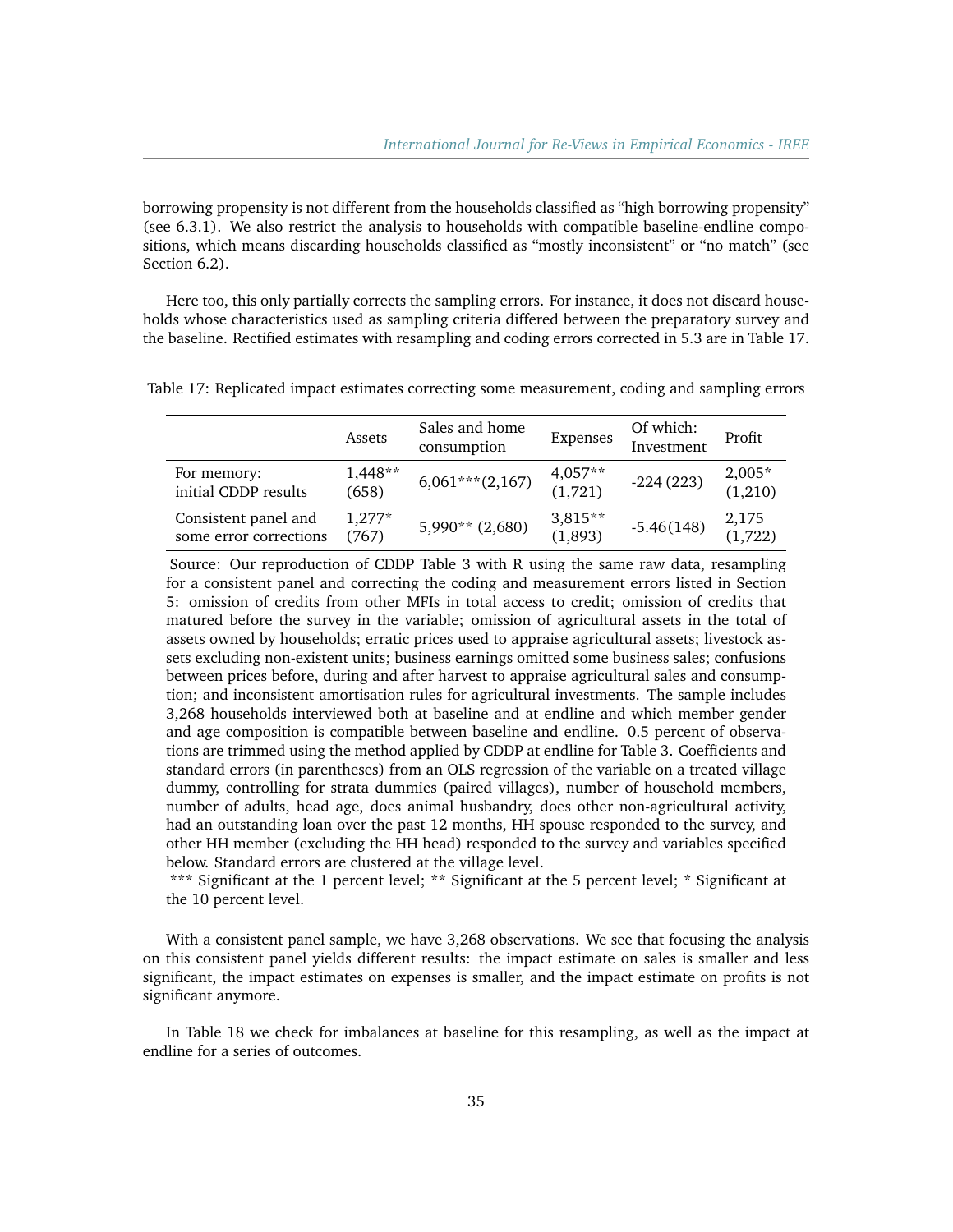borrowing propensity is not different from the households classified as "high borrowing propensity" (see 6.3.1). We also restrict the analysis to households with compatible baseline-endline compositions, which means discarding households classified as "mostly inconsistent" or "no match" (see Section 6.2).

Here too, this only partially corrects the sampling errors. For instance, it does not discard households whose characteristics used as sampling criteria differed between the preparatory survey and the baseline. Rectified estimates with resampling and coding errors corrected in 5.3 are in Table 17.

Table 17: Replicated impact estimates correcting some measurement, coding and sampling errors

| | Assets | Sales and home consumption | Expenses | Of which: Investment | Profit |
|---|---|---|---|---|---|
| For memory: initial CDDP results | 1,448** (658) | 6,061***(2,167) | 4,057** (1,721) | -224 (223) | 2,005* (1,210) |
| Consistent panel and some error corrections | 1,277* (767) | 5,990** (2,680) | 3,815** (1,893) | -5.46(148) | 2,175 (1,722) |

Source: Our reproduction of CDDP Table 3 with R using the same raw data, resampling for a consistent panel and correcting the coding and measurement errors listed in Section 5: omission of credits from other MFIs in total access to credit; omission of credits that matured before the survey in the variable; omission of agricultural assets in the total of assets owned by households; erratic prices used to appraise agricultural assets; livestock assets excluding non-existent units; business earnings omitted some business sales; confusions between prices before, during and after harvest to appraise agricultural sales and consumption; and inconsistent amortisation rules for agricultural investments. The sample includes 3,268 households interviewed both at baseline and at endline and which member gender and age composition is compatible between baseline and endline. 0.5 percent of observations are trimmed using the method applied by CDDP at endline for Table 3. Coefficients and standard errors (in parentheses) from an OLS regression of the variable on a treated village dummy, controlling for strata dummies (paired villages), number of household members, number of adults, head age, does animal husbandry, does other non-agricultural activity, had an outstanding loan over the past 12 months, HH spouse responded to the survey, and other HH member (excluding the HH head) responded to the survey and variables specified below. Standard errors are clustered at the village level.
*** Significant at the 1 percent level; ** Significant at the 5 percent level; * Significant at the 10 percent level.

With a consistent panel sample, we have 3,268 observations. We see that focusing the analysis on this consistent panel yields different results: the impact estimate on sales is smaller and less significant, the impact estimates on expenses is smaller, and the impact estimate on profits is not significant anymore.

In Table 18 we check for imbalances at baseline for this resampling, as well as the impact at endline for a series of outcomes.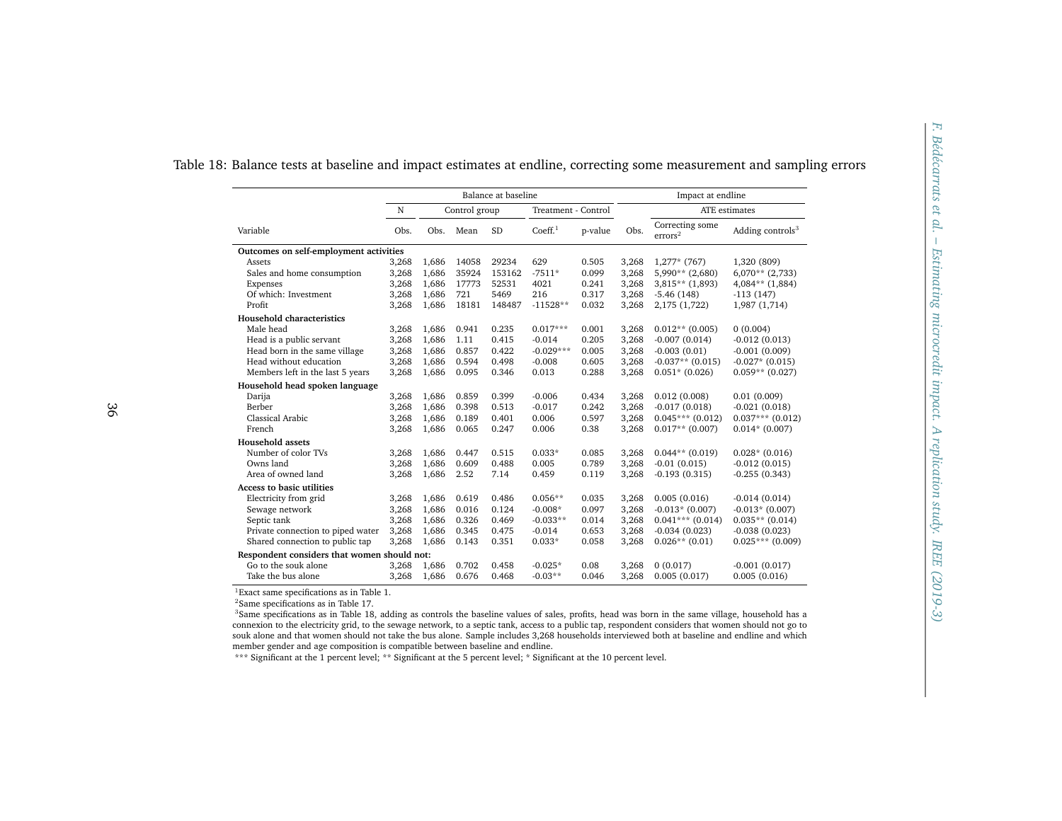Table 18: Balance tests at baseline and impact estimates at endline, correcting some measurement and sampling errors

| | Balance at baseline | | | | | | Impact at endline | | |
|---|---|---|---|---|---|---|---|---|---|
| | N | Control group | | | Treatment - Control | | | ATE estimates | |
| Variable | Obs. | Obs. | Mean | SD | Coeff.[1] | p-value | Obs. | Correcting some errors[2] | Adding controls[3] |
| **Outcomes on self-employment activities** | | | | | | | | | |
| Assets | 3,268 | 1,686 | 14058 | 29234 | 629 | 0.505 | 3,268 | 1,277* (767) | 1,320 (809) |
| Sales and home consumption | 3,268 | 1,686 | 35924 | 153162 | -7511* | 0.099 | 3,268 | 5,990** (2,680) | 6,070** (2,733) |
| Expenses | 3,268 | 1,686 | 17773 | 52531 | 4021 | 0.241 | 3,268 | 3,815** (1,893) | 4,084** (1,884) |
| Of which: Investment | 3,268 | 1,686 | 721 | 5469 | 216 | 0.317 | 3,268 | -5.46 (148) | -113 (147) |
| Profit | 3,268 | 1,686 | 18181 | 148487 | -11528** | 0.032 | 3,268 | 2,175 (1,722) | 1,987 (1,714) |
| **Household characteristics** | | | | | | | | | |
| Male head | 3,268 | 1,686 | 0.941 | 0.235 | 0.017*** | 0.001 | 3,268 | 0.012** (0.005) | 0 (0.004) |
| Head is a public servant | 3,268 | 1,686 | 1.11 | 0.415 | -0.014 | 0.205 | 3,268 | -0.007 (0.014) | -0.012 (0.013) |
| Head born in the same village | 3,268 | 1,686 | 0.857 | 0.422 | -0.029*** | 0.005 | 3,268 | -0.003 (0.01) | -0.001 (0.009) |
| Head without education | 3,268 | 1,686 | 0.594 | 0.498 | -0.008 | 0.605 | 3,268 | -0.037** (0.015) | -0.027* (0.015) |
| Members left in the last 5 years | 3,268 | 1,686 | 0.095 | 0.346 | 0.013 | 0.288 | 3,268 | 0.051* (0.026) | 0.059** (0.027) |
| **Household head spoken language** | | | | | | | | | |
| Darija | 3,268 | 1,686 | 0.859 | 0.399 | -0.006 | 0.434 | 3,268 | 0.012 (0.008) | 0.01 (0.009) |
| Berber | 3,268 | 1,686 | 0.398 | 0.513 | -0.017 | 0.242 | 3,268 | -0.017 (0.018) | -0.021 (0.018) |
| Classical Arabic | 3,268 | 1,686 | 0.189 | 0.401 | 0.006 | 0.597 | 3,268 | 0.045*** (0.012) | 0.037*** (0.012) |
| French | 3,268 | 1,686 | 0.065 | 0.247 | 0.006 | 0.38 | 3,268 | 0.017** (0.007) | 0.014* (0.007) |
| **Household assets** | | | | | | | | | |
| Number of color TVs | 3,268 | 1,686 | 0.447 | 0.515 | 0.033* | 0.085 | 3,268 | 0.044** (0.019) | 0.028* (0.016) |
| Owns land | 3,268 | 1,686 | 0.609 | 0.488 | 0.005 | 0.789 | 3,268 | -0.01 (0.015) | -0.012 (0.015) |
| Area of owned land | 3,268 | 1,686 | 2.52 | 7.14 | 0.459 | 0.119 | 3,268 | -0.193 (0.315) | -0.255 (0.343) |
| **Access to basic utilities** | | | | | | | | | |
| Electricity from grid | 3,268 | 1,686 | 0.619 | 0.486 | 0.056** | 0.035 | 3,268 | 0.005 (0.016) | -0.014 (0.014) |
| Sewage network | 3,268 | 1,686 | 0.016 | 0.124 | -0.008* | 0.097 | 3,268 | -0.013* (0.007) | -0.013* (0.007) |
| Septic tank | 3,268 | 1,686 | 0.326 | 0.469 | -0.033** | 0.014 | 3,268 | 0.041*** (0.014) | 0.035** (0.014) |
| Private connection to piped water | 3,268 | 1,686 | 0.345 | 0.475 | -0.014 | 0.653 | 3,268 | -0.034 (0.023) | -0.038 (0.023) |
| Shared connection to public tap | 3,268 | 1,686 | 0.143 | 0.351 | 0.033* | 0.058 | 3,268 | 0.026** (0.01) | 0.025*** (0.009) |
| **Respondent considers that women should not:** | | | | | | | | | |
| Go to the souk alone | 3,268 | 1,686 | 0.702 | 0.458 | -0.025* | 0.08 | 3,268 | 0 (0.017) | -0.001 (0.017) |
| Take the bus alone | 3,268 | 1,686 | 0.676 | 0.468 | -0.03** | 0.046 | 3,268 | 0.005 (0.017) | 0.005 (0.016) |

[1]Exact same specifications as in Table 1.

[2]Same specifications as in Table 17.

[3]Same specifications as in Table 18, adding as controls the baseline values of sales, profits, head was born in the same village, household has a connexion to the electricity grid, to the sewage network, to a septic tank, access to a public tap, respondent considers that women should not go to souk alone and that women should not take the bus alone. Sample includes 3,268 households interviewed both at baseline and endline and which member gender and age composition is compatible between baseline and endline.

*** Significant at the 1 percent level; ** Significant at the 5 percent level; * Significant at the 10 percent level.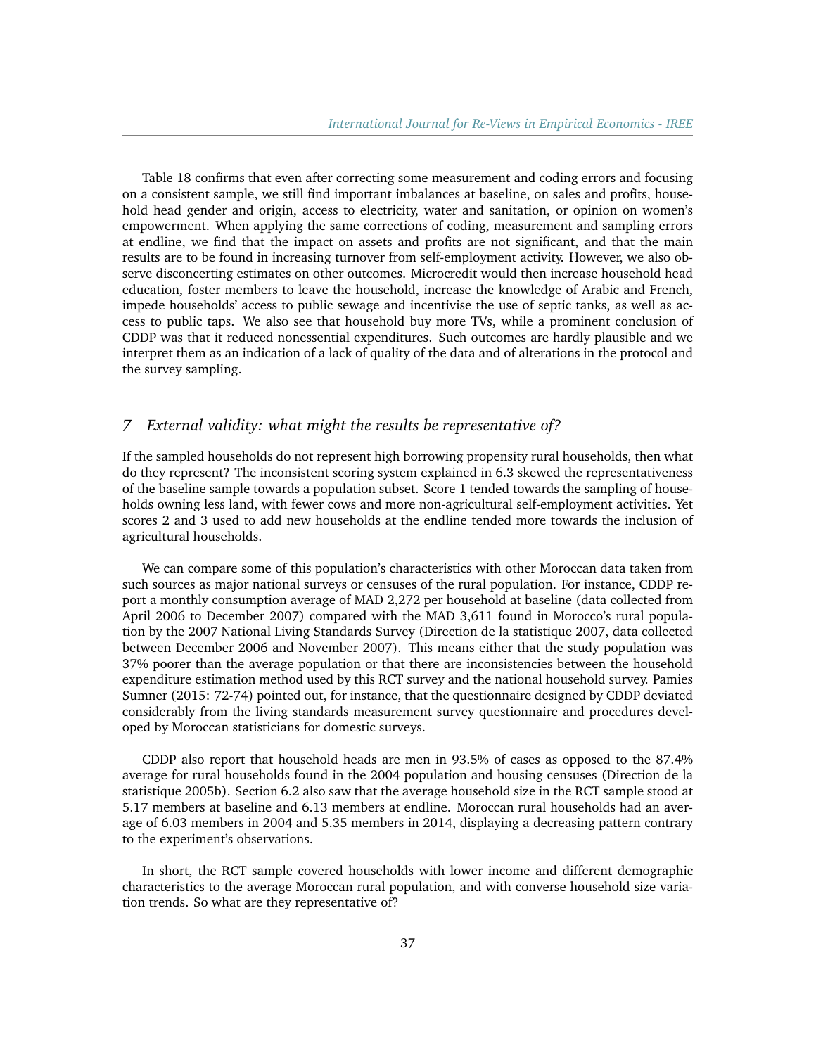Table 18 confirms that even after correcting some measurement and coding errors and focusing on a consistent sample, we still find important imbalances at baseline, on sales and profits, household head gender and origin, access to electricity, water and sanitation, or opinion on women's empowerment. When applying the same corrections of coding, measurement and sampling errors at endline, we find that the impact on assets and profits are not significant, and that the main results are to be found in increasing turnover from self-employment activity. However, we also observe disconcerting estimates on other outcomes. Microcredit would then increase household head education, foster members to leave the household, increase the knowledge of Arabic and French, impede households' access to public sewage and incentivise the use of septic tanks, as well as access to public taps. We also see that household buy more TVs, while a prominent conclusion of CDDP was that it reduced nonessential expenditures. Such outcomes are hardly plausible and we interpret them as an indication of a lack of quality of the data and of alterations in the protocol and the survey sampling.

## *7 External validity: what might the results be representative of?*

If the sampled households do not represent high borrowing propensity rural households, then what do they represent? The inconsistent scoring system explained in 6.3 skewed the representativeness of the baseline sample towards a population subset. Score 1 tended towards the sampling of households owning less land, with fewer cows and more non-agricultural self-employment activities. Yet scores 2 and 3 used to add new households at the endline tended more towards the inclusion of agricultural households.

We can compare some of this population's characteristics with other Moroccan data taken from such sources as major national surveys or censuses of the rural population. For instance, CDDP report a monthly consumption average of MAD 2,272 per household at baseline (data collected from April 2006 to December 2007) compared with the MAD 3,611 found in Morocco's rural population by the 2007 National Living Standards Survey (Direction de la statistique 2007, data collected between December 2006 and November 2007). This means either that the study population was 37% poorer than the average population or that there are inconsistencies between the household expenditure estimation method used by this RCT survey and the national household survey. Pamies Sumner (2015: 72-74) pointed out, for instance, that the questionnaire designed by CDDP deviated considerably from the living standards measurement survey questionnaire and procedures developed by Moroccan statisticians for domestic surveys.

CDDP also report that household heads are men in 93.5% of cases as opposed to the 87.4% average for rural households found in the 2004 population and housing censuses (Direction de la statistique 2005b). Section 6.2 also saw that the average household size in the RCT sample stood at 5.17 members at baseline and 6.13 members at endline. Moroccan rural households had an average of 6.03 members in 2004 and 5.35 members in 2014, displaying a decreasing pattern contrary to the experiment's observations.

In short, the RCT sample covered households with lower income and different demographic characteristics to the average Moroccan rural population, and with converse household size variation trends. So what are they representative of?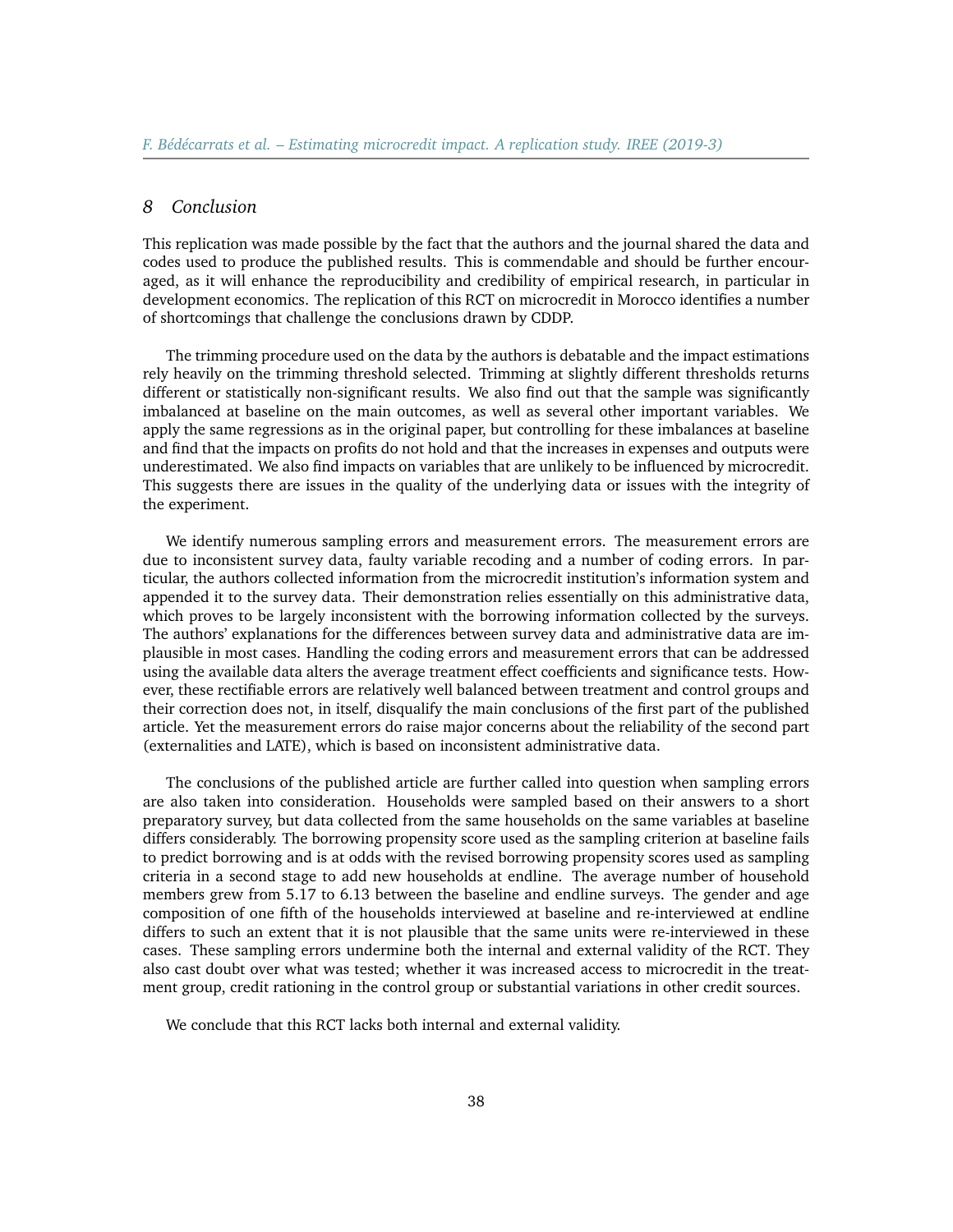## 8 Conclusion

This replication was made possible by the fact that the authors and the journal shared the data and codes used to produce the published results. This is commendable and should be further encouraged, as it will enhance the reproducibility and credibility of empirical research, in particular in development economics. The replication of this RCT on microcredit in Morocco identifies a number of shortcomings that challenge the conclusions drawn by CDDP.

The trimming procedure used on the data by the authors is debatable and the impact estimations rely heavily on the trimming threshold selected. Trimming at slightly different thresholds returns different or statistically non-significant results. We also find out that the sample was significantly imbalanced at baseline on the main outcomes, as well as several other important variables. We apply the same regressions as in the original paper, but controlling for these imbalances at baseline and find that the impacts on profits do not hold and that the increases in expenses and outputs were underestimated. We also find impacts on variables that are unlikely to be influenced by microcredit. This suggests there are issues in the quality of the underlying data or issues with the integrity of the experiment.

We identify numerous sampling errors and measurement errors. The measurement errors are due to inconsistent survey data, faulty variable recoding and a number of coding errors. In particular, the authors collected information from the microcredit institution's information system and appended it to the survey data. Their demonstration relies essentially on this administrative data, which proves to be largely inconsistent with the borrowing information collected by the surveys. The authors' explanations for the differences between survey data and administrative data are implausible in most cases. Handling the coding errors and measurement errors that can be addressed using the available data alters the average treatment effect coefficients and significance tests. However, these rectifiable errors are relatively well balanced between treatment and control groups and their correction does not, in itself, disqualify the main conclusions of the first part of the published article. Yet the measurement errors do raise major concerns about the reliability of the second part (externalities and LATE), which is based on inconsistent administrative data.

The conclusions of the published article are further called into question when sampling errors are also taken into consideration. Households were sampled based on their answers to a short preparatory survey, but data collected from the same households on the same variables at baseline differs considerably. The borrowing propensity score used as the sampling criterion at baseline fails to predict borrowing and is at odds with the revised borrowing propensity scores used as sampling criteria in a second stage to add new households at endline. The average number of household members grew from 5.17 to 6.13 between the baseline and endline surveys. The gender and age composition of one fifth of the households interviewed at baseline and re-interviewed at endline differs to such an extent that it is not plausible that the same units were re-interviewed in these cases. These sampling errors undermine both the internal and external validity of the RCT. They also cast doubt over what was tested; whether it was increased access to microcredit in the treatment group, credit rationing in the control group or substantial variations in other credit sources.

We conclude that this RCT lacks both internal and external validity.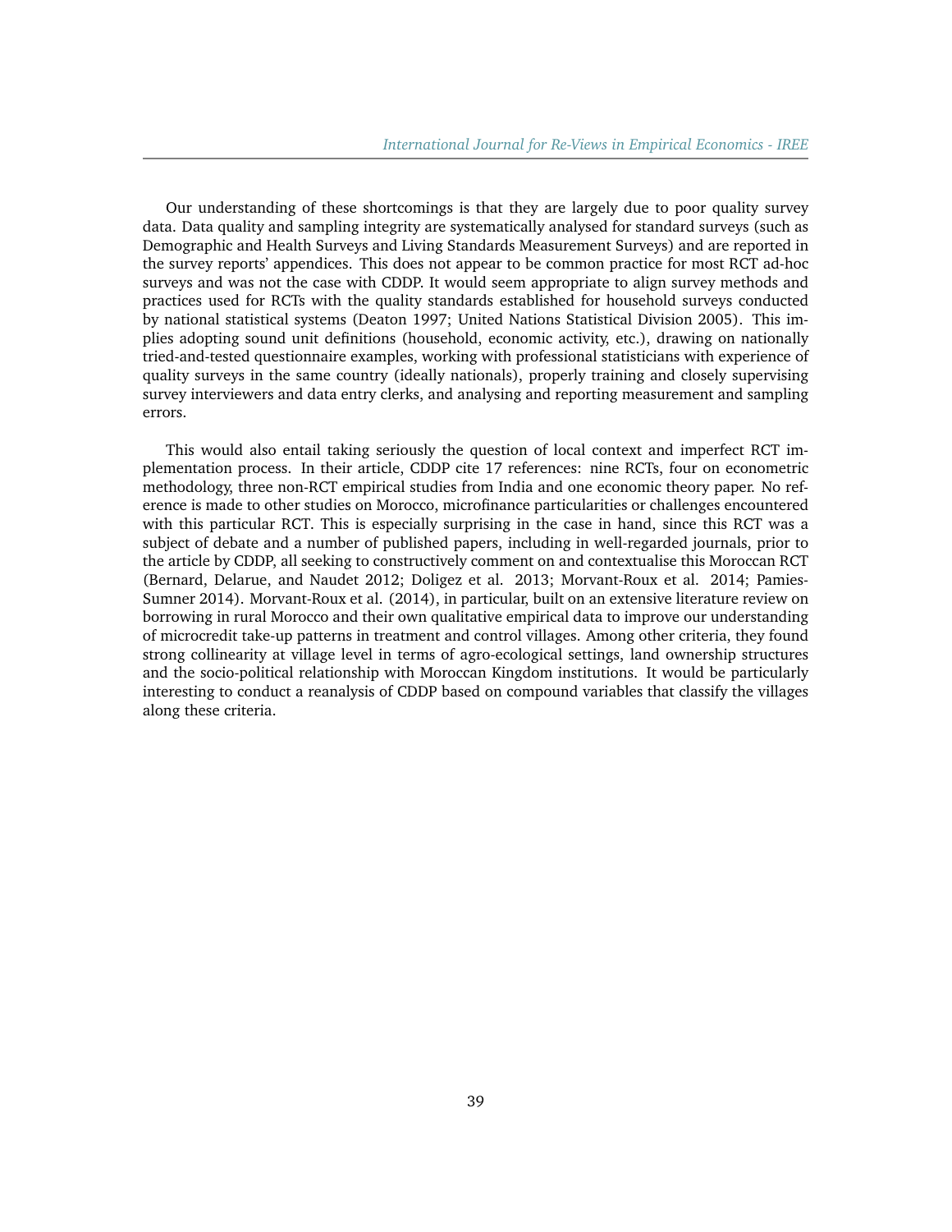Our understanding of these shortcomings is that they are largely due to poor quality survey data. Data quality and sampling integrity are systematically analysed for standard surveys (such as Demographic and Health Surveys and Living Standards Measurement Surveys) and are reported in the survey reports' appendices. This does not appear to be common practice for most RCT ad-hoc surveys and was not the case with CDDP. It would seem appropriate to align survey methods and practices used for RCTs with the quality standards established for household surveys conducted by national statistical systems (Deaton 1997; United Nations Statistical Division 2005). This implies adopting sound unit definitions (household, economic activity, etc.), drawing on nationally tried-and-tested questionnaire examples, working with professional statisticians with experience of quality surveys in the same country (ideally nationals), properly training and closely supervising survey interviewers and data entry clerks, and analysing and reporting measurement and sampling errors.

This would also entail taking seriously the question of local context and imperfect RCT implementation process. In their article, CDDP cite 17 references: nine RCTs, four on econometric methodology, three non-RCT empirical studies from India and one economic theory paper. No reference is made to other studies on Morocco, microfinance particularities or challenges encountered with this particular RCT. This is especially surprising in the case in hand, since this RCT was a subject of debate and a number of published papers, including in well-regarded journals, prior to the article by CDDP, all seeking to constructively comment on and contextualise this Moroccan RCT (Bernard, Delarue, and Naudet 2012; Doligez et al. 2013; Morvant-Roux et al. 2014; Pamies-Sumner 2014). Morvant-Roux et al. (2014), in particular, built on an extensive literature review on borrowing in rural Morocco and their own qualitative empirical data to improve our understanding of microcredit take-up patterns in treatment and control villages. Among other criteria, they found strong collinearity at village level in terms of agro-ecological settings, land ownership structures and the socio-political relationship with Moroccan Kingdom institutions. It would be particularly interesting to conduct a reanalysis of CDDP based on compound variables that classify the villages along these criteria.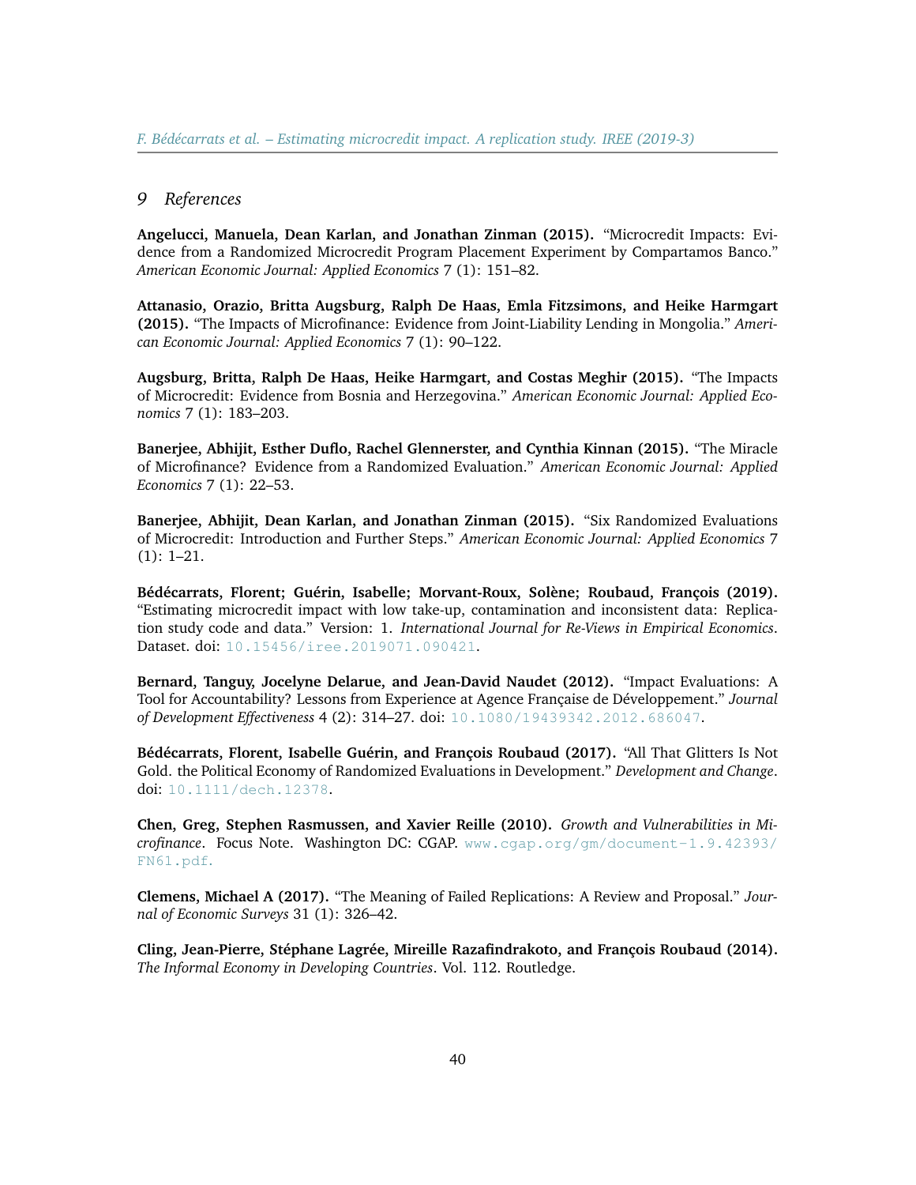## 9 References

**Angelucci, Manuela, Dean Karlan, and Jonathan Zinman (2015).** "Microcredit Impacts: Evidence from a Randomized Microcredit Program Placement Experiment by Compartamos Banco." *American Economic Journal: Applied Economics* 7 (1): 151–82.

**Attanasio, Orazio, Britta Augsburg, Ralph De Haas, Emla Fitzsimons, and Heike Harmgart (2015).** "The Impacts of Microfinance: Evidence from Joint-Liability Lending in Mongolia." *American Economic Journal: Applied Economics* 7 (1): 90–122.

**Augsburg, Britta, Ralph De Haas, Heike Harmgart, and Costas Meghir (2015).** "The Impacts of Microcredit: Evidence from Bosnia and Herzegovina." *American Economic Journal: Applied Economics* 7 (1): 183–203.

**Banerjee, Abhijit, Esther Duflo, Rachel Glennerster, and Cynthia Kinnan (2015).** "The Miracle of Microfinance? Evidence from a Randomized Evaluation." *American Economic Journal: Applied Economics* 7 (1): 22–53.

**Banerjee, Abhijit, Dean Karlan, and Jonathan Zinman (2015).** "Six Randomized Evaluations of Microcredit: Introduction and Further Steps." *American Economic Journal: Applied Economics* 7 (1): 1–21.

**Bédécarrats, Florent; Guérin, Isabelle; Morvant-Roux, Solène; Roubaud, François (2019).** "Estimating microcredit impact with low take-up, contamination and inconsistent data: Replication study code and data." Version: 1. *International Journal for Re-Views in Empirical Economics*. Dataset. doi: 10.15456/iree.2019071.090421.

**Bernard, Tanguy, Jocelyne Delarue, and Jean-David Naudet (2012).** "Impact Evaluations: A Tool for Accountability? Lessons from Experience at Agence Française de Développement." *Journal of Development Effectiveness* 4 (2): 314–27. doi: 10.1080/19439342.2012.686047.

**Bédécarrats, Florent, Isabelle Guérin, and François Roubaud (2017).** "All That Glitters Is Not Gold. the Political Economy of Randomized Evaluations in Development." *Development and Change*. doi: 10.1111/dech.12378.

**Chen, Greg, Stephen Rasmussen, and Xavier Reille (2010).** *Growth and Vulnerabilities in Microfinance*. Focus Note. Washington DC: CGAP. www.cgap.org/gm/document-1.9.42393/FN61.pdf.

**Clemens, Michael A (2017).** "The Meaning of Failed Replications: A Review and Proposal." *Journal of Economic Surveys* 31 (1): 326–42.

**Cling, Jean-Pierre, Stéphane Lagrée, Mireille Razafindrakoto, and François Roubaud (2014).** *The Informal Economy in Developing Countries*. Vol. 112. Routledge.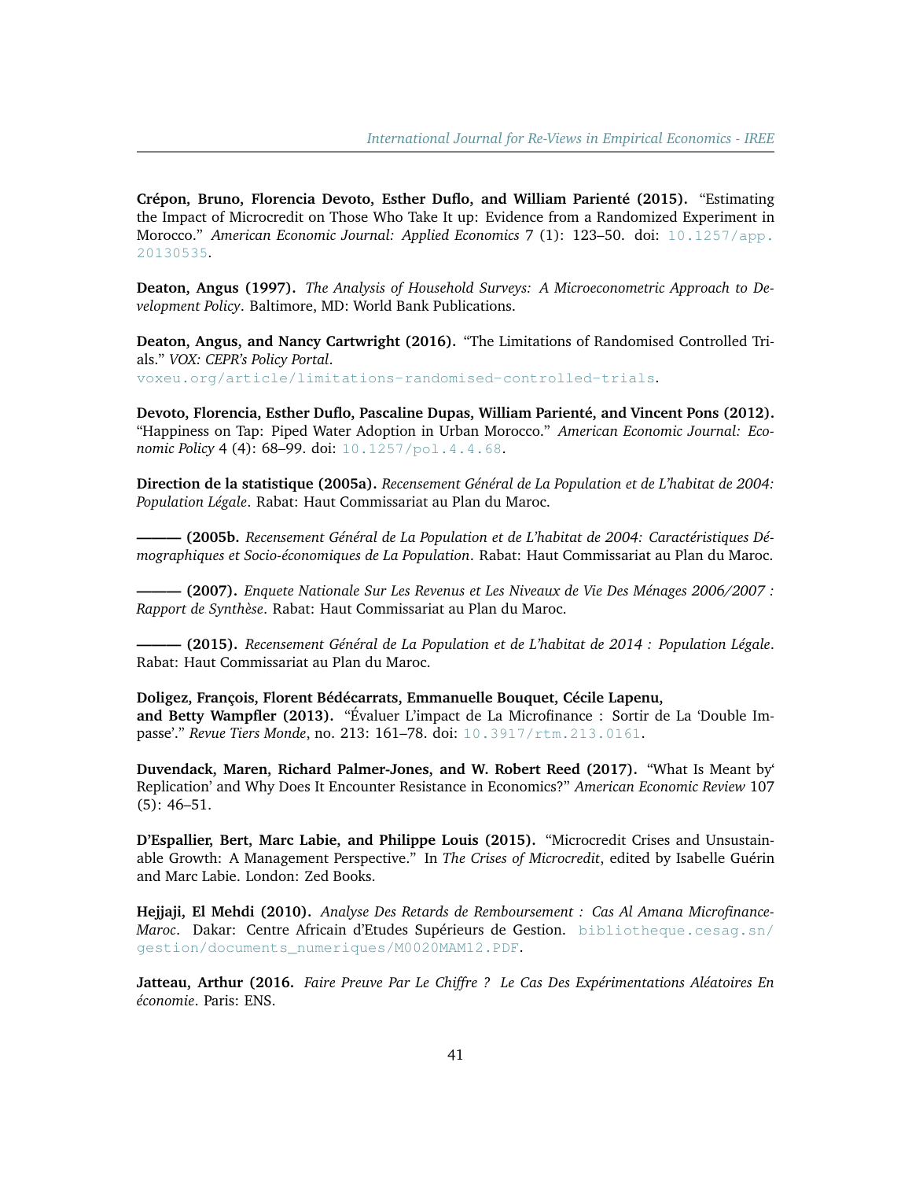**Crépon, Bruno, Florencia Devoto, Esther Duflo, and William Parienté (2015).** "Estimating the Impact of Microcredit on Those Who Take It up: Evidence from a Randomized Experiment in Morocco." *American Economic Journal: Applied Economics* 7 (1): 123–50. doi: 10.1257/app.20130535.

**Deaton, Angus (1997).** *The Analysis of Household Surveys: A Microeconometric Approach to Development Policy*. Baltimore, MD: World Bank Publications.

**Deaton, Angus, and Nancy Cartwright (2016).** "The Limitations of Randomised Controlled Trials." *VOX: CEPR's Policy Portal*. voxeu.org/article/limitations-randomised-controlled-trials.

**Devoto, Florencia, Esther Duflo, Pascaline Dupas, William Parienté, and Vincent Pons (2012).** "Happiness on Tap: Piped Water Adoption in Urban Morocco." *American Economic Journal: Economic Policy* 4 (4): 68–99. doi: 10.1257/pol.4.4.68.

**Direction de la statistique (2005a).** *Recensement Général de La Population et de L'habitat de 2004: Population Légale*. Rabat: Haut Commissariat au Plan du Maroc.

**——— (2005b.** *Recensement Général de La Population et de L'habitat de 2004: Caractéristiques Démographiques et Socio-économiques de La Population*. Rabat: Haut Commissariat au Plan du Maroc.

**——— (2007).** *Enquete Nationale Sur Les Revenus et Les Niveaux de Vie Des Ménages 2006/2007 : Rapport de Synthèse*. Rabat: Haut Commissariat au Plan du Maroc.

**——— (2015).** *Recensement Général de La Population et de L'habitat de 2014 : Population Légale*. Rabat: Haut Commissariat au Plan du Maroc.

**Doligez, François, Florent Bédécarrats, Emmanuelle Bouquet, Cécile Lapenu, and Betty Wampfler (2013).** "Évaluer L'impact de La Microfinance : Sortir de La 'Double Impasse'." *Revue Tiers Monde*, no. 213: 161–78. doi: 10.3917/rtm.213.0161.

**Duvendack, Maren, Richard Palmer-Jones, and W. Robert Reed (2017).** "What Is Meant by' Replication' and Why Does It Encounter Resistance in Economics?" *American Economic Review* 107 (5): 46–51.

**D'Espallier, Bert, Marc Labie, and Philippe Louis (2015).** "Microcredit Crises and Unsustainable Growth: A Management Perspective." In *The Crises of Microcredit*, edited by Isabelle Guérin and Marc Labie. London: Zed Books.

**Hejjaji, El Mehdi (2010).** *Analyse Des Retards de Remboursement : Cas Al Amana Microfinance-Maroc*. Dakar: Centre Africain d'Etudes Supérieurs de Gestion. bibliotheque.cesag.sn/gestion/documents_numeriques/M0020MAM12.PDF.

**Jatteau, Arthur (2016.** *Faire Preuve Par Le Chiffre ? Le Cas Des Expérimentations Aléatoires En économie*. Paris: ENS.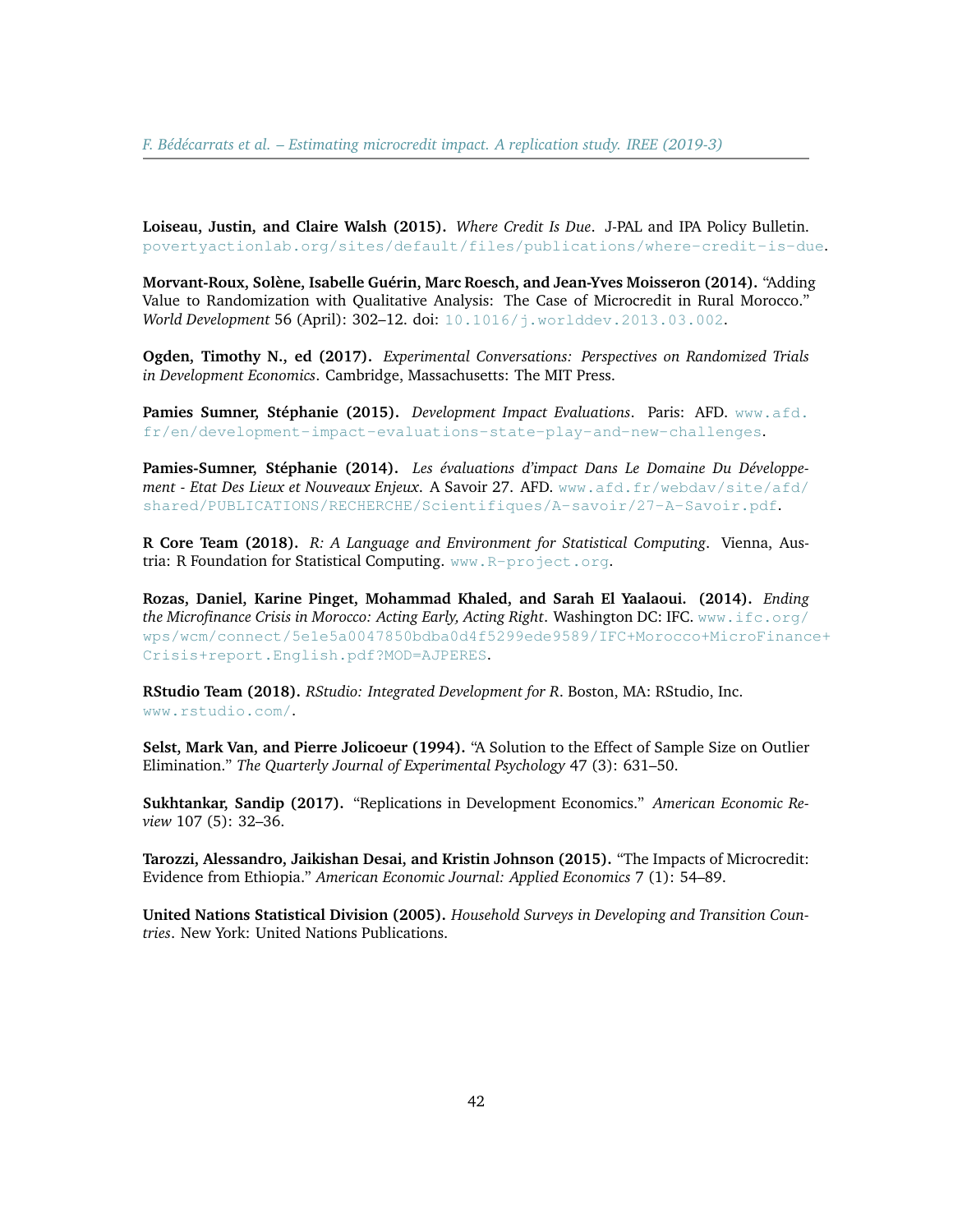**Loiseau, Justin, and Claire Walsh (2015).** *Where Credit Is Due*. J-PAL and IPA Policy Bulletin. povertyactionlab.org/sites/default/files/publications/where-credit-is-due.

**Morvant-Roux, Solène, Isabelle Guérin, Marc Roesch, and Jean-Yves Moisseron (2014).** "Adding Value to Randomization with Qualitative Analysis: The Case of Microcredit in Rural Morocco." *World Development* 56 (April): 302–12. doi: 10.1016/j.worlddev.2013.03.002.

**Ogden, Timothy N., ed (2017).** *Experimental Conversations: Perspectives on Randomized Trials in Development Economics*. Cambridge, Massachusetts: The MIT Press.

**Pamies Sumner, Stéphanie (2015).** *Development Impact Evaluations*. Paris: AFD. www.afd.fr/en/development-impact-evaluations-state-play-and-new-challenges.

**Pamies-Sumner, Stéphanie (2014).** *Les évaluations d'impact Dans Le Domaine Du Développement - Etat Des Lieux et Nouveaux Enjeux*. A Savoir 27. AFD. www.afd.fr/webdav/site/afd/shared/PUBLICATIONS/RECHERCHE/Scientifiques/A-savoir/27-A-Savoir.pdf.

**R Core Team (2018).** *R: A Language and Environment for Statistical Computing*. Vienna, Austria: R Foundation for Statistical Computing. www.R-project.org.

**Rozas, Daniel, Karine Pinget, Mohammad Khaled, and Sarah El Yaalaoui. (2014).** *Ending the Microfinance Crisis in Morocco: Acting Early, Acting Right*. Washington DC: IFC. www.ifc.org/wps/wcm/connect/5e1e5a0047850bdba0d4f5299ede9589/IFC+Morocco+MicroFinance+Crisis+report.English.pdf?MOD=AJPERES.

**RStudio Team (2018).** *RStudio: Integrated Development for R*. Boston, MA: RStudio, Inc. www.rstudio.com/.

**Selst, Mark Van, and Pierre Jolicoeur (1994).** "A Solution to the Effect of Sample Size on Outlier Elimination." *The Quarterly Journal of Experimental Psychology* 47 (3): 631–50.

**Sukhtankar, Sandip (2017).** "Replications in Development Economics." *American Economic Review* 107 (5): 32–36.

**Tarozzi, Alessandro, Jaikishan Desai, and Kristin Johnson (2015).** "The Impacts of Microcredit: Evidence from Ethiopia." *American Economic Journal: Applied Economics* 7 (1): 54–89.

**United Nations Statistical Division (2005).** *Household Surveys in Developing and Transition Countries*. New York: United Nations Publications.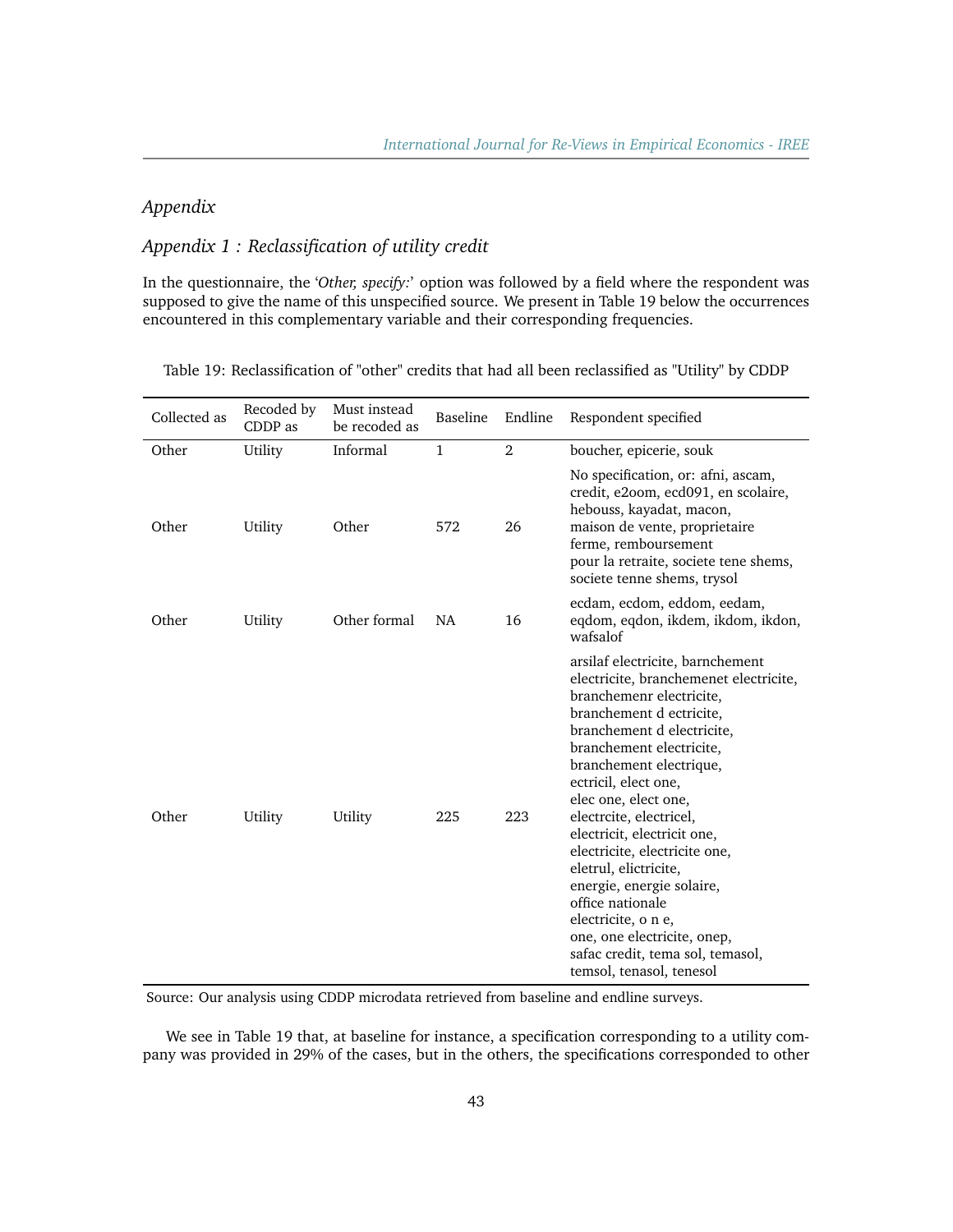## Appendix

### Appendix 1 : Reclassification of utility credit

In the questionnaire, the '*Other, specify:*' option was followed by a field where the respondent was supposed to give the name of this unspecified source. We present in Table 19 below the occurrences encountered in this complementary variable and their corresponding frequencies.

Table 19: Reclassification of "other" credits that had all been reclassified as "Utility" by CDDP

| Collected as | Recoded by CDDP as | Must instead be recoded as | Baseline | Endline | Respondent specified |
|---|---|---|---|---|---|
| Other | Utility | Informal | 1 | 2 | boucher, epicerie, souk |
| Other | Utility | Other | 572 | 26 | No specification, or: afni, ascam, credit, e2oom, ecd091, en scolaire, hebouss, kayadat, macon, maison de vente, proprietaire ferme, remboursement pour la retraite, societe tene shems, societe tenne shems, trysol |
| Other | Utility | Other formal | NA | 16 | ecdam, ecdom, eddom, eedam, eqdom, eqdon, ikdem, ikdom, ikdon, wafsalof |
| Other | Utility | Utility | 225 | 223 | arsilaf electricite, barnchement electricite, branchemenet electricite, branchemenr electricite, branchement d ectricite, branchement d electricite, branchement electricite, branchement electrique, ectricil, elect one, elec one, elect one, electrcite, electricel, electricit, electricit one, electricite, electricite one, eletrul, elictricite, energie, energie solaire, office nationale electricite, o n e, one, one electricite, onep, safac credit, tema sol, temasol, temsol, tenasol, tenesol |

Source: Our analysis using CDDP microdata retrieved from baseline and endline surveys.

We see in Table 19 that, at baseline for instance, a specification corresponding to a utility company was provided in 29% of the cases, but in the others, the specifications corresponded to other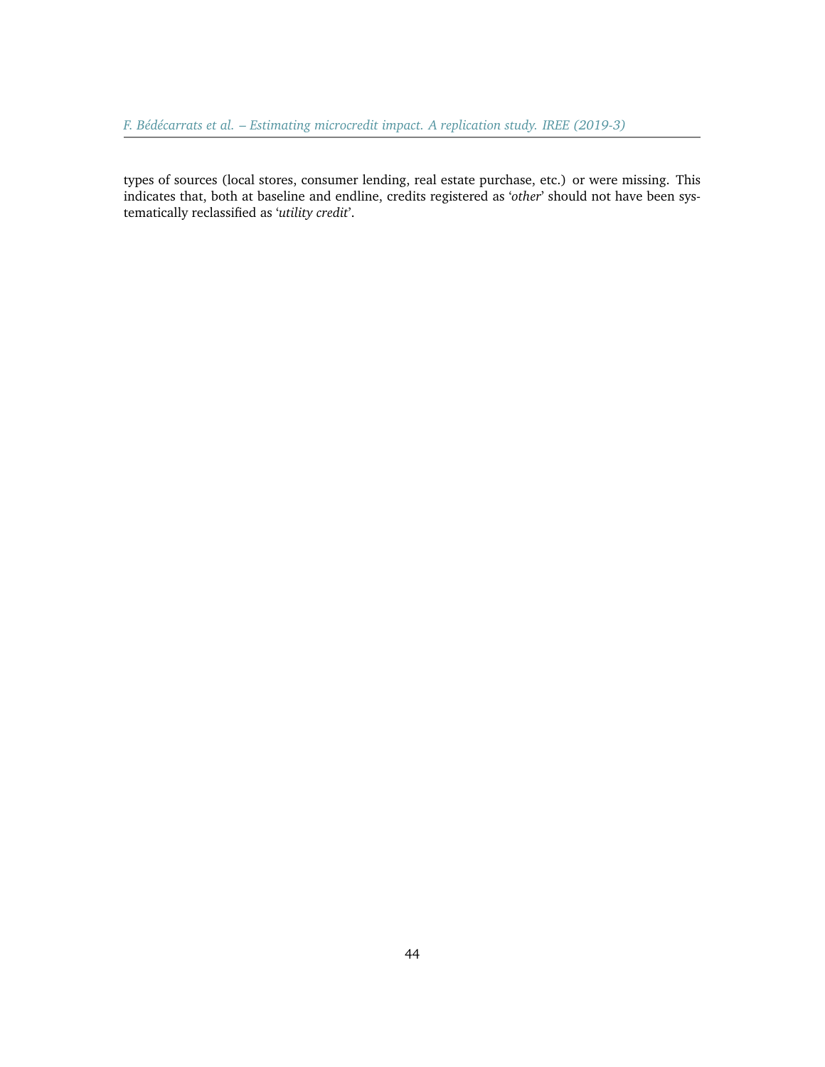types of sources (local stores, consumer lending, real estate purchase, etc.) or were missing. This indicates that, both at baseline and endline, credits registered as '*other*' should not have been systematically reclassified as '*utility credit*'.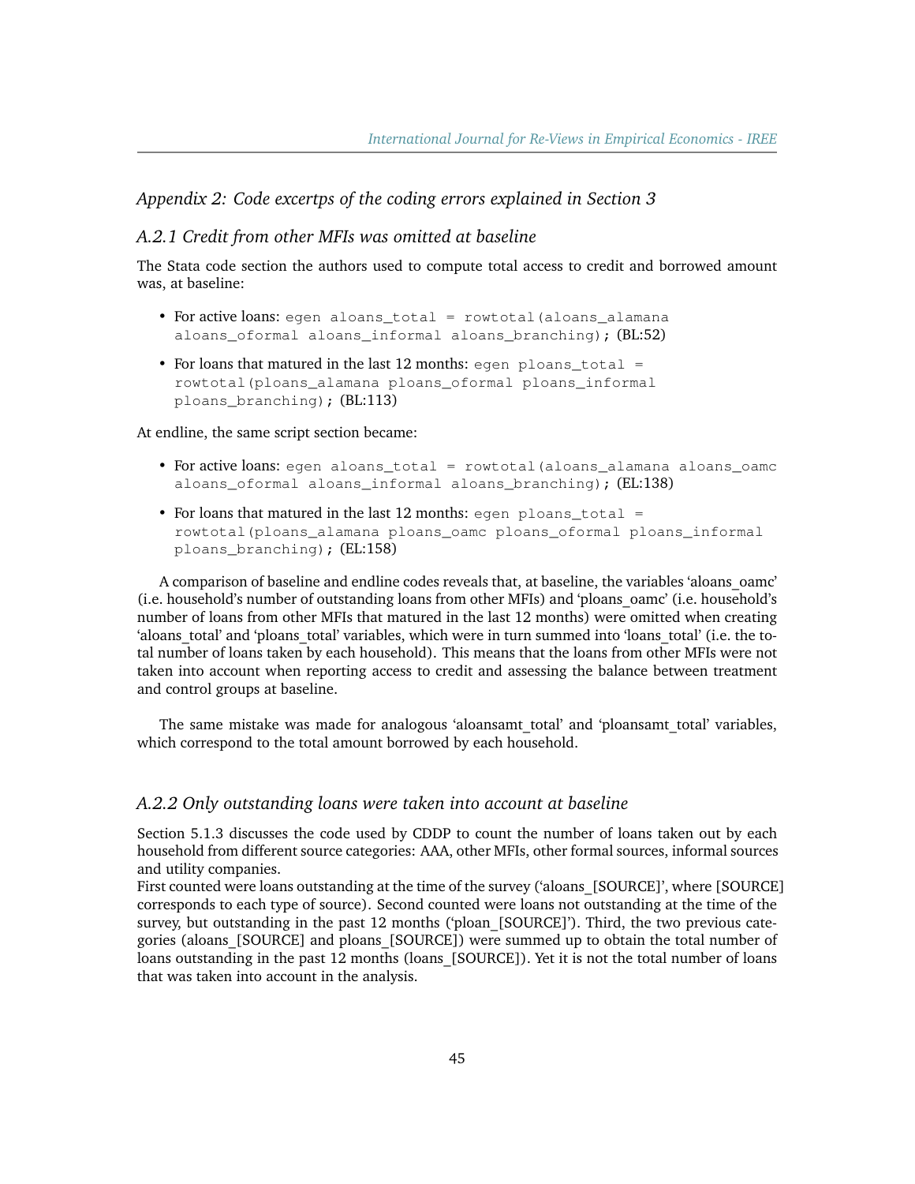## Appendix 2: Code excertps of the coding errors explained in Section 3

### A.2.1 Credit from other MFIs was omitted at baseline

The Stata code section the authors used to compute total access to credit and borrowed amount was, at baseline:

- For active loans: `egen aloans_total = rowtotal(aloans_alamana aloans_oformal aloans_informal aloans_branching);` (BL:52)
- For loans that matured in the last 12 months: `egen ploans_total = rowtotal(ploans_alamana ploans_oformal ploans_informal ploans_branching);` (BL:113)

At endline, the same script section became:

- For active loans: `egen aloans_total = rowtotal(aloans_alamana aloans_oamc aloans_oformal aloans_informal aloans_branching);` (EL:138)
- For loans that matured in the last 12 months: `egen ploans_total = rowtotal(ploans_alamana ploans_oamc ploans_oformal ploans_informal ploans_branching);` (EL:158)

A comparison of baseline and endline codes reveals that, at baseline, the variables 'aloans_oamc' (i.e. household's number of outstanding loans from other MFIs) and 'ploans_oamc' (i.e. household's number of loans from other MFIs that matured in the last 12 months) were omitted when creating 'aloans_total' and 'ploans_total' variables, which were in turn summed into 'loans_total' (i.e. the total number of loans taken by each household). This means that the loans from other MFIs were not taken into account when reporting access to credit and assessing the balance between treatment and control groups at baseline.

The same mistake was made for analogous 'aloansamt_total' and 'ploansamt_total' variables, which correspond to the total amount borrowed by each household.

### A.2.2 Only outstanding loans were taken into account at baseline

Section 5.1.3 discusses the code used by CDDP to count the number of loans taken out by each household from different source categories: AAA, other MFIs, other formal sources, informal sources and utility companies.
First counted were loans outstanding at the time of the survey ('aloans_[SOURCE]', where [SOURCE] corresponds to each type of source). Second counted were loans not outstanding at the time of the survey, but outstanding in the past 12 months ('ploan_[SOURCE]'). Third, the two previous categories (aloans_[SOURCE] and ploans_[SOURCE]) were summed up to obtain the total number of loans outstanding in the past 12 months (loans_[SOURCE]). Yet it is not the total number of loans that was taken into account in the analysis.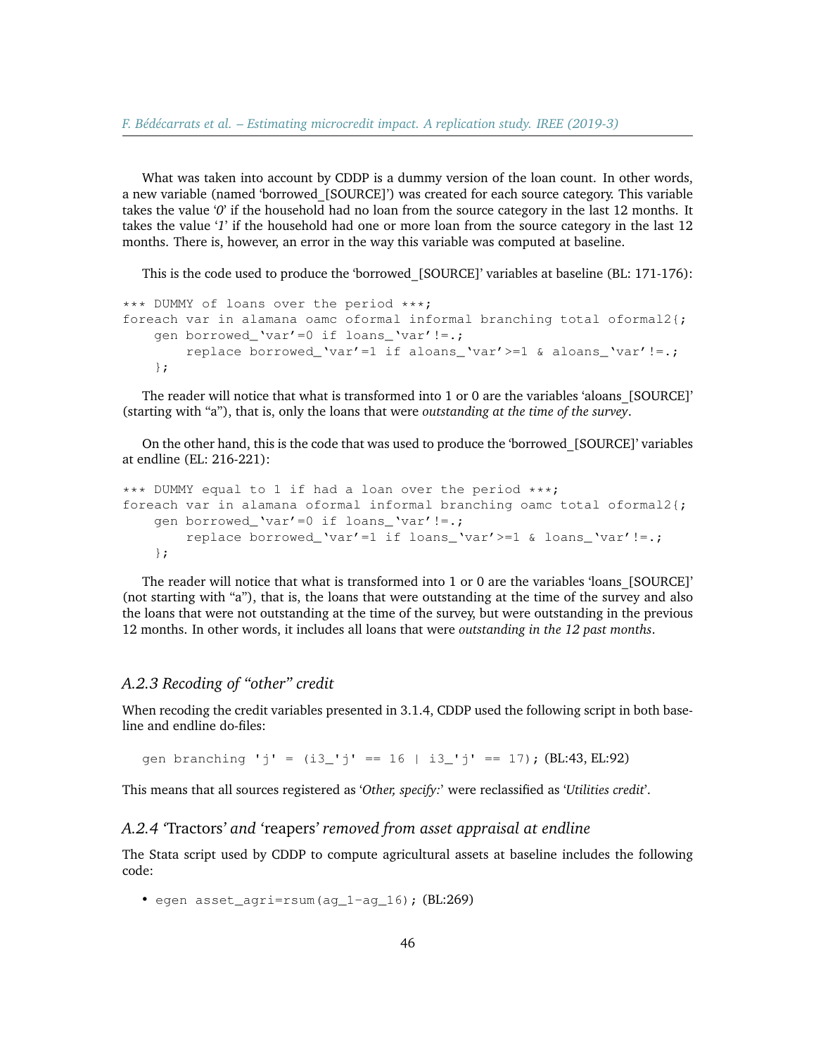What was taken into account by CDDP is a dummy version of the loan count. In other words, a new variable (named 'borrowed_[SOURCE]') was created for each source category. This variable takes the value '*0*' if the household had no loan from the source category in the last 12 months. It takes the value '*1*' if the household had one or more loan from the source category in the last 12 months. There is, however, an error in the way this variable was computed at baseline.

This is the code used to produce the 'borrowed_[SOURCE]' variables at baseline (BL: 171-176):

```
*** DUMMY of loans over the period ***;
foreach var in alamana oamc oformal informal branching total oformal2{;
    gen borrowed_‘var’=0 if loans_‘var’!=.;
        replace borrowed_‘var’=1 if aloans_‘var’>=1 & aloans_‘var’!=.;
    };
```

The reader will notice that what is transformed into 1 or 0 are the variables 'aloans_[SOURCE]' (starting with "a"), that is, only the loans that were *outstanding at the time of the survey*.

On the other hand, this is the code that was used to produce the 'borrowed_[SOURCE]' variables at endline (EL: 216-221):

```
*** DUMMY equal to 1 if had a loan over the period ***;
foreach var in alamana oformal informal branching oamc total oformal2{;
    gen borrowed_‘var’=0 if loans_‘var’!=.;
        replace borrowed_‘var’=1 if loans_‘var’>=1 & loans_‘var’!=.;
    };
```

The reader will notice that what is transformed into 1 or 0 are the variables 'loans_[SOURCE]' (not starting with "a"), that is, the loans that were outstanding at the time of the survey and also the loans that were not outstanding at the time of the survey, but were outstanding in the previous 12 months. In other words, it includes all loans that were *outstanding in the 12 past months*.

### *A.2.3 Recoding of "other" credit*

When recoding the credit variables presented in 3.1.4, CDDP used the following script in both baseline and endline do-files:

`gen branching 'j' = (i3_'j' == 16 | i3_'j' == 17);` (BL:43, EL:92)

This means that all sources registered as '*Other, specify:*' were reclassified as '*Utilities credit*'.

### *A.2.4* 'Tractors' *and* 'reapers' *removed from asset appraisal at endline*

The Stata script used by CDDP to compute agricultural assets at baseline includes the following code:

- `egen asset_agri=rsum(ag_1-ag_16);` (BL:269)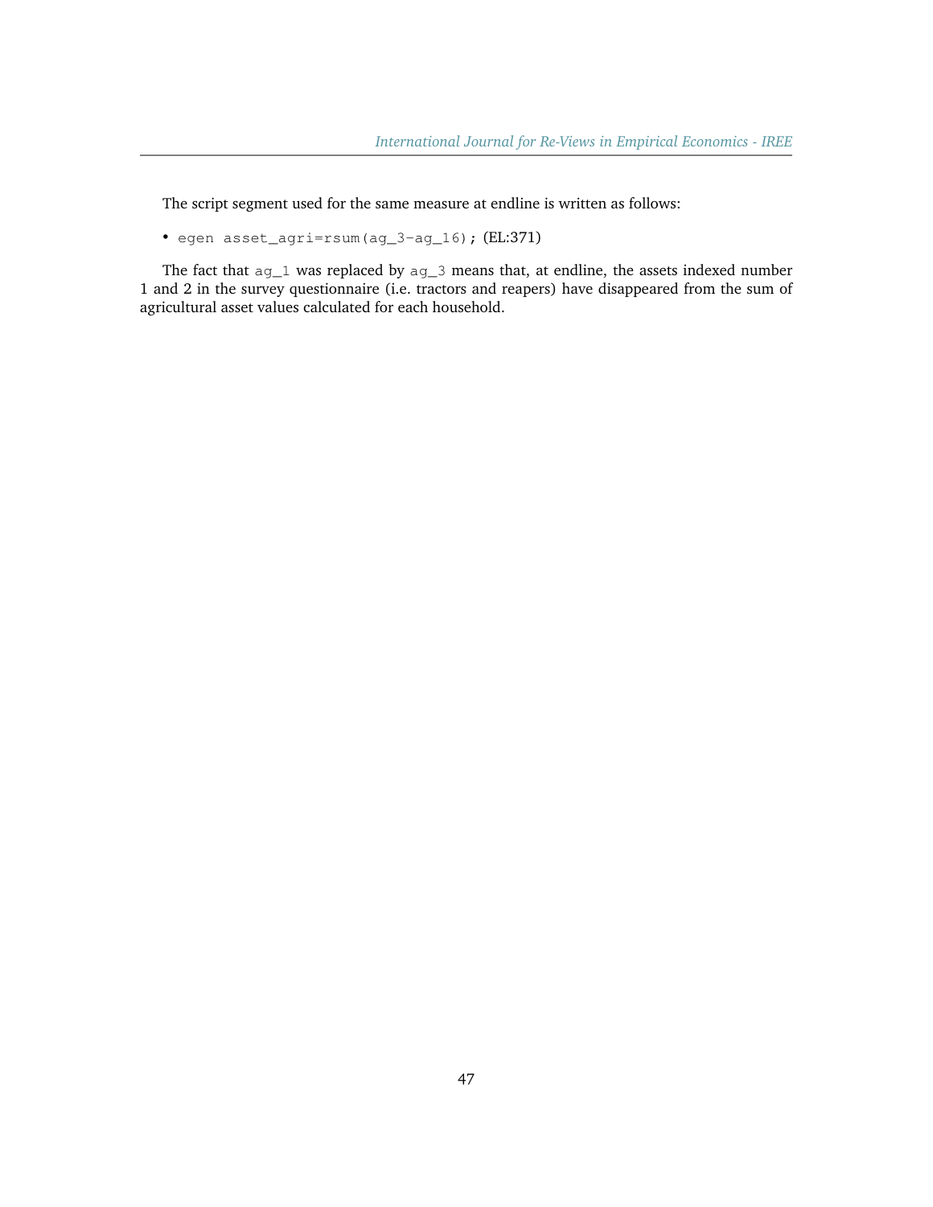The script segment used for the same measure at endline is written as follows:

- `egen asset_agri=rsum(ag_3-ag_16);` (EL:371)

The fact that `ag_1` was replaced by `ag_3` means that, at endline, the assets indexed number 1 and 2 in the survey questionnaire (i.e. tractors and reapers) have disappeared from the sum of agricultural asset values calculated for each household.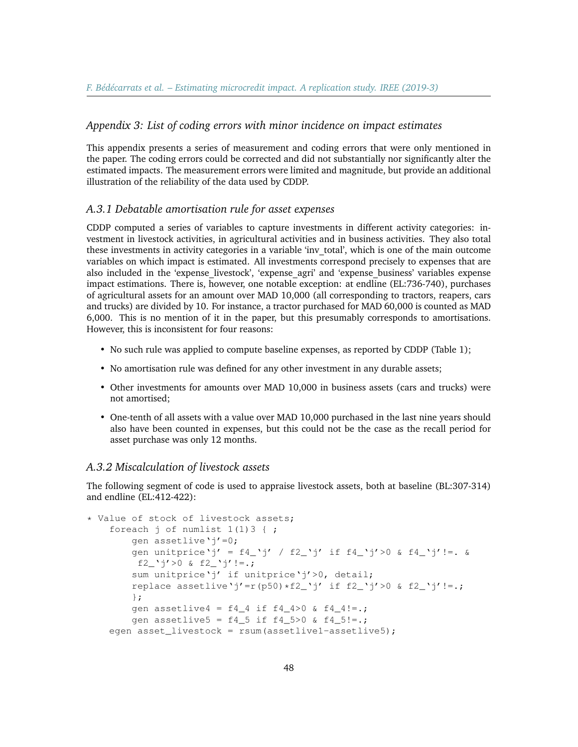## Appendix 3: List of coding errors with minor incidence on impact estimates

This appendix presents a series of measurement and coding errors that were only mentioned in the paper. The coding errors could be corrected and did not substantially nor significantly alter the estimated impacts. The measurement errors were limited and magnitude, but provide an additional illustration of the reliability of the data used by CDDP.

### A.3.1 Debatable amortisation rule for asset expenses

CDDP computed a series of variables to capture investments in different activity categories: investment in livestock activities, in agricultural activities and in business activities. They also total these investments in activity categories in a variable 'inv_total', which is one of the main outcome variables on which impact is estimated. All investments correspond precisely to expenses that are also included in the 'expense_livestock', 'expense_agri' and 'expense_business' variables expense impact estimations. There is, however, one notable exception: at endline (EL:736-740), purchases of agricultural assets for an amount over MAD 10,000 (all corresponding to tractors, reapers, cars and trucks) are divided by 10. For instance, a tractor purchased for MAD 60,000 is counted as MAD 6,000. This is no mention of it in the paper, but this presumably corresponds to amortisations. However, this is inconsistent for four reasons:

- No such rule was applied to compute baseline expenses, as reported by CDDP (Table 1);
- No amortisation rule was defined for any other investment in any durable assets;
- Other investments for amounts over MAD 10,000 in business assets (cars and trucks) were not amortised;
- One-tenth of all assets with a value over MAD 10,000 purchased in the last nine years should also have been counted in expenses, but this could not be the case as the recall period for asset purchase was only 12 months.

### A.3.2 Miscalculation of livestock assets

The following segment of code is used to appraise livestock assets, both at baseline (BL:307-314) and endline (EL:412-422):

```
* Value of stock of livestock assets;
    foreach j of numlist 1(1)3 { ;
        gen assetlive`j'=0;
        gen unitprice`j' = f4_`j' / f2_`j' if f4_`j'>0 & f4_`j'!=. &
         f2_`j'>0 & f2_`j'!=.;
        sum unitprice`j' if unitprice`j'>0, detail;
        replace assetlive`j'=r(p50)*f2_`j' if f2_`j'>0 & f2_`j'!=.;
        };
        gen assetlive4 = f4_4 if f4_4>0 & f4_4!=.;
        gen assetlive5 = f4_5 if f4_5>0 & f4_5!=.;
    egen asset_livestock = rsum(assetlive1-assetlive5);
```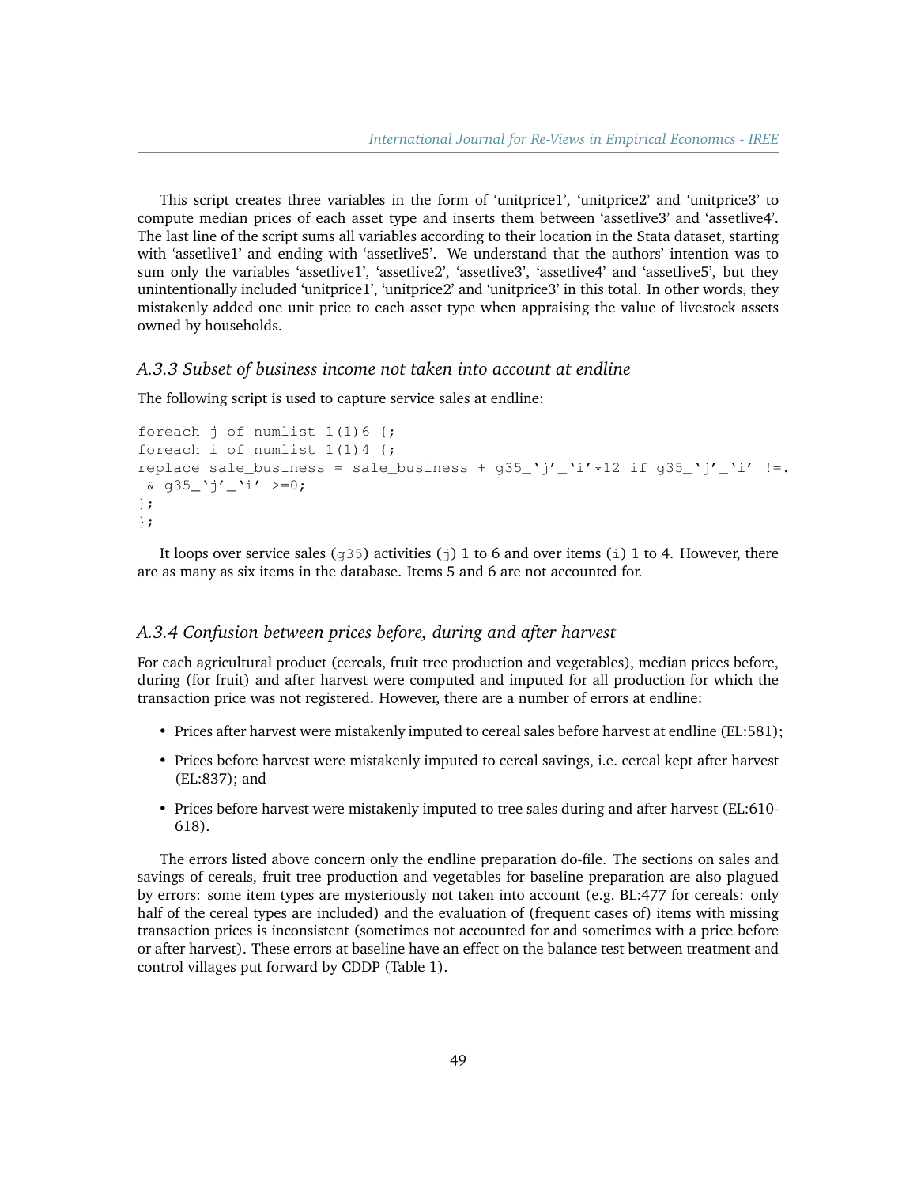This script creates three variables in the form of 'unitprice1', 'unitprice2' and 'unitprice3' to compute median prices of each asset type and inserts them between 'assetlive3' and 'assetlive4'. The last line of the script sums all variables according to their location in the Stata dataset, starting with 'assetlive1' and ending with 'assetlive5'. We understand that the authors' intention was to sum only the variables 'assetlive1', 'assetlive2', 'assetlive3', 'assetlive4' and 'assetlive5', but they unintentionally included 'unitprice1', 'unitprice2' and 'unitprice3' in this total. In other words, they mistakenly added one unit price to each asset type when appraising the value of livestock assets owned by households.

### *A.3.3 Subset of business income not taken into account at endline*

The following script is used to capture service sales at endline:

```
foreach j of numlist 1(1)6 {;
foreach i of numlist 1(1)4 {;
replace sale_business = sale_business + g35_`j'_`i'*12 if g35_`j'_`i' !=.
 & g35_`j'_`i' >=0;
};
};
```

It loops over service sales (`g35`) activities (`j`) 1 to 6 and over items (`i`) 1 to 4. However, there are as many as six items in the database. Items 5 and 6 are not accounted for.

### *A.3.4 Confusion between prices before, during and after harvest*

For each agricultural product (cereals, fruit tree production and vegetables), median prices before, during (for fruit) and after harvest were computed and imputed for all production for which the transaction price was not registered. However, there are a number of errors at endline:

- Prices after harvest were mistakenly imputed to cereal sales before harvest at endline (EL:581);
- Prices before harvest were mistakenly imputed to cereal savings, i.e. cereal kept after harvest (EL:837); and
- Prices before harvest were mistakenly imputed to tree sales during and after harvest (EL:610-618).

The errors listed above concern only the endline preparation do-file. The sections on sales and savings of cereals, fruit tree production and vegetables for baseline preparation are also plagued by errors: some item types are mysteriously not taken into account (e.g. BL:477 for cereals: only half of the cereal types are included) and the evaluation of (frequent cases of) items with missing transaction prices is inconsistent (sometimes not accounted for and sometimes with a price before or after harvest). These errors at baseline have an effect on the balance test between treatment and control villages put forward by CDDP (Table 1).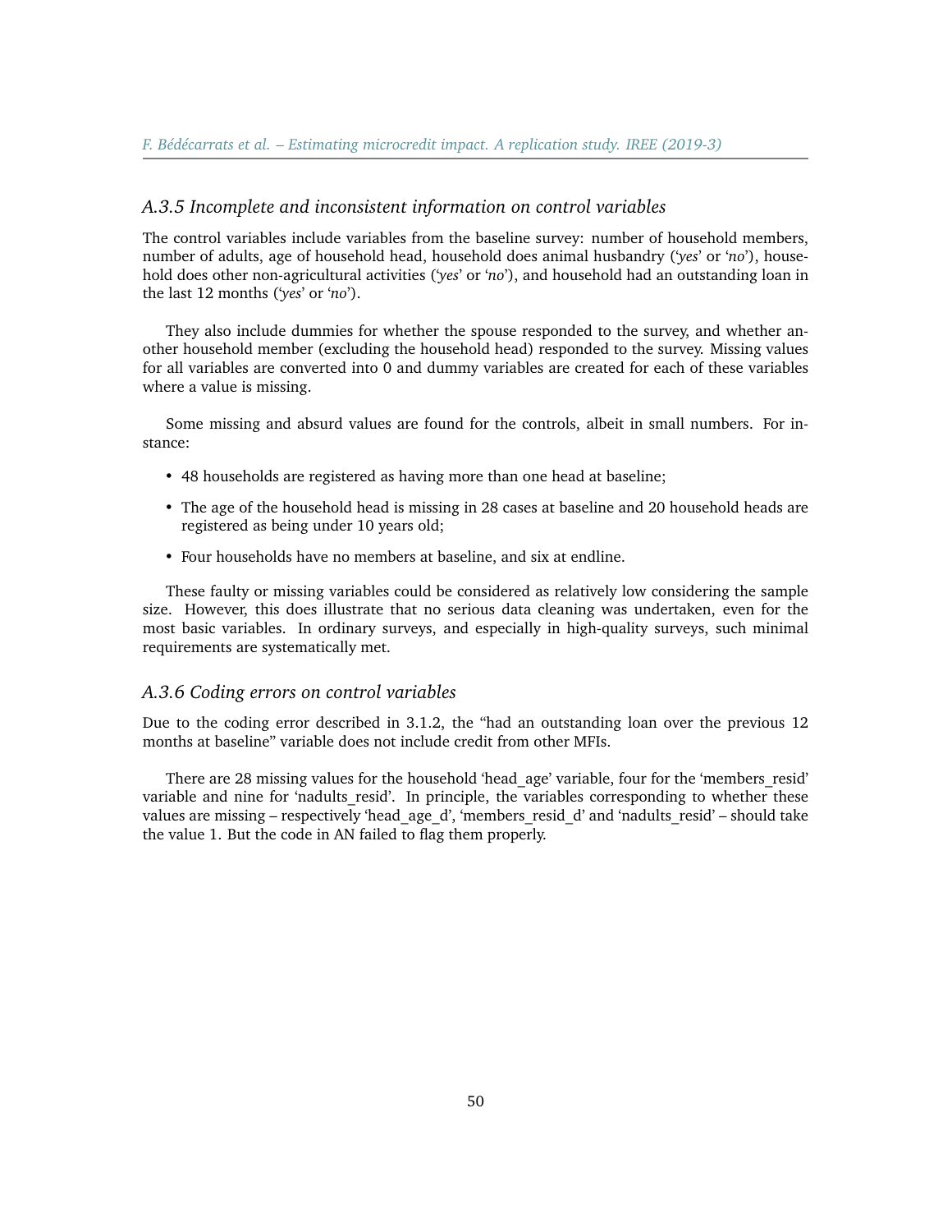### A.3.5 Incomplete and inconsistent information on control variables

The control variables include variables from the baseline survey: number of household members, number of adults, age of household head, household does animal husbandry (‘*yes*’ or ‘*no*’), household does other non-agricultural activities (‘*yes*’ or ‘*no*’), and household had an outstanding loan in the last 12 months (‘*yes*’ or ‘*no*’).

They also include dummies for whether the spouse responded to the survey, and whether another household member (excluding the household head) responded to the survey. Missing values for all variables are converted into 0 and dummy variables are created for each of these variables where a value is missing.

Some missing and absurd values are found for the controls, albeit in small numbers. For instance:

- 48 households are registered as having more than one head at baseline;
- The age of the household head is missing in 28 cases at baseline and 20 household heads are registered as being under 10 years old;
- Four households have no members at baseline, and six at endline.

These faulty or missing variables could be considered as relatively low considering the sample size. However, this does illustrate that no serious data cleaning was undertaken, even for the most basic variables. In ordinary surveys, and especially in high-quality surveys, such minimal requirements are systematically met.

### A.3.6 Coding errors on control variables

Due to the coding error described in 3.1.2, the “had an outstanding loan over the previous 12 months at baseline” variable does not include credit from other MFIs.

There are 28 missing values for the household ‘head_age’ variable, four for the ‘members_resid’ variable and nine for ‘nadults_resid’. In principle, the variables corresponding to whether these values are missing – respectively ‘head_age_d’, ‘members_resid_d’ and ‘nadults_resid’ – should take the value 1. But the code in AN failed to flag them properly.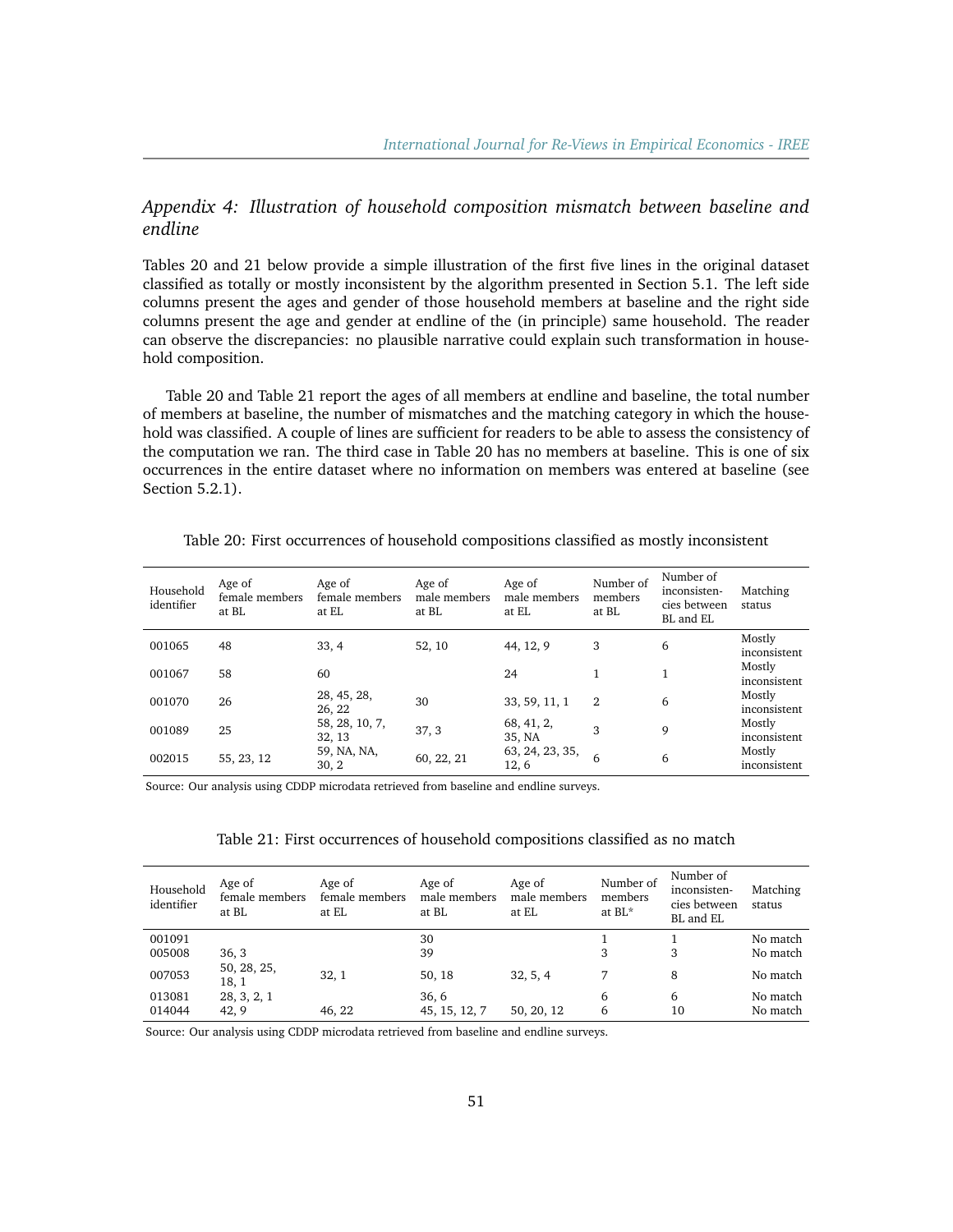### *Appendix 4: Illustration of household composition mismatch between baseline and endline*

Tables 20 and 21 below provide a simple illustration of the first five lines in the original dataset classified as totally or mostly inconsistent by the algorithm presented in Section 5.1. The left side columns present the ages and gender of those household members at baseline and the right side columns present the age and gender at endline of the (in principle) same household. The reader can observe the discrepancies: no plausible narrative could explain such transformation in household composition.

Table 20 and Table 21 report the ages of all members at endline and baseline, the total number of members at baseline, the number of mismatches and the matching category in which the household was classified. A couple of lines are sufficient for readers to be able to assess the consistency of the computation we ran. The third case in Table 20 has no members at baseline. This is one of six occurrences in the entire dataset where no information on members was entered at baseline (see Section 5.2.1).

Table 20: First occurrences of household compositions classified as mostly inconsistent

| Household identifier | Age of female members at BL | Age of female members at EL | Age of male members at BL | Age of male members at EL | Number of members at BL | Number of inconsistencies between BL and EL | Matching status |
|---|---|---|---|---|---|---|---|
| 001065 | 48 | 33, 4 | 52, 10 | 44, 12, 9 | 3 | 6 | Mostly inconsistent |
| 001067 | 58 | 60 | | 24 | 1 | 1 | Mostly inconsistent |
| 001070 | 26 | 28, 45, 28, 26, 22 | 30 | 33, 59, 11, 1 | 2 | 6 | Mostly inconsistent |
| 001089 | 25 | 58, 28, 10, 7, 32, 13 | 37, 3 | 68, 41, 2, 35, NA | 3 | 9 | Mostly inconsistent |
| 002015 | 55, 23, 12 | 59, NA, NA, 30, 2 | 60, 22, 21 | 63, 24, 23, 35, 12, 6 | 6 | 6 | Mostly inconsistent |

Source: Our analysis using CDDP microdata retrieved from baseline and endline surveys.

Table 21: First occurrences of household compositions classified as no match

| Household identifier | Age of female members at BL | Age of female members at EL | Age of male members at BL | Age of male members at EL | Number of members at BL* | Number of inconsistencies between BL and EL | Matching status |
|---|---|---|---|---|---|---|---|
| 001091 | | | 30 | | 1 | 1 | No match |
| 005008 | 36, 3 | | 39 | | 3 | 3 | No match |
| 007053 | 50, 28, 25, 18, 1 | 32, 1 | 50, 18 | 32, 5, 4 | 7 | 8 | No match |
| 013081 | 28, 3, 2, 1 | | 36, 6 | | 6 | 6 | No match |
| 014044 | 42, 9 | 46, 22 | 45, 15, 12, 7 | 50, 20, 12 | 6 | 10 | No match |

Source: Our analysis using CDDP microdata retrieved from baseline and endline surveys.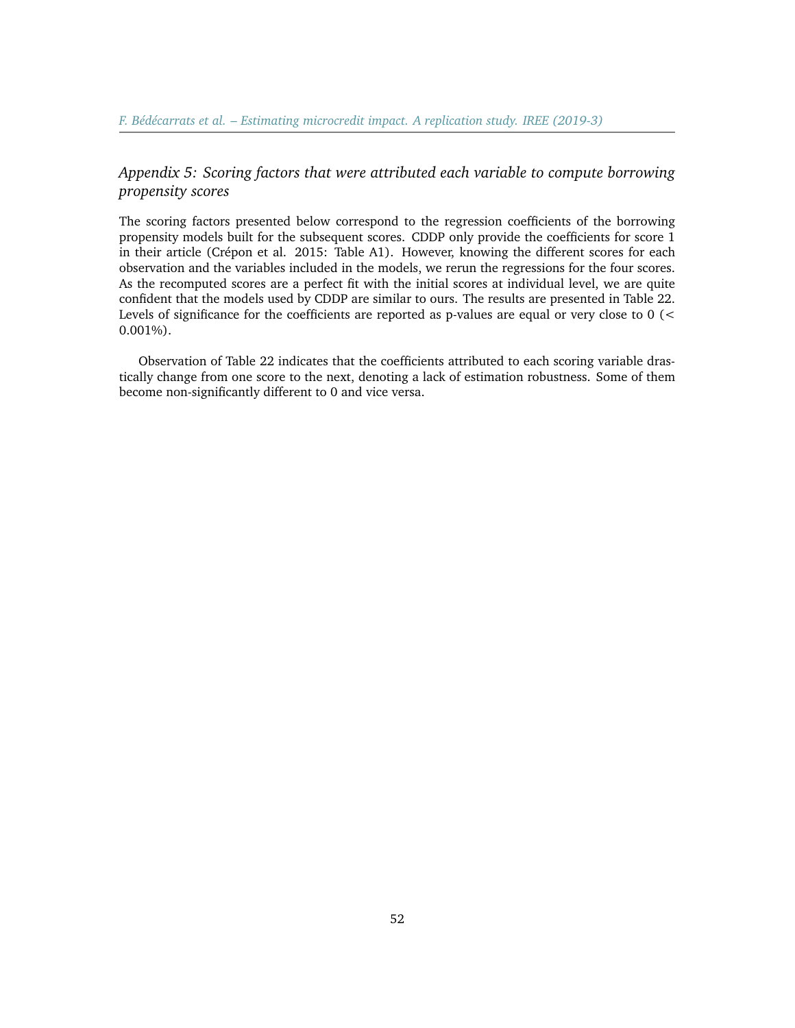### *Appendix 5: Scoring factors that were attributed each variable to compute borrowing propensity scores*

The scoring factors presented below correspond to the regression coefficients of the borrowing propensity models built for the subsequent scores. CDDP only provide the coefficients for score 1 in their article (Crépon et al. 2015: Table A1). However, knowing the different scores for each observation and the variables included in the models, we rerun the regressions for the four scores. As the recomputed scores are a perfect fit with the initial scores at individual level, we are quite confident that the models used by CDDP are similar to ours. The results are presented in Table 22. Levels of significance for the coefficients are reported as p-values are equal or very close to 0 (< 0.001%).

Observation of Table 22 indicates that the coefficients attributed to each scoring variable drastically change from one score to the next, denoting a lack of estimation robustness. Some of them become non-significantly different to 0 and vice versa.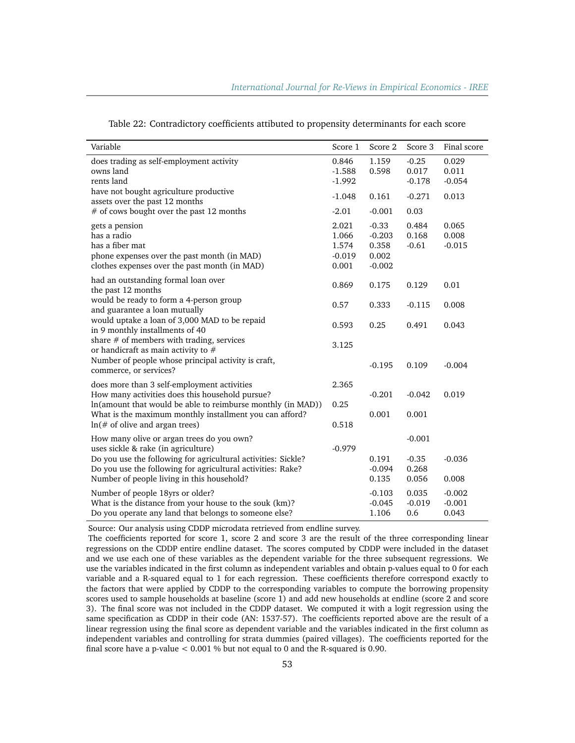Table 22: Contradictory coefficients attibuted to propensity determinants for each score

| Variable | Score 1 | Score 2 | Score 3 | Final score |
|---|---|---|---|---|
| does trading as self-employment activity | 0.846 | 1.159 | -0.25 | 0.029 |
| owns land | -1.588 | 0.598 | 0.017 | 0.011 |
| rents land | -1.992 | | -0.178 | -0.054 |
| have not bought agriculture productive assets over the past 12 months | -1.048 | 0.161 | -0.271 | 0.013 |
| # of cows bought over the past 12 months | -2.01 | -0.001 | 0.03 | |
| gets a pension | 2.021 | -0.33 | 0.484 | 0.065 |
| has a radio | 1.066 | -0.203 | 0.168 | 0.008 |
| has a fiber mat | 1.574 | 0.358 | -0.61 | -0.015 |
| phone expenses over the past month (in MAD) | -0.019 | 0.002 | | |
| clothes expenses over the past month (in MAD) | 0.001 | -0.002 | | |
| had an outstanding formal loan over the past 12 months | 0.869 | 0.175 | 0.129 | 0.01 |
| would be ready to form a 4-person group and guarantee a loan mutually | 0.57 | 0.333 | -0.115 | 0.008 |
| would uptake a loan of 3,000 MAD to be repaid in 9 monthly installments of 40 | 0.593 | 0.25 | 0.491 | 0.043 |
| share # of members with trading, services or handicraft as main activity to # | 3.125 | | | |
| Number of people whose principal activity is craft, commerce, or services? | | -0.195 | 0.109 | -0.004 |
| does more than 3 self-employment activities | 2.365 | | | |
| How many activities does this household pursue? | | -0.201 | -0.042 | 0.019 |
| ln(amount that would be able to reimburse monthly (in MAD)) | 0.25 | | | |
| What is the maximum monthly installment you can afford? | | 0.001 | 0.001 | |
| ln(# of olive and argan trees) | 0.518 | | | |
| How many olive or argan trees do you own? | | | -0.001 | |
| uses sickle & rake (in agriculture) | -0.979 | | | |
| Do you use the following for agricultural activities: Sickle? | | 0.191 | -0.35 | -0.036 |
| Do you use the following for agricultural activities: Rake? | | -0.094 | 0.268 | |
| Number of people living in this household? | | 0.135 | 0.056 | 0.008 |
| Number of people 18yrs or older? | | -0.103 | 0.035 | -0.002 |
| What is the distance from your house to the souk (km)? | | -0.045 | -0.019 | -0.001 |
| Do you operate any land that belongs to someone else? | | 1.106 | 0.6 | 0.043 |

Source: Our analysis using CDDP microdata retrieved from endline survey.
The coefficients reported for score 1, score 2 and score 3 are the result of the three corresponding linear regressions on the CDDP entire endline dataset. The scores computed by CDDP were included in the dataset and we use each one of these variables as the dependent variable for the three subsequent regressions. We use the variables indicated in the first column as independent variables and obtain p-values equal to 0 for each variable and a R-squared equal to 1 for each regression. These coefficients therefore correspond exactly to the factors that were applied by CDDP to the corresponding variables to compute the borrowing propensity scores used to sample households at baseline (score 1) and add new households at endline (score 2 and score 3). The final score was not included in the CDDP dataset. We computed it with a logit regression using the same specification as CDDP in their code (AN: 1537-57). The coefficients reported above are the result of a linear regression using the final score as dependent variable and the variables indicated in the first column as independent variables and controlling for strata dummies (paired villages). The coefficients reported for the final score have a p-value $< 0.001$ % but not equal to 0 and the R-squared is 0.90.